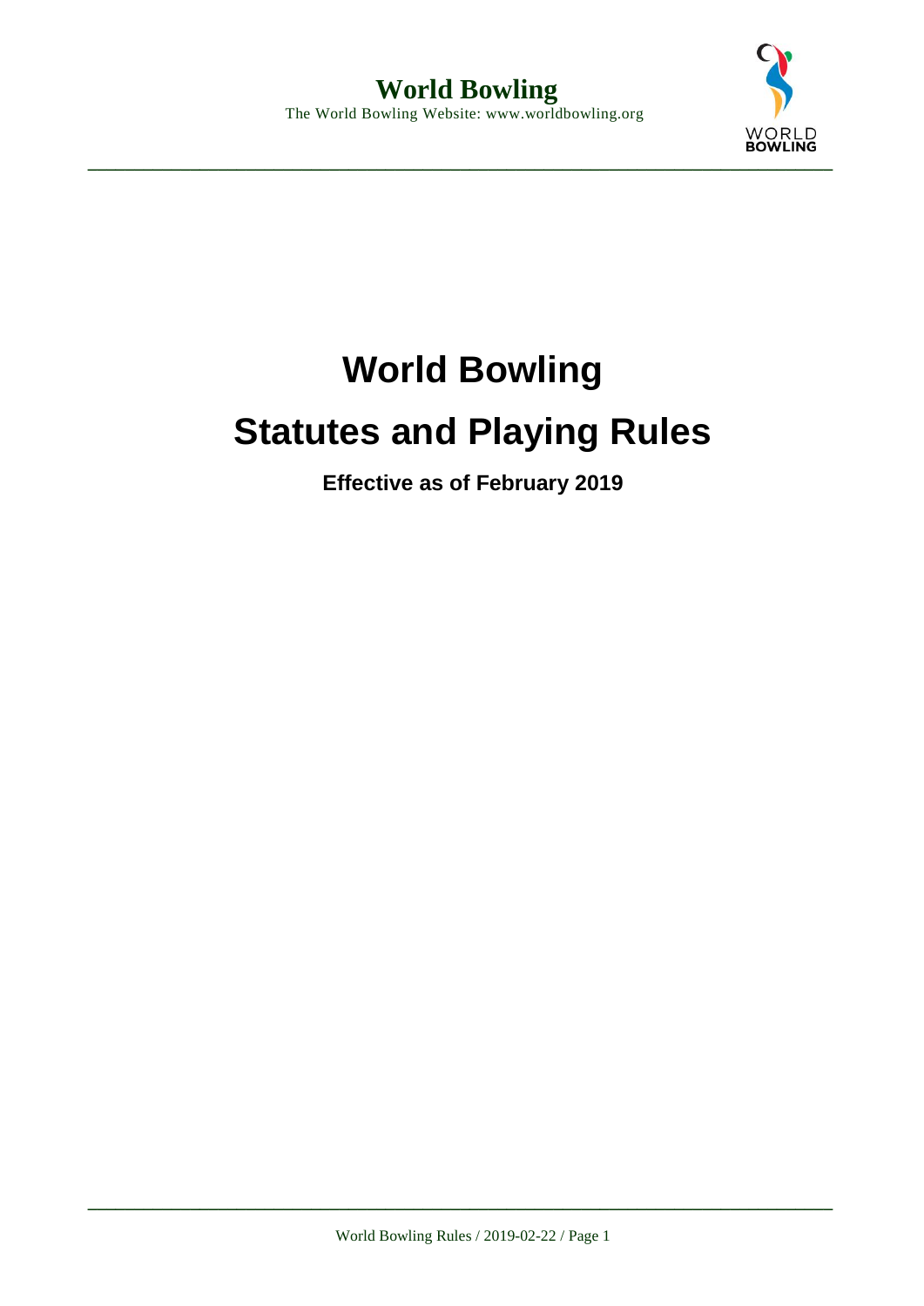# World Bowling

# Statutes and Playing Rules

**Effective as of February 2019**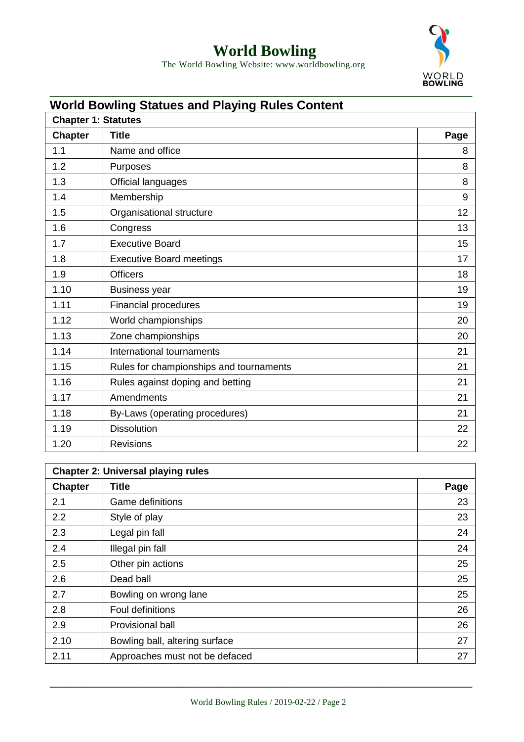## World Bowling Statues and Playing Rules Content

| Chapter 1: Statutes | | |
|---|---|---|
| **Chapter** | **Title** | **Page** |
| 1.1 | Name and office | 8 |
| 1.2 | Purposes | 8 |
| 1.3 | Official languages | 8 |
| 1.4 | Membership | 9 |
| 1.5 | Organisational structure | 12 |
| 1.6 | Congress | 13 |
| 1.7 | Executive Board | 15 |
| 1.8 | Executive Board meetings | 17 |
| 1.9 | Officers | 18 |
| 1.10 | Business year | 19 |
| 1.11 | Financial procedures | 19 |
| 1.12 | World championships | 20 |
| 1.13 | Zone championships | 20 |
| 1.14 | International tournaments | 21 |
| 1.15 | Rules for championships and tournaments | 21 |
| 1.16 | Rules against doping and betting | 21 |
| 1.17 | Amendments | 21 |
| 1.18 | By-Laws (operating procedures) | 21 |
| 1.19 | Dissolution | 22 |
| 1.20 | Revisions | 22 |

| Chapter 2: Universal playing rules | | |
|---|---|---|
| **Chapter** | **Title** | **Page** |
| 2.1 | Game definitions | 23 |
| 2.2 | Style of play | 23 |
| 2.3 | Legal pin fall | 24 |
| 2.4 | Illegal pin fall | 24 |
| 2.5 | Other pin actions | 25 |
| 2.6 | Dead ball | 25 |
| 2.7 | Bowling on wrong lane | 25 |
| 2.8 | Foul definitions | 26 |
| 2.9 | Provisional ball | 26 |
| 2.10 | Bowling ball, altering surface | 27 |
| 2.11 | Approaches must not be defaced | 27 |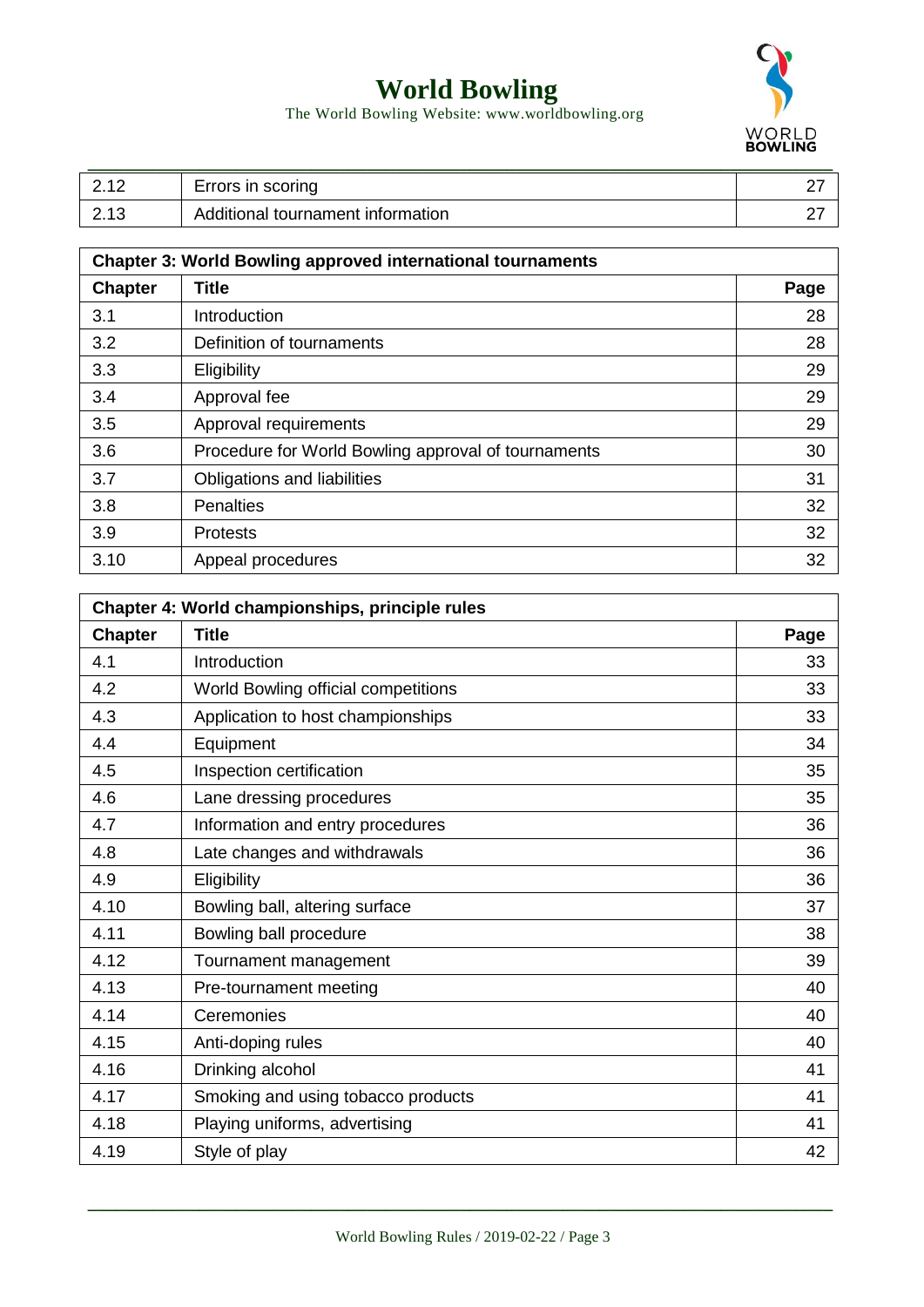| | | |
|---|---|---|
| 2.12 | Errors in scoring | 27 |
| 2.13 | Additional tournament information | 27 |

| **Chapter 3: World Bowling approved international tournaments** | | |
|---|---|---|
| **Chapter** | **Title** | **Page** |
| 3.1 | Introduction | 28 |
| 3.2 | Definition of tournaments | 28 |
| 3.3 | Eligibility | 29 |
| 3.4 | Approval fee | 29 |
| 3.5 | Approval requirements | 29 |
| 3.6 | Procedure for World Bowling approval of tournaments | 30 |
| 3.7 | Obligations and liabilities | 31 |
| 3.8 | Penalties | 32 |
| 3.9 | Protests | 32 |
| 3.10 | Appeal procedures | 32 |

| **Chapter 4: World championships, principle rules** | | |
|---|---|---|
| **Chapter** | **Title** | **Page** |
| 4.1 | Introduction | 33 |
| 4.2 | World Bowling official competitions | 33 |
| 4.3 | Application to host championships | 33 |
| 4.4 | Equipment | 34 |
| 4.5 | Inspection certification | 35 |
| 4.6 | Lane dressing procedures | 35 |
| 4.7 | Information and entry procedures | 36 |
| 4.8 | Late changes and withdrawals | 36 |
| 4.9 | Eligibility | 36 |
| 4.10 | Bowling ball, altering surface | 37 |
| 4.11 | Bowling ball procedure | 38 |
| 4.12 | Tournament management | 39 |
| 4.13 | Pre-tournament meeting | 40 |
| 4.14 | Ceremonies | 40 |
| 4.15 | Anti-doping rules | 40 |
| 4.16 | Drinking alcohol | 41 |
| 4.17 | Smoking and using tobacco products | 41 |
| 4.18 | Playing uniforms, advertising | 41 |
| 4.19 | Style of play | 42 |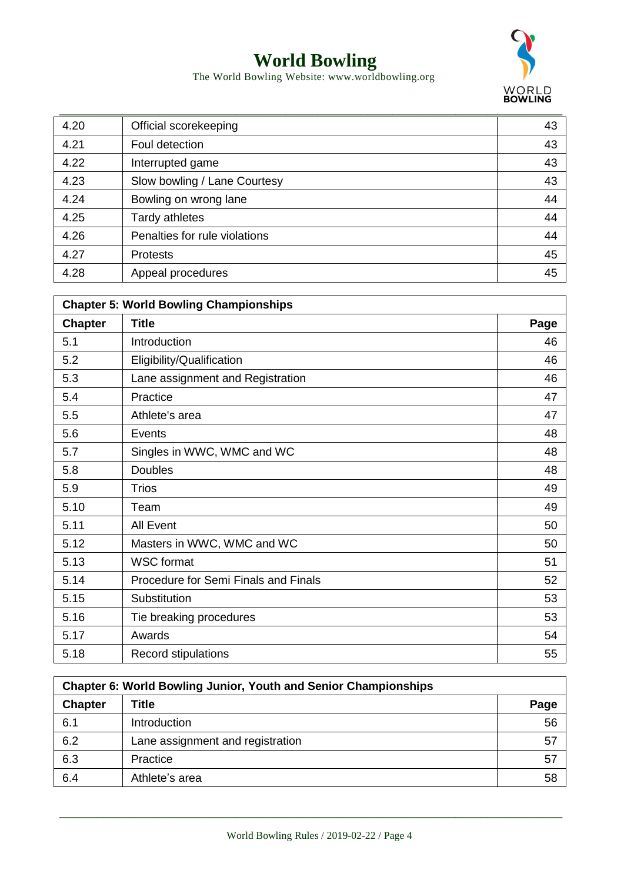| 4.20 | Official scorekeeping | 43 |
|---|---|---|
| 4.21 | Foul detection | 43 |
| 4.22 | Interrupted game | 43 |
| 4.23 | Slow bowling / Lane Courtesy | 43 |
| 4.24 | Bowling on wrong lane | 44 |
| 4.25 | Tardy athletes | 44 |
| 4.26 | Penalties for rule violations | 44 |
| 4.27 | Protests | 45 |
| 4.28 | Appeal procedures | 45 |

| **Chapter 5: World Bowling Championships** | | |
|---|---|---|
| **Chapter** | **Title** | **Page** |
| 5.1 | Introduction | 46 |
| 5.2 | Eligibility/Qualification | 46 |
| 5.3 | Lane assignment and Registration | 46 |
| 5.4 | Practice | 47 |
| 5.5 | Athlete's area | 47 |
| 5.6 | Events | 48 |
| 5.7 | Singles in WWC, WMC and WC | 48 |
| 5.8 | Doubles | 48 |
| 5.9 | Trios | 49 |
| 5.10 | Team | 49 |
| 5.11 | All Event | 50 |
| 5.12 | Masters in WWC, WMC and WC | 50 |
| 5.13 | WSC format | 51 |
| 5.14 | Procedure for Semi Finals and Finals | 52 |
| 5.15 | Substitution | 53 |
| 5.16 | Tie breaking procedures | 53 |
| 5.17 | Awards | 54 |
| 5.18 | Record stipulations | 55 |

| **Chapter 6: World Bowling Junior, Youth and Senior Championships** | | |
|---|---|---|
| **Chapter** | **Title** | **Page** |
| 6.1 | Introduction | 56 |
| 6.2 | Lane assignment and registration | 57 |
| 6.3 | Practice | 57 |
| 6.4 | Athlete's area | 58 |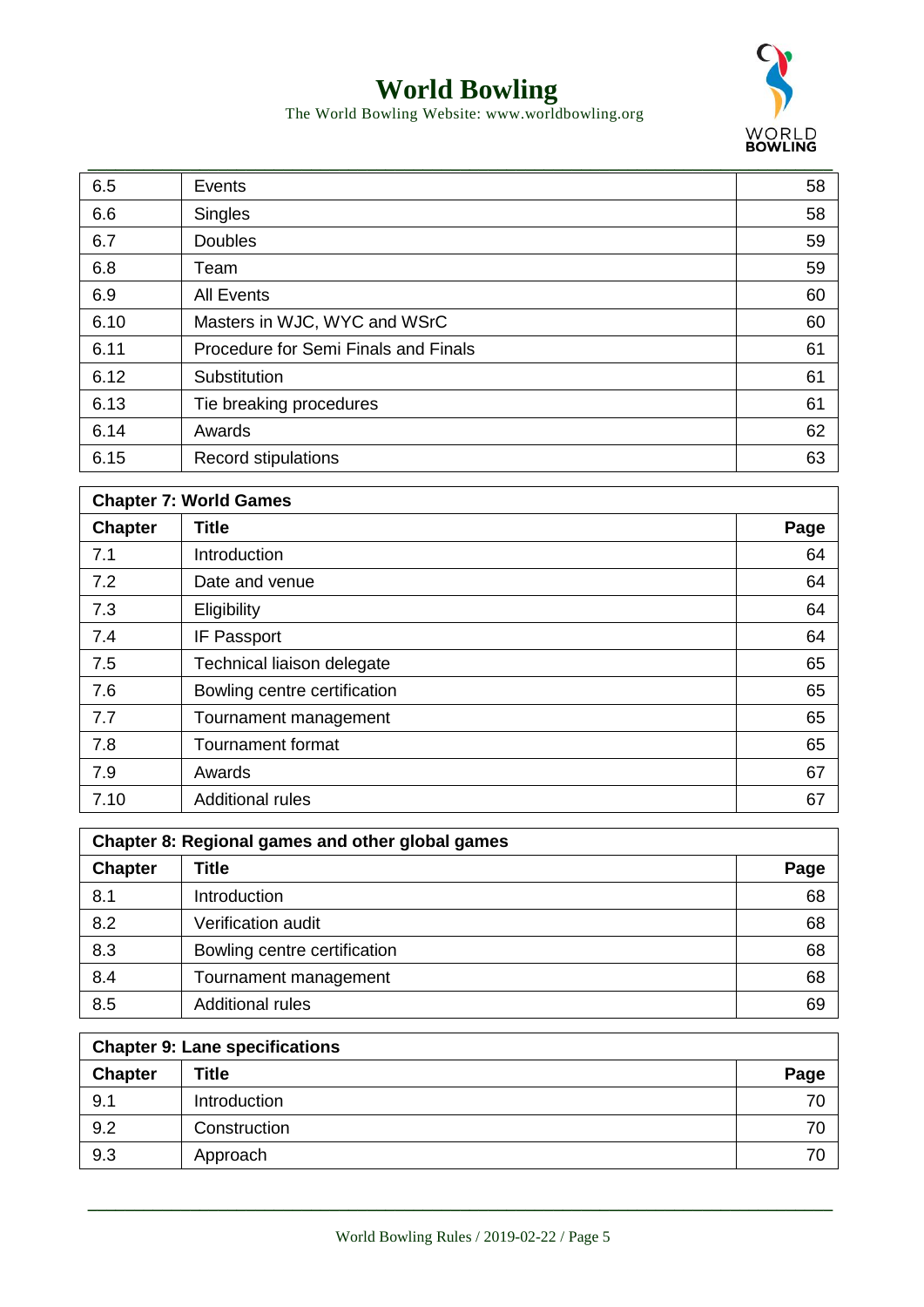| 6.5 | Events | 58 |
|---|---|---|
| 6.6 | Singles | 58 |
| 6.7 | Doubles | 59 |
| 6.8 | Team | 59 |
| 6.9 | All Events | 60 |
| 6.10 | Masters in WJC, WYC and WSrC | 60 |
| 6.11 | Procedure for Semi Finals and Finals | 61 |
| 6.12 | Substitution | 61 |
| 6.13 | Tie breaking procedures | 61 |
| 6.14 | Awards | 62 |
| 6.15 | Record stipulations | 63 |

| **Chapter 7: World Games** | | |
|---|---|---|
| **Chapter** | **Title** | **Page** |
| 7.1 | Introduction | 64 |
| 7.2 | Date and venue | 64 |
| 7.3 | Eligibility | 64 |
| 7.4 | IF Passport | 64 |
| 7.5 | Technical liaison delegate | 65 |
| 7.6 | Bowling centre certification | 65 |
| 7.7 | Tournament management | 65 |
| 7.8 | Tournament format | 65 |
| 7.9 | Awards | 67 |
| 7.10 | Additional rules | 67 |

| **Chapter 8: Regional games and other global games** | | |
|---|---|---|
| **Chapter** | **Title** | **Page** |
| 8.1 | Introduction | 68 |
| 8.2 | Verification audit | 68 |
| 8.3 | Bowling centre certification | 68 |
| 8.4 | Tournament management | 68 |
| 8.5 | Additional rules | 69 |

| **Chapter 9: Lane specifications** | | |
|---|---|---|
| **Chapter** | **Title** | **Page** |
| 9.1 | Introduction | 70 |
| 9.2 | Construction | 70 |
| 9.3 | Approach | 70 |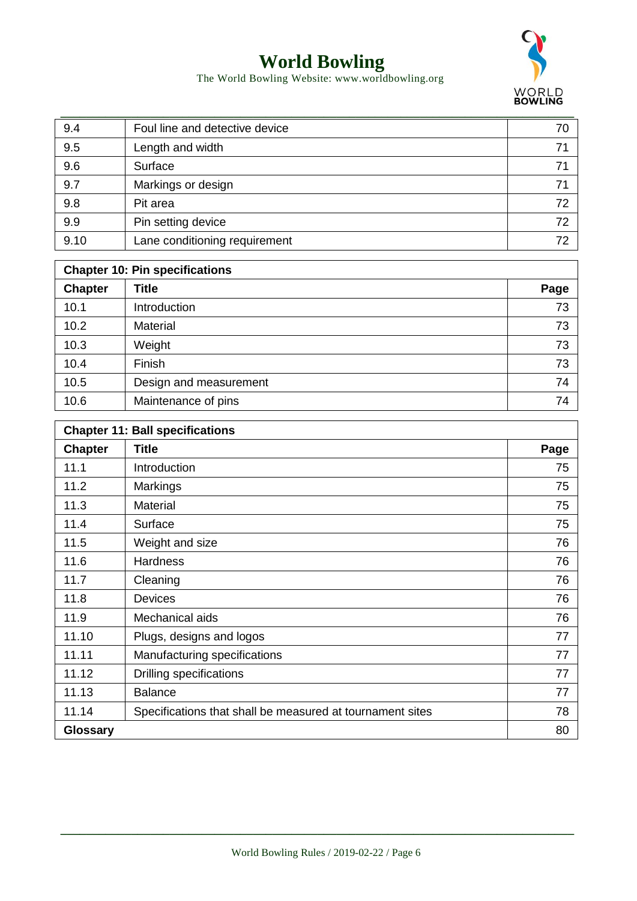| | | |
|---|---|---|
| 9.4 | Foul line and detective device | 70 |
| 9.5 | Length and width | 71 |
| 9.6 | Surface | 71 |
| 9.7 | Markings or design | 71 |
| 9.8 | Pit area | 72 |
| 9.9 | Pin setting device | 72 |
| 9.10 | Lane conditioning requirement | 72 |

| **Chapter 10: Pin specifications** | | |
|---|---|---|
| **Chapter** | **Title** | **Page** |
| 10.1 | Introduction | 73 |
| 10.2 | Material | 73 |
| 10.3 | Weight | 73 |
| 10.4 | Finish | 73 |
| 10.5 | Design and measurement | 74 |
| 10.6 | Maintenance of pins | 74 |

| **Chapter 11: Ball specifications** | | |
|---|---|---|
| **Chapter** | **Title** | **Page** |
| 11.1 | Introduction | 75 |
| 11.2 | Markings | 75 |
| 11.3 | Material | 75 |
| 11.4 | Surface | 75 |
| 11.5 | Weight and size | 76 |
| 11.6 | Hardness | 76 |
| 11.7 | Cleaning | 76 |
| 11.8 | Devices | 76 |
| 11.9 | Mechanical aids | 76 |
| 11.10 | Plugs, designs and logos | 77 |
| 11.11 | Manufacturing specifications | 77 |
| 11.12 | Drilling specifications | 77 |
| 11.13 | Balance | 77 |
| 11.14 | Specifications that shall be measured at tournament sites | 78 |
| **Glossary** | | 80 |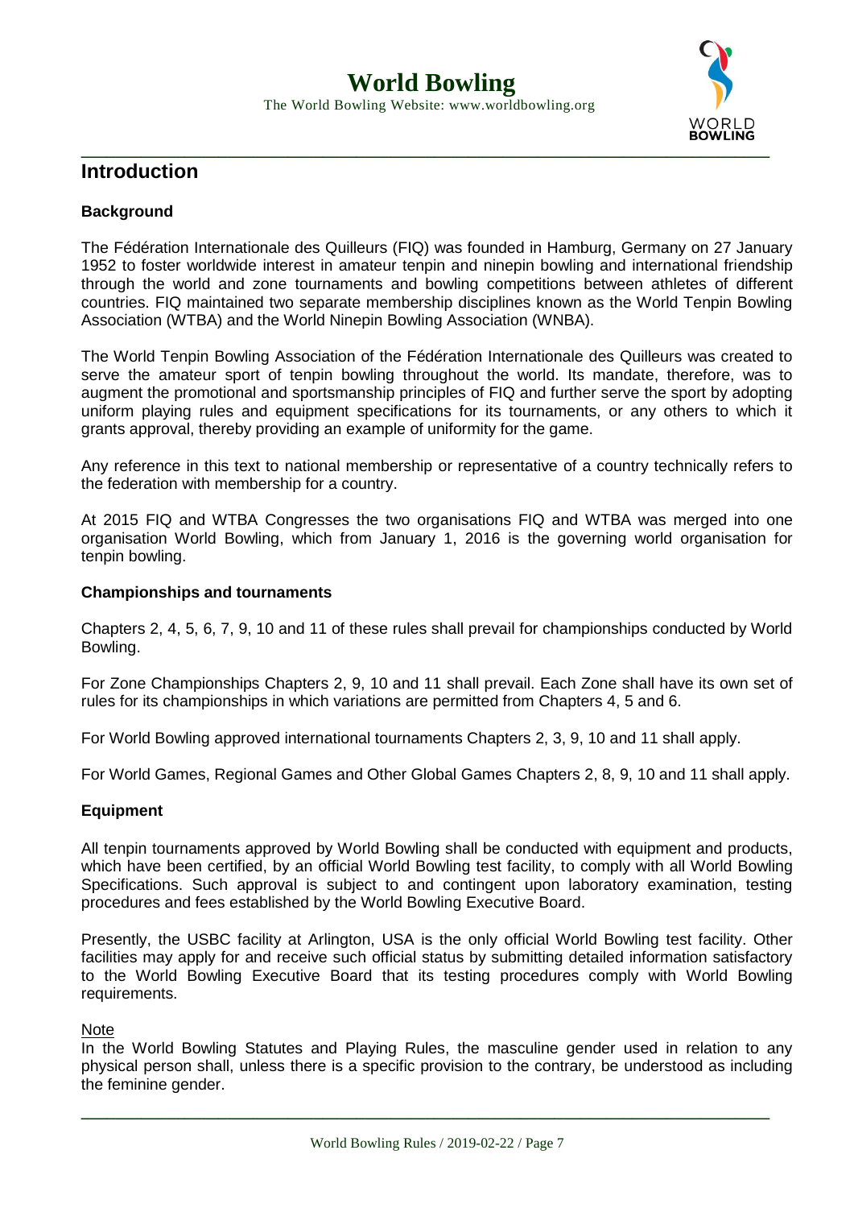# Introduction

### Background

The Fédération Internationale des Quilleurs (FIQ) was founded in Hamburg, Germany on 27 January 1952 to foster worldwide interest in amateur tenpin and ninepin bowling and international friendship through the world and zone tournaments and bowling competitions between athletes of different countries. FIQ maintained two separate membership disciplines known as the World Tenpin Bowling Association (WTBA) and the World Ninepin Bowling Association (WNBA).

The World Tenpin Bowling Association of the Fédération Internationale des Quilleurs was created to serve the amateur sport of tenpin bowling throughout the world. Its mandate, therefore, was to augment the promotional and sportsmanship principles of FIQ and further serve the sport by adopting uniform playing rules and equipment specifications for its tournaments, or any others to which it grants approval, thereby providing an example of uniformity for the game.

Any reference in this text to national membership or representative of a country technically refers to the federation with membership for a country.

At 2015 FIQ and WTBA Congresses the two organisations FIQ and WTBA was merged into one organisation World Bowling, which from January 1, 2016 is the governing world organisation for tenpin bowling.

### Championships and tournaments

Chapters 2, 4, 5, 6, 7, 9, 10 and 11 of these rules shall prevail for championships conducted by World Bowling.

For Zone Championships Chapters 2, 9, 10 and 11 shall prevail. Each Zone shall have its own set of rules for its championships in which variations are permitted from Chapters 4, 5 and 6.

For World Bowling approved international tournaments Chapters 2, 3, 9, 10 and 11 shall apply.

For World Games, Regional Games and Other Global Games Chapters 2, 8, 9, 10 and 11 shall apply.

### Equipment

All tenpin tournaments approved by World Bowling shall be conducted with equipment and products, which have been certified, by an official World Bowling test facility, to comply with all World Bowling Specifications. Such approval is subject to and contingent upon laboratory examination, testing procedures and fees established by the World Bowling Executive Board.

Presently, the USBC facility at Arlington, USA is the only official World Bowling test facility. Other facilities may apply for and receive such official status by submitting detailed information satisfactory to the World Bowling Executive Board that its testing procedures comply with World Bowling requirements.

Note

In the World Bowling Statutes and Playing Rules, the masculine gender used in relation to any physical person shall, unless there is a specific provision to the contrary, be understood as including the feminine gender.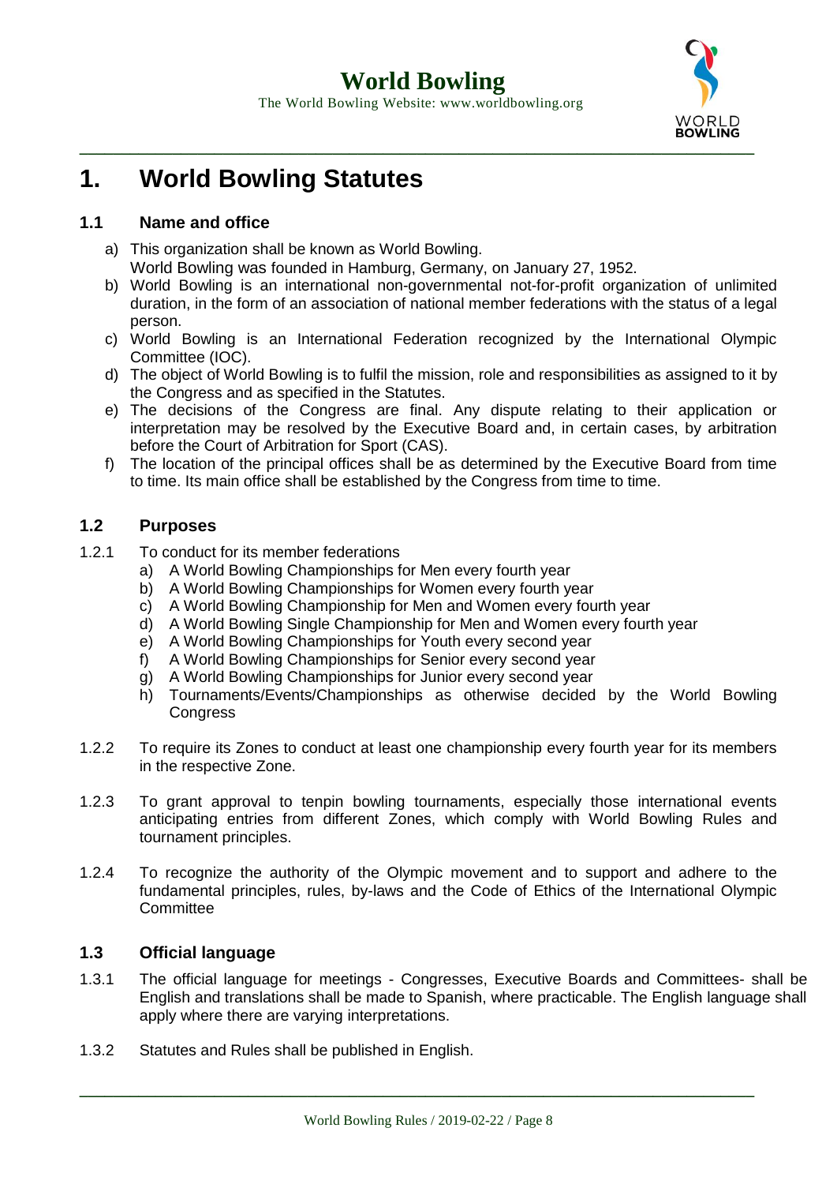# 1. World Bowling Statutes

## 1.1 Name and office

a) This organization shall be known as World Bowling.
World Bowling was founded in Hamburg, Germany, on January 27, 1952.

b) World Bowling is an international non-governmental not-for-profit organization of unlimited duration, in the form of an association of national member federations with the status of a legal person.

c) World Bowling is an International Federation recognized by the International Olympic Committee (IOC).

d) The object of World Bowling is to fulfil the mission, role and responsibilities as assigned to it by the Congress and as specified in the Statutes.

e) The decisions of the Congress are final. Any dispute relating to their application or interpretation may be resolved by the Executive Board and, in certain cases, by arbitration before the Court of Arbitration for Sport (CAS).

f) The location of the principal offices shall be as determined by the Executive Board from time to time. Its main office shall be established by the Congress from time to time.

## 1.2 Purposes

1.2.1 To conduct for its member federations

a) A World Bowling Championships for Men every fourth year
b) A World Bowling Championships for Women every fourth year
c) A World Bowling Championship for Men and Women every fourth year
d) A World Bowling Single Championship for Men and Women every fourth year
e) A World Bowling Championships for Youth every second year
f) A World Bowling Championships for Senior every second year
g) A World Bowling Championships for Junior every second year
h) Tournaments/Events/Championships as otherwise decided by the World Bowling Congress

1.2.2 To require its Zones to conduct at least one championship every fourth year for its members in the respective Zone.

1.2.3 To grant approval to tenpin bowling tournaments, especially those international events anticipating entries from different Zones, which comply with World Bowling Rules and tournament principles.

1.2.4 To recognize the authority of the Olympic movement and to support and adhere to the fundamental principles, rules, by-laws and the Code of Ethics of the International Olympic Committee

## 1.3 Official language

1.3.1 The official language for meetings - Congresses, Executive Boards and Committees- shall be English and translations shall be made to Spanish, where practicable. The English language shall apply where there are varying interpretations.

1.3.2 Statutes and Rules shall be published in English.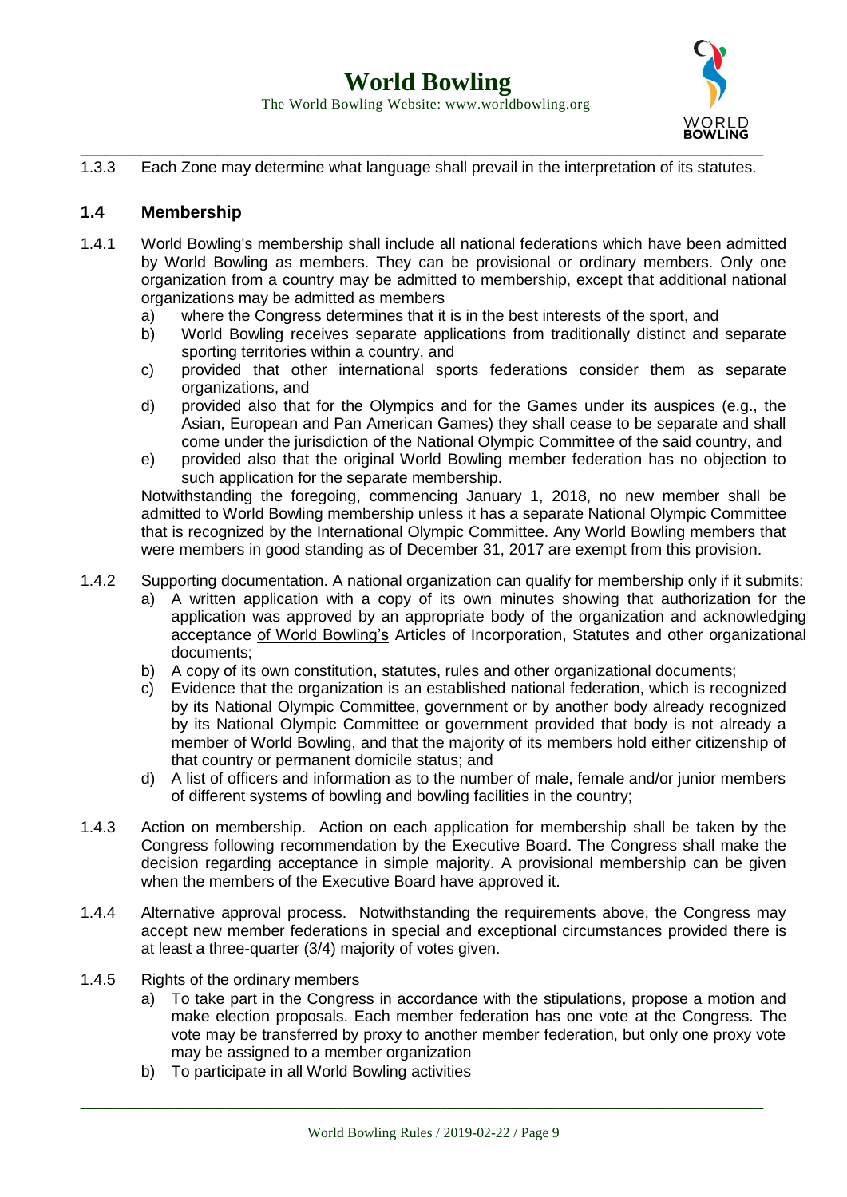1.3.3 Each Zone may determine what language shall prevail in the interpretation of its statutes.

## 1.4 Membership

1.4.1 World Bowling's membership shall include all national federations which have been admitted by World Bowling as members. They can be provisional or ordinary members. Only one organization from a country may be admitted to membership, except that additional national organizations may be admitted as members

a) where the Congress determines that it is in the best interests of the sport, and
b) World Bowling receives separate applications from traditionally distinct and separate sporting territories within a country, and
c) provided that other international sports federations consider them as separate organizations, and
d) provided also that for the Olympics and for the Games under its auspices (e.g., the Asian, European and Pan American Games) they shall cease to be separate and shall come under the jurisdiction of the National Olympic Committee of the said country, and
e) provided also that the original World Bowling member federation has no objection to such application for the separate membership.

Notwithstanding the foregoing, commencing January 1, 2018, no new member shall be admitted to World Bowling membership unless it has a separate National Olympic Committee that is recognized by the International Olympic Committee. Any World Bowling members that were members in good standing as of December 31, 2017 are exempt from this provision.

1.4.2 Supporting documentation. A national organization can qualify for membership only if it submits:

a) A written application with a copy of its own minutes showing that authorization for the application was approved by an appropriate body of the organization and acknowledging acceptance of World Bowling's Articles of Incorporation, Statutes and other organizational documents;
b) A copy of its own constitution, statutes, rules and other organizational documents;
c) Evidence that the organization is an established national federation, which is recognized by its National Olympic Committee, government or by another body already recognized by its National Olympic Committee or government provided that body is not already a member of World Bowling, and that the majority of its members hold either citizenship of that country or permanent domicile status; and
d) A list of officers and information as to the number of male, female and/or junior members of different systems of bowling and bowling facilities in the country;

1.4.3 Action on membership. Action on each application for membership shall be taken by the Congress following recommendation by the Executive Board. The Congress shall make the decision regarding acceptance in simple majority. A provisional membership can be given when the members of the Executive Board have approved it.

1.4.4 Alternative approval process. Notwithstanding the requirements above, the Congress may accept new member federations in special and exceptional circumstances provided there is at least a three-quarter (3/4) majority of votes given.

1.4.5 Rights of the ordinary members

a) To take part in the Congress in accordance with the stipulations, propose a motion and make election proposals. Each member federation has one vote at the Congress. The vote may be transferred by proxy to another member federation, but only one proxy vote may be assigned to a member organization
b) To participate in all World Bowling activities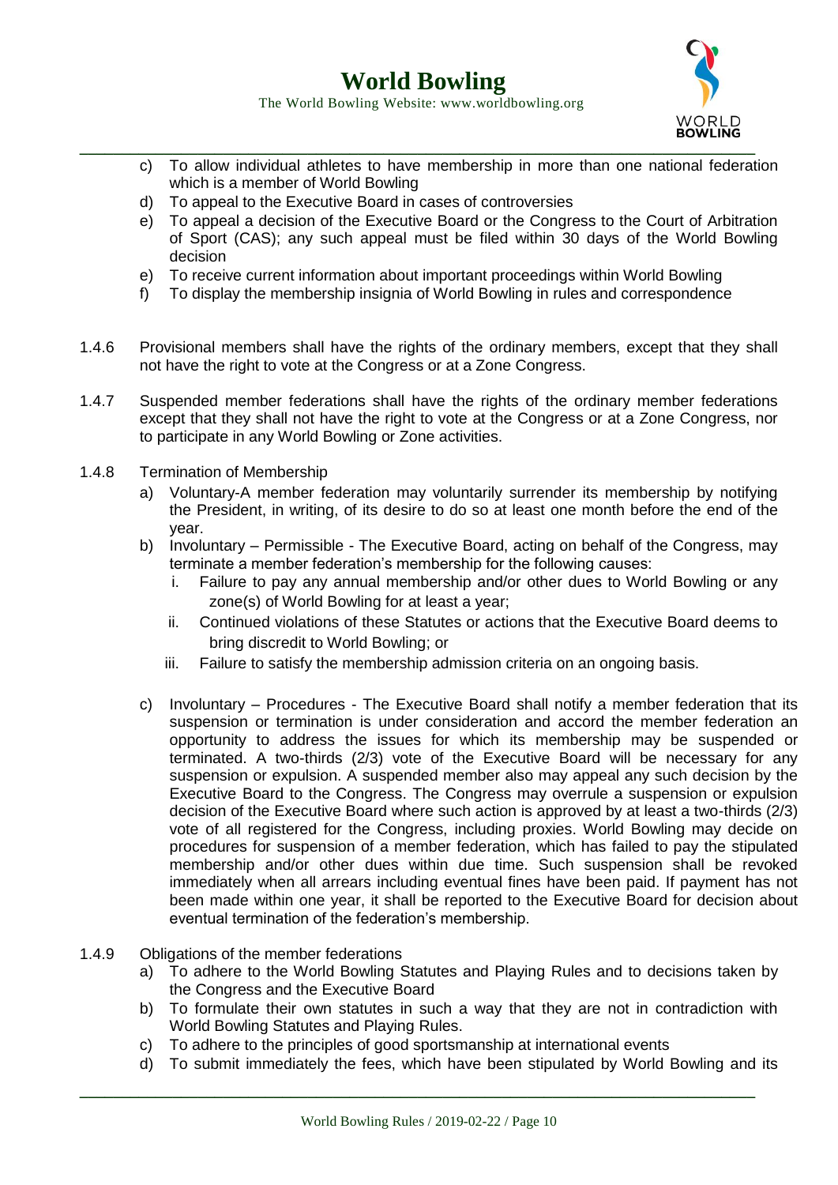c) To allow individual athletes to have membership in more than one national federation which is a member of World Bowling
d) To appeal to the Executive Board in cases of controversies
e) To appeal a decision of the Executive Board or the Congress to the Court of Arbitration of Sport (CAS); any such appeal must be filed within 30 days of the World Bowling decision
e) To receive current information about important proceedings within World Bowling
f) To display the membership insignia of World Bowling in rules and correspondence

1.4.6 Provisional members shall have the rights of the ordinary members, except that they shall not have the right to vote at the Congress or at a Zone Congress.

1.4.7 Suspended member federations shall have the rights of the ordinary member federations except that they shall not have the right to vote at the Congress or at a Zone Congress, nor to participate in any World Bowling or Zone activities.

1.4.8 Termination of Membership

a) Voluntary-A member federation may voluntarily surrender its membership by notifying the President, in writing, of its desire to do so at least one month before the end of the year.
b) Involuntary – Permissible - The Executive Board, acting on behalf of the Congress, may terminate a member federation's membership for the following causes:
   i. Failure to pay any annual membership and/or other dues to World Bowling or any zone(s) of World Bowling for at least a year;
   ii. Continued violations of these Statutes or actions that the Executive Board deems to bring discredit to World Bowling; or
   iii. Failure to satisfy the membership admission criteria on an ongoing basis.
c) Involuntary – Procedures - The Executive Board shall notify a member federation that its suspension or termination is under consideration and accord the member federation an opportunity to address the issues for which its membership may be suspended or terminated. A two-thirds (2/3) vote of the Executive Board will be necessary for any suspension or expulsion. A suspended member also may appeal any such decision by the Executive Board to the Congress. The Congress may overrule a suspension or expulsion decision of the Executive Board where such action is approved by at least a two-thirds (2/3) vote of all registered for the Congress, including proxies. World Bowling may decide on procedures for suspension of a member federation, which has failed to pay the stipulated membership and/or other dues within due time. Such suspension shall be revoked immediately when all arrears including eventual fines have been paid. If payment has not been made within one year, it shall be reported to the Executive Board for decision about eventual termination of the federation's membership.

1.4.9 Obligations of the member federations

a) To adhere to the World Bowling Statutes and Playing Rules and to decisions taken by the Congress and the Executive Board
b) To formulate their own statutes in such a way that they are not in contradiction with World Bowling Statutes and Playing Rules.
c) To adhere to the principles of good sportsmanship at international events
d) To submit immediately the fees, which have been stipulated by World Bowling and its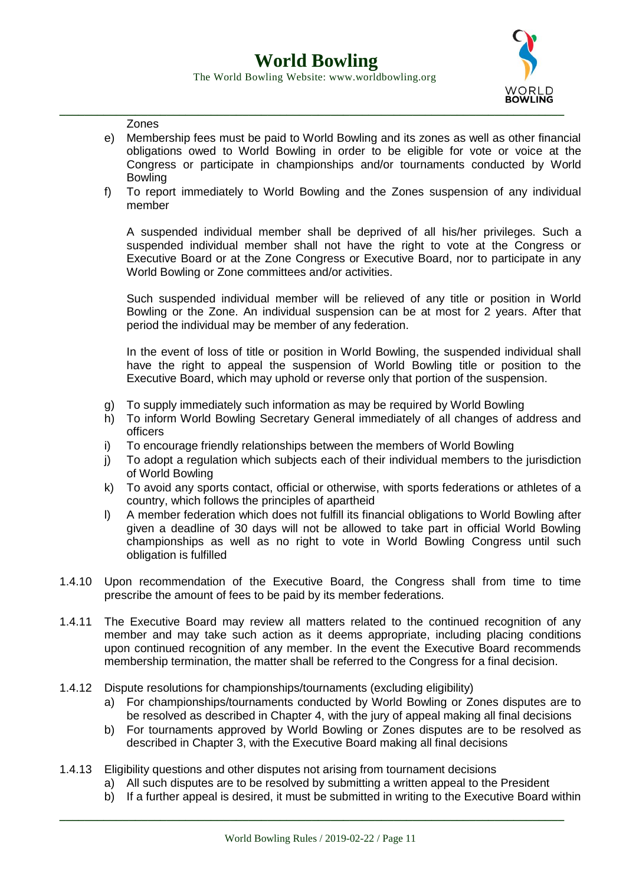Zones

e) Membership fees must be paid to World Bowling and its zones as well as other financial obligations owed to World Bowling in order to be eligible for vote or voice at the Congress or participate in championships and/or tournaments conducted by World Bowling
f) To report immediately to World Bowling and the Zones suspension of any individual member

   A suspended individual member shall be deprived of all his/her privileges. Such a suspended individual member shall not have the right to vote at the Congress or Executive Board or at the Zone Congress or Executive Board, nor to participate in any World Bowling or Zone committees and/or activities.

   Such suspended individual member will be relieved of any title or position in World Bowling or the Zone. An individual suspension can be at most for 2 years. After that period the individual may be member of any federation.

   In the event of loss of title or position in World Bowling, the suspended individual shall have the right to appeal the suspension of World Bowling title or position to the Executive Board, which may uphold or reverse only that portion of the suspension.

g) To supply immediately such information as may be required by World Bowling
h) To inform World Bowling Secretary General immediately of all changes of address and officers
i) To encourage friendly relationships between the members of World Bowling
j) To adopt a regulation which subjects each of their individual members to the jurisdiction of World Bowling
k) To avoid any sports contact, official or otherwise, with sports federations or athletes of a country, which follows the principles of apartheid
l) A member federation which does not fulfill its financial obligations to World Bowling after given a deadline of 30 days will not be allowed to take part in official World Bowling championships as well as no right to vote in World Bowling Congress until such obligation is fulfilled

1.4.10 Upon recommendation of the Executive Board, the Congress shall from time to time prescribe the amount of fees to be paid by its member federations.

1.4.11 The Executive Board may review all matters related to the continued recognition of any member and may take such action as it deems appropriate, including placing conditions upon continued recognition of any member. In the event the Executive Board recommends membership termination, the matter shall be referred to the Congress for a final decision.

1.4.12 Dispute resolutions for championships/tournaments (excluding eligibility)

a) For championships/tournaments conducted by World Bowling or Zones disputes are to be resolved as described in Chapter 4, with the jury of appeal making all final decisions
b) For tournaments approved by World Bowling or Zones disputes are to be resolved as described in Chapter 3, with the Executive Board making all final decisions

1.4.13 Eligibility questions and other disputes not arising from tournament decisions

a) All such disputes are to be resolved by submitting a written appeal to the President
b) If a further appeal is desired, it must be submitted in writing to the Executive Board within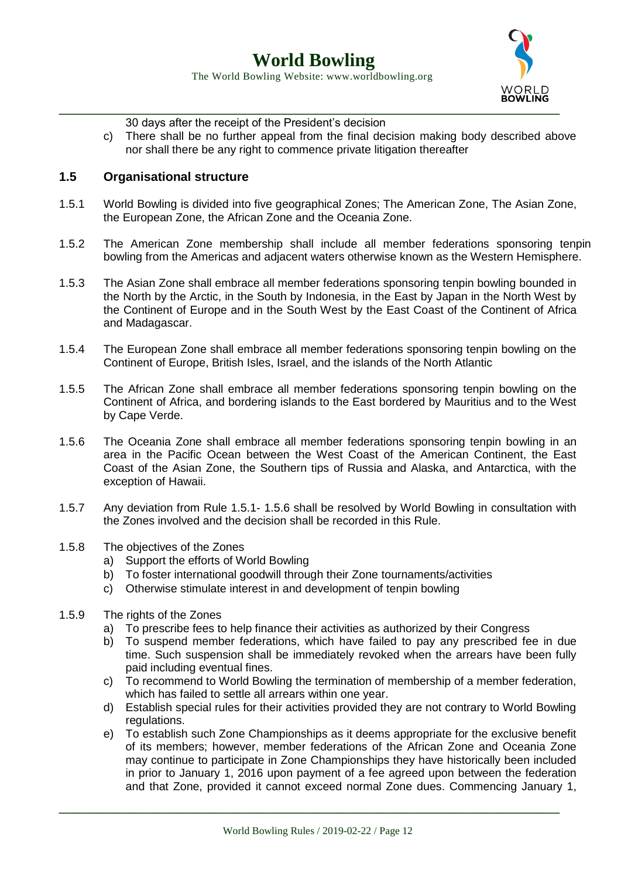30 days after the receipt of the President's decision

c) There shall be no further appeal from the final decision making body described above nor shall there be any right to commence private litigation thereafter

## 1.5 Organisational structure

1.5.1 World Bowling is divided into five geographical Zones; The American Zone, The Asian Zone, the European Zone, the African Zone and the Oceania Zone.

1.5.2 The American Zone membership shall include all member federations sponsoring tenpin bowling from the Americas and adjacent waters otherwise known as the Western Hemisphere.

1.5.3 The Asian Zone shall embrace all member federations sponsoring tenpin bowling bounded in the North by the Arctic, in the South by Indonesia, in the East by Japan in the North West by the Continent of Europe and in the South West by the East Coast of the Continent of Africa and Madagascar.

1.5.4 The European Zone shall embrace all member federations sponsoring tenpin bowling on the Continent of Europe, British Isles, Israel, and the islands of the North Atlantic

1.5.5 The African Zone shall embrace all member federations sponsoring tenpin bowling on the Continent of Africa, and bordering islands to the East bordered by Mauritius and to the West by Cape Verde.

1.5.6 The Oceania Zone shall embrace all member federations sponsoring tenpin bowling in an area in the Pacific Ocean between the West Coast of the American Continent, the East Coast of the Asian Zone, the Southern tips of Russia and Alaska, and Antarctica, with the exception of Hawaii.

1.5.7 Any deviation from Rule 1.5.1- 1.5.6 shall be resolved by World Bowling in consultation with the Zones involved and the decision shall be recorded in this Rule.

1.5.8 The objectives of the Zones

a) Support the efforts of World Bowling
b) To foster international goodwill through their Zone tournaments/activities
c) Otherwise stimulate interest in and development of tenpin bowling

1.5.9 The rights of the Zones

a) To prescribe fees to help finance their activities as authorized by their Congress
b) To suspend member federations, which have failed to pay any prescribed fee in due time. Such suspension shall be immediately revoked when the arrears have been fully paid including eventual fines.
c) To recommend to World Bowling the termination of membership of a member federation, which has failed to settle all arrears within one year.
d) Establish special rules for their activities provided they are not contrary to World Bowling regulations.
e) To establish such Zone Championships as it deems appropriate for the exclusive benefit of its members; however, member federations of the African Zone and Oceania Zone may continue to participate in Zone Championships they have historically been included in prior to January 1, 2016 upon payment of a fee agreed upon between the federation and that Zone, provided it cannot exceed normal Zone dues. Commencing January 1,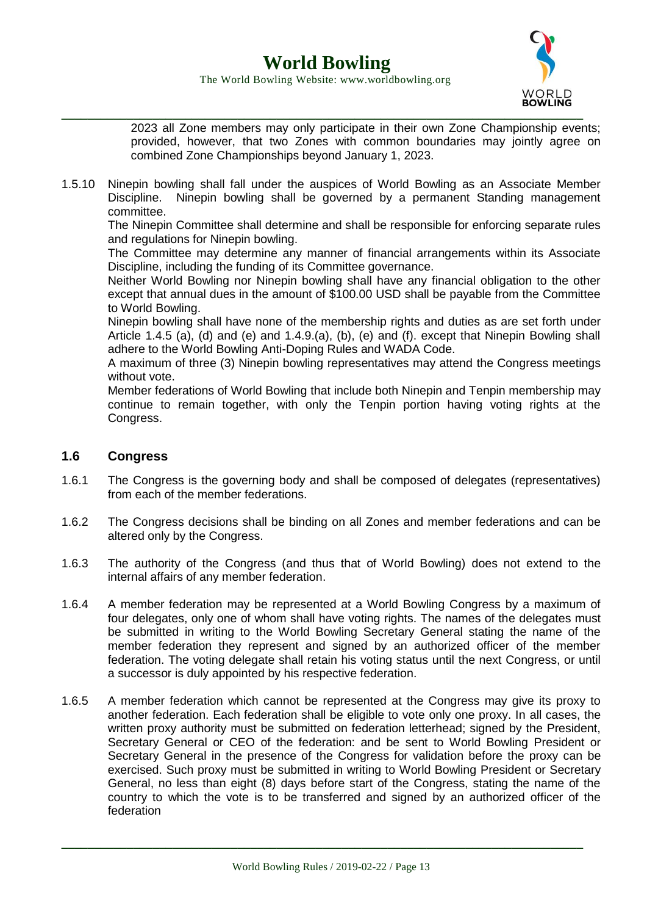2023 all Zone members may only participate in their own Zone Championship events; provided, however, that two Zones with common boundaries may jointly agree on combined Zone Championships beyond January 1, 2023.

1.5.10 Ninepin bowling shall fall under the auspices of World Bowling as an Associate Member Discipline. Ninepin bowling shall be governed by a permanent Standing management committee.
The Ninepin Committee shall determine and shall be responsible for enforcing separate rules and regulations for Ninepin bowling.
The Committee may determine any manner of financial arrangements within its Associate Discipline, including the funding of its Committee governance.
Neither World Bowling nor Ninepin bowling shall have any financial obligation to the other except that annual dues in the amount of $100.00 USD shall be payable from the Committee to World Bowling.
Ninepin bowling shall have none of the membership rights and duties as are set forth under Article 1.4.5 (a), (d) and (e) and 1.4.9.(a), (b), (e) and (f). except that Ninepin Bowling shall adhere to the World Bowling Anti-Doping Rules and WADA Code.
A maximum of three (3) Ninepin bowling representatives may attend the Congress meetings without vote.
Member federations of World Bowling that include both Ninepin and Tenpin membership may continue to remain together, with only the Tenpin portion having voting rights at the Congress.

## 1.6 Congress

1.6.1 The Congress is the governing body and shall be composed of delegates (representatives) from each of the member federations.

1.6.2 The Congress decisions shall be binding on all Zones and member federations and can be altered only by the Congress.

1.6.3 The authority of the Congress (and thus that of World Bowling) does not extend to the internal affairs of any member federation.

1.6.4 A member federation may be represented at a World Bowling Congress by a maximum of four delegates, only one of whom shall have voting rights. The names of the delegates must be submitted in writing to the World Bowling Secretary General stating the name of the member federation they represent and signed by an authorized officer of the member federation. The voting delegate shall retain his voting status until the next Congress, or until a successor is duly appointed by his respective federation.

1.6.5 A member federation which cannot be represented at the Congress may give its proxy to another federation. Each federation shall be eligible to vote only one proxy. In all cases, the written proxy authority must be submitted on federation letterhead; signed by the President, Secretary General or CEO of the federation: and be sent to World Bowling President or Secretary General in the presence of the Congress for validation before the proxy can be exercised. Such proxy must be submitted in writing to World Bowling President or Secretary General, no less than eight (8) days before start of the Congress, stating the name of the country to which the vote is to be transferred and signed by an authorized officer of the federation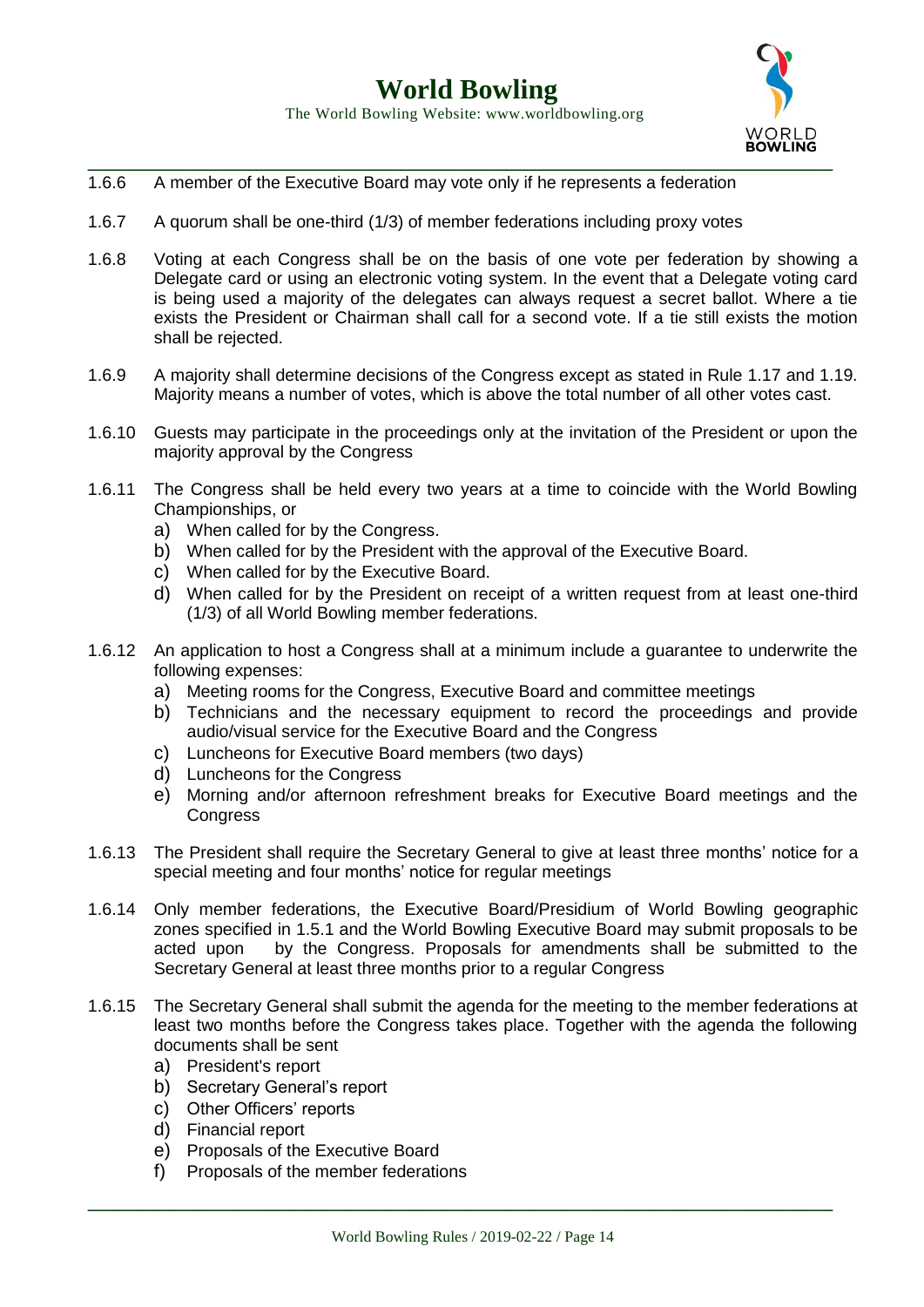1.6.6 A member of the Executive Board may vote only if he represents a federation

1.6.7 A quorum shall be one-third (1/3) of member federations including proxy votes

1.6.8 Voting at each Congress shall be on the basis of one vote per federation by showing a Delegate card or using an electronic voting system. In the event that a Delegate voting card is being used a majority of the delegates can always request a secret ballot. Where a tie exists the President or Chairman shall call for a second vote. If a tie still exists the motion shall be rejected.

1.6.9 A majority shall determine decisions of the Congress except as stated in Rule 1.17 and 1.19. Majority means a number of votes, which is above the total number of all other votes cast.

1.6.10 Guests may participate in the proceedings only at the invitation of the President or upon the majority approval by the Congress

1.6.11 The Congress shall be held every two years at a time to coincide with the World Bowling Championships, or

a) When called for by the Congress.
b) When called for by the President with the approval of the Executive Board.
c) When called for by the Executive Board.
d) When called for by the President on receipt of a written request from at least one-third (1/3) of all World Bowling member federations.

1.6.12 An application to host a Congress shall at a minimum include a guarantee to underwrite the following expenses:

a) Meeting rooms for the Congress, Executive Board and committee meetings
b) Technicians and the necessary equipment to record the proceedings and provide audio/visual service for the Executive Board and the Congress
c) Luncheons for Executive Board members (two days)
d) Luncheons for the Congress
e) Morning and/or afternoon refreshment breaks for Executive Board meetings and the Congress

1.6.13 The President shall require the Secretary General to give at least three months' notice for a special meeting and four months' notice for regular meetings

1.6.14 Only member federations, the Executive Board/Presidium of World Bowling geographic zones specified in 1.5.1 and the World Bowling Executive Board may submit proposals to be acted upon by the Congress. Proposals for amendments shall be submitted to the Secretary General at least three months prior to a regular Congress

1.6.15 The Secretary General shall submit the agenda for the meeting to the member federations at least two months before the Congress takes place. Together with the agenda the following documents shall be sent

a) President's report
b) Secretary General's report
c) Other Officers' reports
d) Financial report
e) Proposals of the Executive Board
f) Proposals of the member federations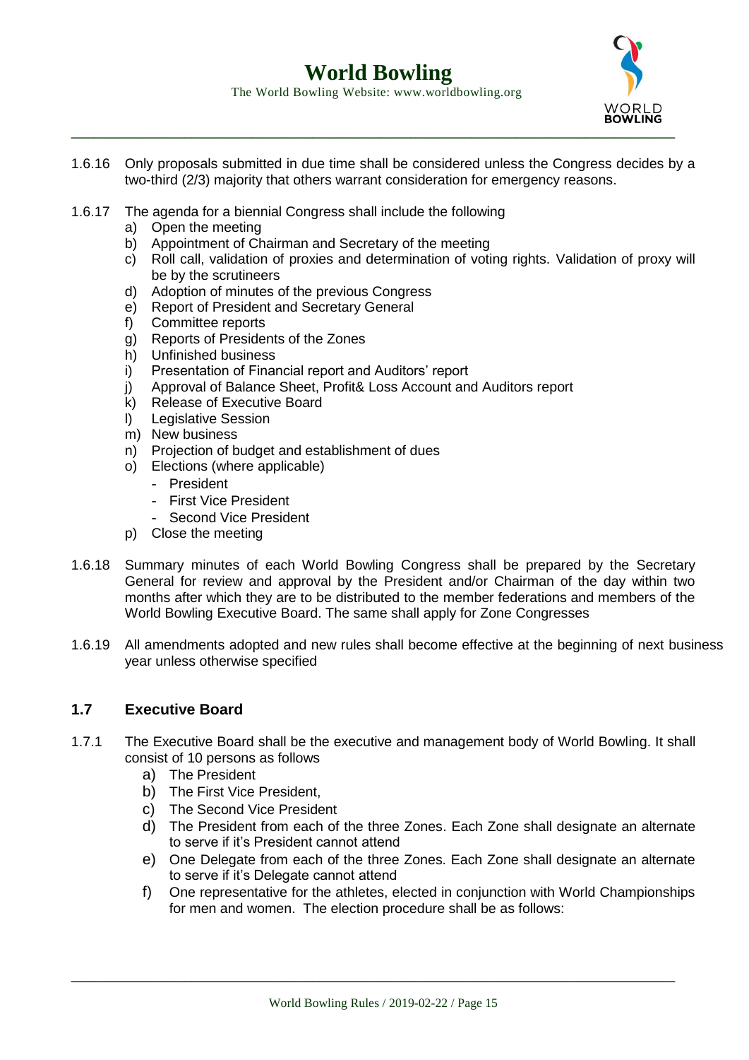1.6.16 Only proposals submitted in due time shall be considered unless the Congress decides by a two-third (2/3) majority that others warrant consideration for emergency reasons.

1.6.17 The agenda for a biennial Congress shall include the following

a) Open the meeting
b) Appointment of Chairman and Secretary of the meeting
c) Roll call, validation of proxies and determination of voting rights. Validation of proxy will be by the scrutineers
d) Adoption of minutes of the previous Congress
e) Report of President and Secretary General
f) Committee reports
g) Reports of Presidents of the Zones
h) Unfinished business
i) Presentation of Financial report and Auditors' report
j) Approval of Balance Sheet, Profit& Loss Account and Auditors report
k) Release of Executive Board
l) Legislative Session
m) New business
n) Projection of budget and establishment of dues
o) Elections (where applicable)
   - President
   - First Vice President
   - Second Vice President
p) Close the meeting

1.6.18 Summary minutes of each World Bowling Congress shall be prepared by the Secretary General for review and approval by the President and/or Chairman of the day within two months after which they are to be distributed to the member federations and members of the World Bowling Executive Board. The same shall apply for Zone Congresses

1.6.19 All amendments adopted and new rules shall become effective at the beginning of next business year unless otherwise specified

## 1.7 Executive Board

1.7.1 The Executive Board shall be the executive and management body of World Bowling. It shall consist of 10 persons as follows

a) The President
b) The First Vice President,
c) The Second Vice President
d) The President from each of the three Zones. Each Zone shall designate an alternate to serve if it's President cannot attend
e) One Delegate from each of the three Zones. Each Zone shall designate an alternate to serve if it's Delegate cannot attend
f) One representative for the athletes, elected in conjunction with World Championships for men and women. The election procedure shall be as follows: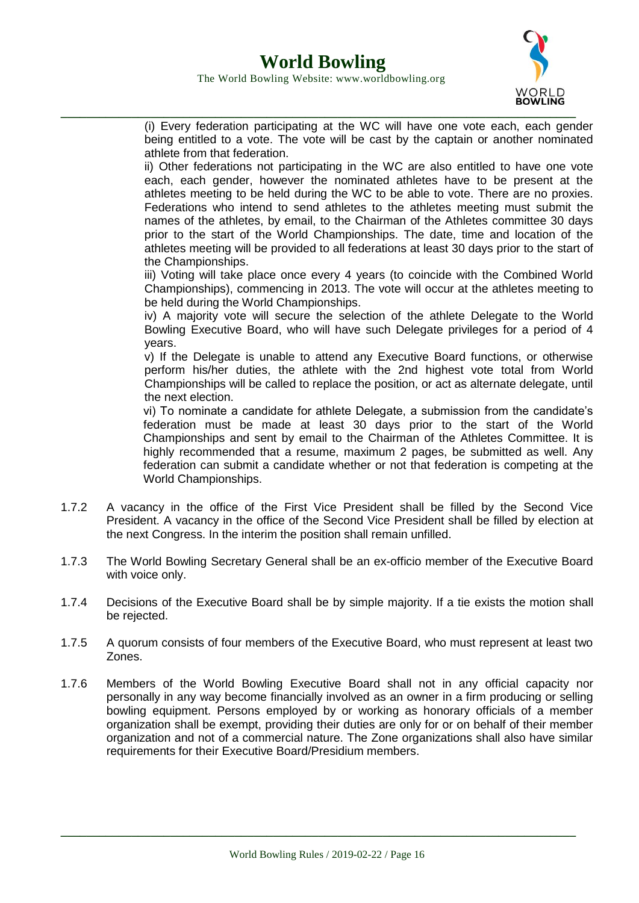(i) Every federation participating at the WC will have one vote each, each gender being entitled to a vote. The vote will be cast by the captain or another nominated athlete from that federation.

ii) Other federations not participating in the WC are also entitled to have one vote each, each gender, however the nominated athletes have to be present at the athletes meeting to be held during the WC to be able to vote. There are no proxies. Federations who intend to send athletes to the athletes meeting must submit the names of the athletes, by email, to the Chairman of the Athletes committee 30 days prior to the start of the World Championships. The date, time and location of the athletes meeting will be provided to all federations at least 30 days prior to the start of the Championships.

iii) Voting will take place once every 4 years (to coincide with the Combined World Championships), commencing in 2013. The vote will occur at the athletes meeting to be held during the World Championships.

iv) A majority vote will secure the selection of the athlete Delegate to the World Bowling Executive Board, who will have such Delegate privileges for a period of 4 years.

v) If the Delegate is unable to attend any Executive Board functions, or otherwise perform his/her duties, the athlete with the 2nd highest vote total from World Championships will be called to replace the position, or act as alternate delegate, until the next election.

vi) To nominate a candidate for athlete Delegate, a submission from the candidate's federation must be made at least 30 days prior to the start of the World Championships and sent by email to the Chairman of the Athletes Committee. It is highly recommended that a resume, maximum 2 pages, be submitted as well. Any federation can submit a candidate whether or not that federation is competing at the World Championships.

1.7.2 A vacancy in the office of the First Vice President shall be filled by the Second Vice President. A vacancy in the office of the Second Vice President shall be filled by election at the next Congress. In the interim the position shall remain unfilled.

1.7.3 The World Bowling Secretary General shall be an ex-officio member of the Executive Board with voice only.

1.7.4 Decisions of the Executive Board shall be by simple majority. If a tie exists the motion shall be rejected.

1.7.5 A quorum consists of four members of the Executive Board, who must represent at least two Zones.

1.7.6 Members of the World Bowling Executive Board shall not in any official capacity nor personally in any way become financially involved as an owner in a firm producing or selling bowling equipment. Persons employed by or working as honorary officials of a member organization shall be exempt, providing their duties are only for or on behalf of their member organization and not of a commercial nature. The Zone organizations shall also have similar requirements for their Executive Board/Presidium members.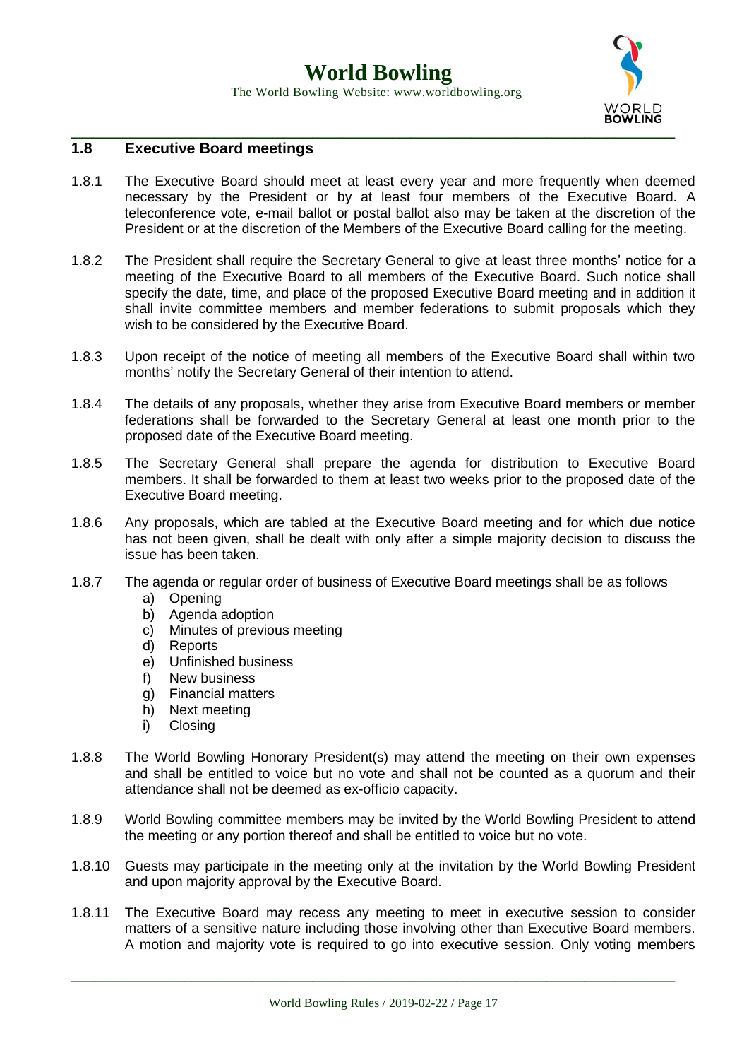## 1.8 Executive Board meetings

1.8.1 The Executive Board should meet at least every year and more frequently when deemed necessary by the President or by at least four members of the Executive Board. A teleconference vote, e-mail ballot or postal ballot also may be taken at the discretion of the President or at the discretion of the Members of the Executive Board calling for the meeting.

1.8.2 The President shall require the Secretary General to give at least three months' notice for a meeting of the Executive Board to all members of the Executive Board. Such notice shall specify the date, time, and place of the proposed Executive Board meeting and in addition it shall invite committee members and member federations to submit proposals which they wish to be considered by the Executive Board.

1.8.3 Upon receipt of the notice of meeting all members of the Executive Board shall within two months' notify the Secretary General of their intention to attend.

1.8.4 The details of any proposals, whether they arise from Executive Board members or member federations shall be forwarded to the Secretary General at least one month prior to the proposed date of the Executive Board meeting.

1.8.5 The Secretary General shall prepare the agenda for distribution to Executive Board members. It shall be forwarded to them at least two weeks prior to the proposed date of the Executive Board meeting.

1.8.6 Any proposals, which are tabled at the Executive Board meeting and for which due notice has not been given, shall be dealt with only after a simple majority decision to discuss the issue has been taken.

1.8.7 The agenda or regular order of business of Executive Board meetings shall be as follows

a) Opening
b) Agenda adoption
c) Minutes of previous meeting
d) Reports
e) Unfinished business
f) New business
g) Financial matters
h) Next meeting
i) Closing

1.8.8 The World Bowling Honorary President(s) may attend the meeting on their own expenses and shall be entitled to voice but no vote and shall not be counted as a quorum and their attendance shall not be deemed as ex-officio capacity.

1.8.9 World Bowling committee members may be invited by the World Bowling President to attend the meeting or any portion thereof and shall be entitled to voice but no vote.

1.8.10 Guests may participate in the meeting only at the invitation by the World Bowling President and upon majority approval by the Executive Board.

1.8.11 The Executive Board may recess any meeting to meet in executive session to consider matters of a sensitive nature including those involving other than Executive Board members. A motion and majority vote is required to go into executive session. Only voting members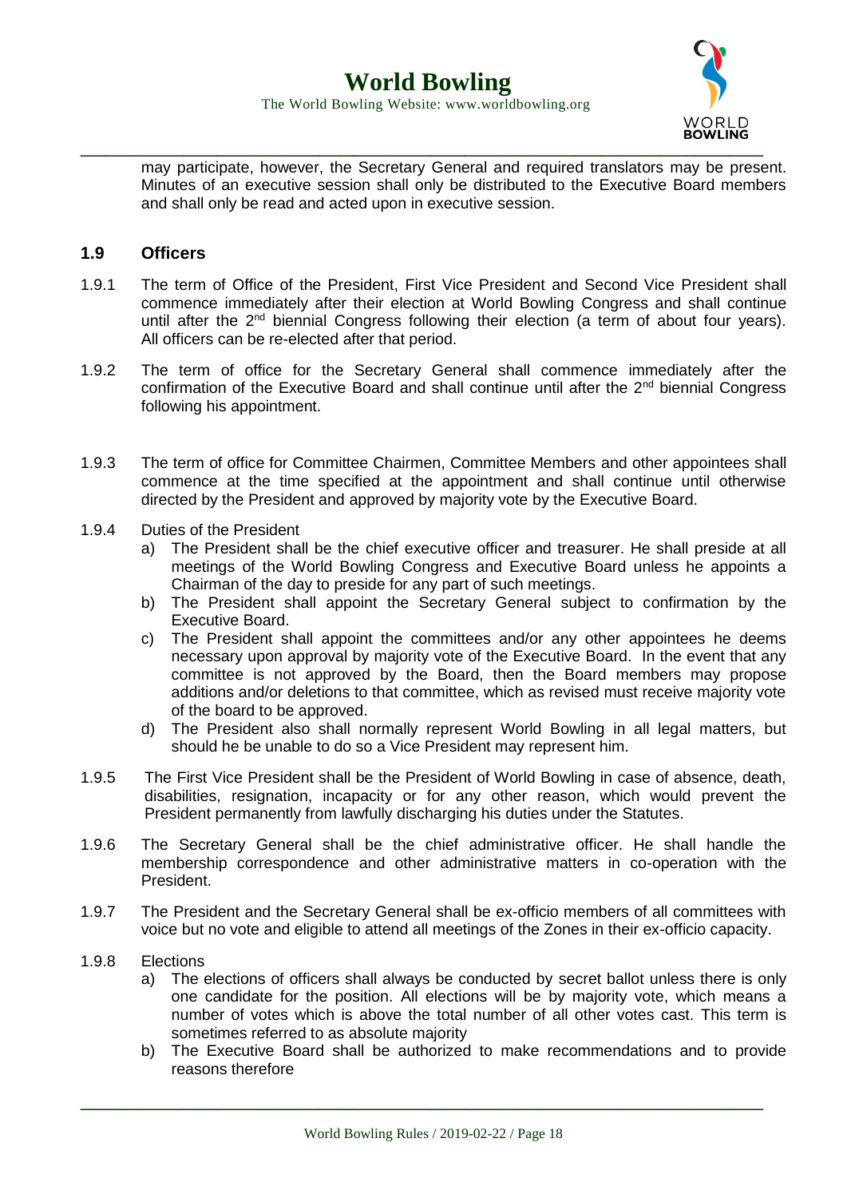may participate, however, the Secretary General and required translators may be present. Minutes of an executive session shall only be distributed to the Executive Board members and shall only be read and acted upon in executive session.

## 1.9 Officers

1.9.1 The term of Office of the President, First Vice President and Second Vice President shall commence immediately after their election at World Bowling Congress and shall continue until after the 2nd biennial Congress following their election (a term of about four years). All officers can be re-elected after that period.

1.9.2 The term of office for the Secretary General shall commence immediately after the confirmation of the Executive Board and shall continue until after the 2nd biennial Congress following his appointment.

1.9.3 The term of office for Committee Chairmen, Committee Members and other appointees shall commence at the time specified at the appointment and shall continue until otherwise directed by the President and approved by majority vote by the Executive Board.

1.9.4 Duties of the President

a) The President shall be the chief executive officer and treasurer. He shall preside at all meetings of the World Bowling Congress and Executive Board unless he appoints a Chairman of the day to preside for any part of such meetings.

b) The President shall appoint the Secretary General subject to confirmation by the Executive Board.

c) The President shall appoint the committees and/or any other appointees he deems necessary upon approval by majority vote of the Executive Board. In the event that any committee is not approved by the Board, then the Board members may propose additions and/or deletions to that committee, which as revised must receive majority vote of the board to be approved.

d) The President also shall normally represent World Bowling in all legal matters, but should he be unable to do so a Vice President may represent him.

1.9.5 The First Vice President shall be the President of World Bowling in case of absence, death, disabilities, resignation, incapacity or for any other reason, which would prevent the President permanently from lawfully discharging his duties under the Statutes.

1.9.6 The Secretary General shall be the chief administrative officer. He shall handle the membership correspondence and other administrative matters in co-operation with the President.

1.9.7 The President and the Secretary General shall be ex-officio members of all committees with voice but no vote and eligible to attend all meetings of the Zones in their ex-officio capacity.

1.9.8 Elections

a) The elections of officers shall always be conducted by secret ballot unless there is only one candidate for the position. All elections will be by majority vote, which means a number of votes which is above the total number of all other votes cast. This term is sometimes referred to as absolute majority

b) The Executive Board shall be authorized to make recommendations and to provide reasons therefore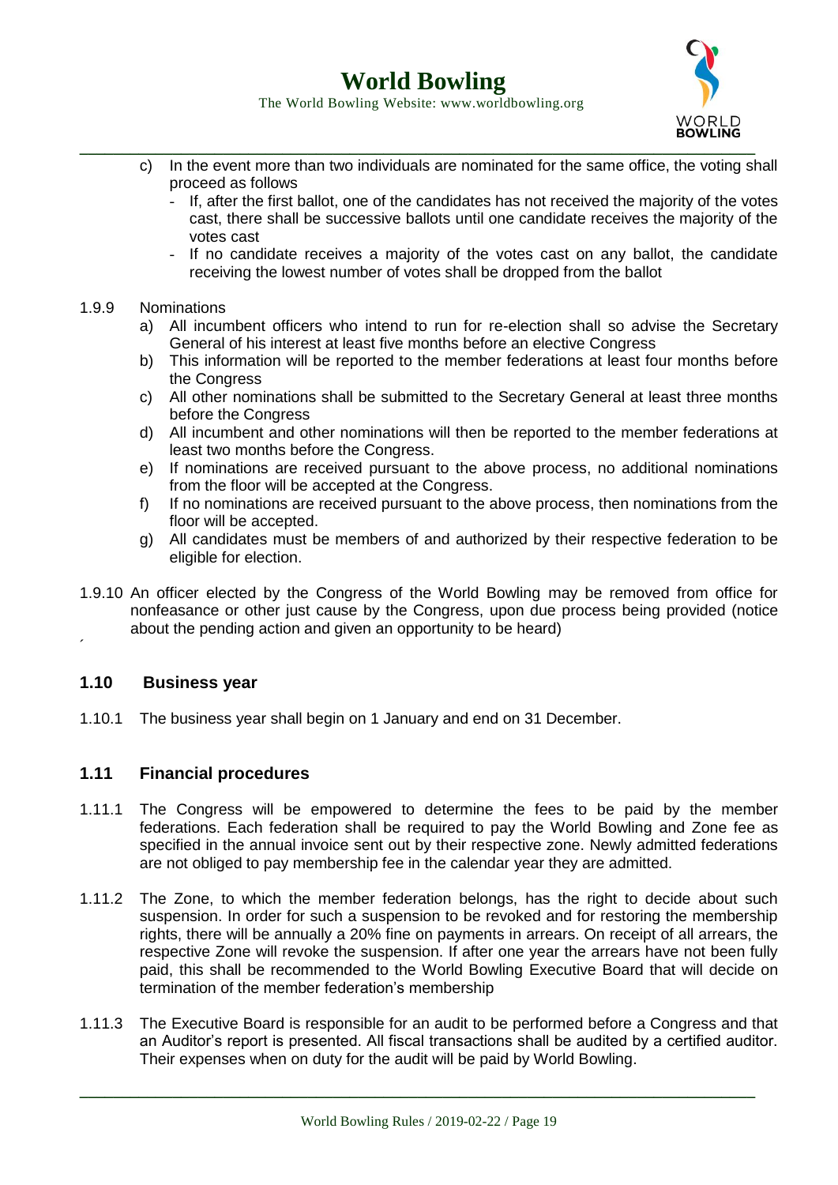c) In the event more than two individuals are nominated for the same office, the voting shall proceed as follows
   - If, after the first ballot, one of the candidates has not received the majority of the votes cast, there shall be successive ballots until one candidate receives the majority of the votes cast
   - If no candidate receives a majority of the votes cast on any ballot, the candidate receiving the lowest number of votes shall be dropped from the ballot

1.9.9 Nominations

a) All incumbent officers who intend to run for re-election shall so advise the Secretary General of his interest at least five months before an elective Congress
b) This information will be reported to the member federations at least four months before the Congress
c) All other nominations shall be submitted to the Secretary General at least three months before the Congress
d) All incumbent and other nominations will then be reported to the member federations at least two months before the Congress.
e) If nominations are received pursuant to the above process, no additional nominations from the floor will be accepted at the Congress.
f) If no nominations are received pursuant to the above process, then nominations from the floor will be accepted.
g) All candidates must be members of and authorized by their respective federation to be eligible for election.

1.9.10 An officer elected by the Congress of the World Bowling may be removed from office for nonfeasance or other just cause by the Congress, upon due process being provided (notice about the pending action and given an opportunity to be heard)

## 1.10 Business year

1.10.1 The business year shall begin on 1 January and end on 31 December.

## 1.11 Financial procedures

1.11.1 The Congress will be empowered to determine the fees to be paid by the member federations. Each federation shall be required to pay the World Bowling and Zone fee as specified in the annual invoice sent out by their respective zone. Newly admitted federations are not obliged to pay membership fee in the calendar year they are admitted.

1.11.2 The Zone, to which the member federation belongs, has the right to decide about such suspension. In order for such a suspension to be revoked and for restoring the membership rights, there will be annually a 20% fine on payments in arrears. On receipt of all arrears, the respective Zone will revoke the suspension. If after one year the arrears have not been fully paid, this shall be recommended to the World Bowling Executive Board that will decide on termination of the member federation's membership

1.11.3 The Executive Board is responsible for an audit to be performed before a Congress and that an Auditor's report is presented. All fiscal transactions shall be audited by a certified auditor. Their expenses when on duty for the audit will be paid by World Bowling.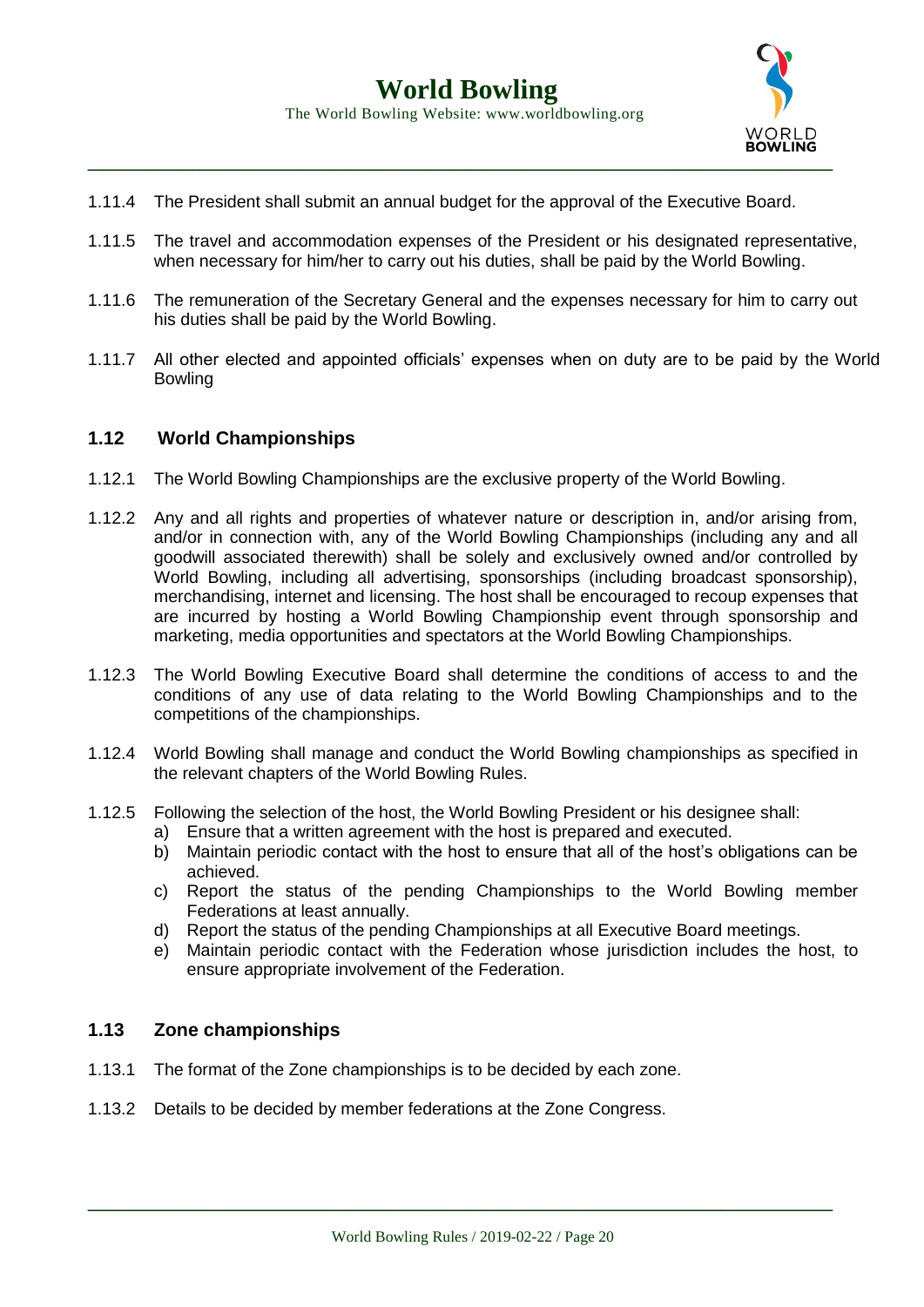1.11.4 The President shall submit an annual budget for the approval of the Executive Board.

1.11.5 The travel and accommodation expenses of the President or his designated representative, when necessary for him/her to carry out his duties, shall be paid by the World Bowling.

1.11.6 The remuneration of the Secretary General and the expenses necessary for him to carry out his duties shall be paid by the World Bowling.

1.11.7 All other elected and appointed officials' expenses when on duty are to be paid by the World Bowling

## 1.12 World Championships

1.12.1 The World Bowling Championships are the exclusive property of the World Bowling.

1.12.2 Any and all rights and properties of whatever nature or description in, and/or arising from, and/or in connection with, any of the World Bowling Championships (including any and all goodwill associated therewith) shall be solely and exclusively owned and/or controlled by World Bowling, including all advertising, sponsorships (including broadcast sponsorship), merchandising, internet and licensing. The host shall be encouraged to recoup expenses that are incurred by hosting a World Bowling Championship event through sponsorship and marketing, media opportunities and spectators at the World Bowling Championships.

1.12.3 The World Bowling Executive Board shall determine the conditions of access to and the conditions of any use of data relating to the World Bowling Championships and to the competitions of the championships.

1.12.4 World Bowling shall manage and conduct the World Bowling championships as specified in the relevant chapters of the World Bowling Rules.

1.12.5 Following the selection of the host, the World Bowling President or his designee shall:

a) Ensure that a written agreement with the host is prepared and executed.
b) Maintain periodic contact with the host to ensure that all of the host's obligations can be achieved.
c) Report the status of the pending Championships to the World Bowling member Federations at least annually.
d) Report the status of the pending Championships at all Executive Board meetings.
e) Maintain periodic contact with the Federation whose jurisdiction includes the host, to ensure appropriate involvement of the Federation.

## 1.13 Zone championships

1.13.1 The format of the Zone championships is to be decided by each zone.

1.13.2 Details to be decided by member federations at the Zone Congress.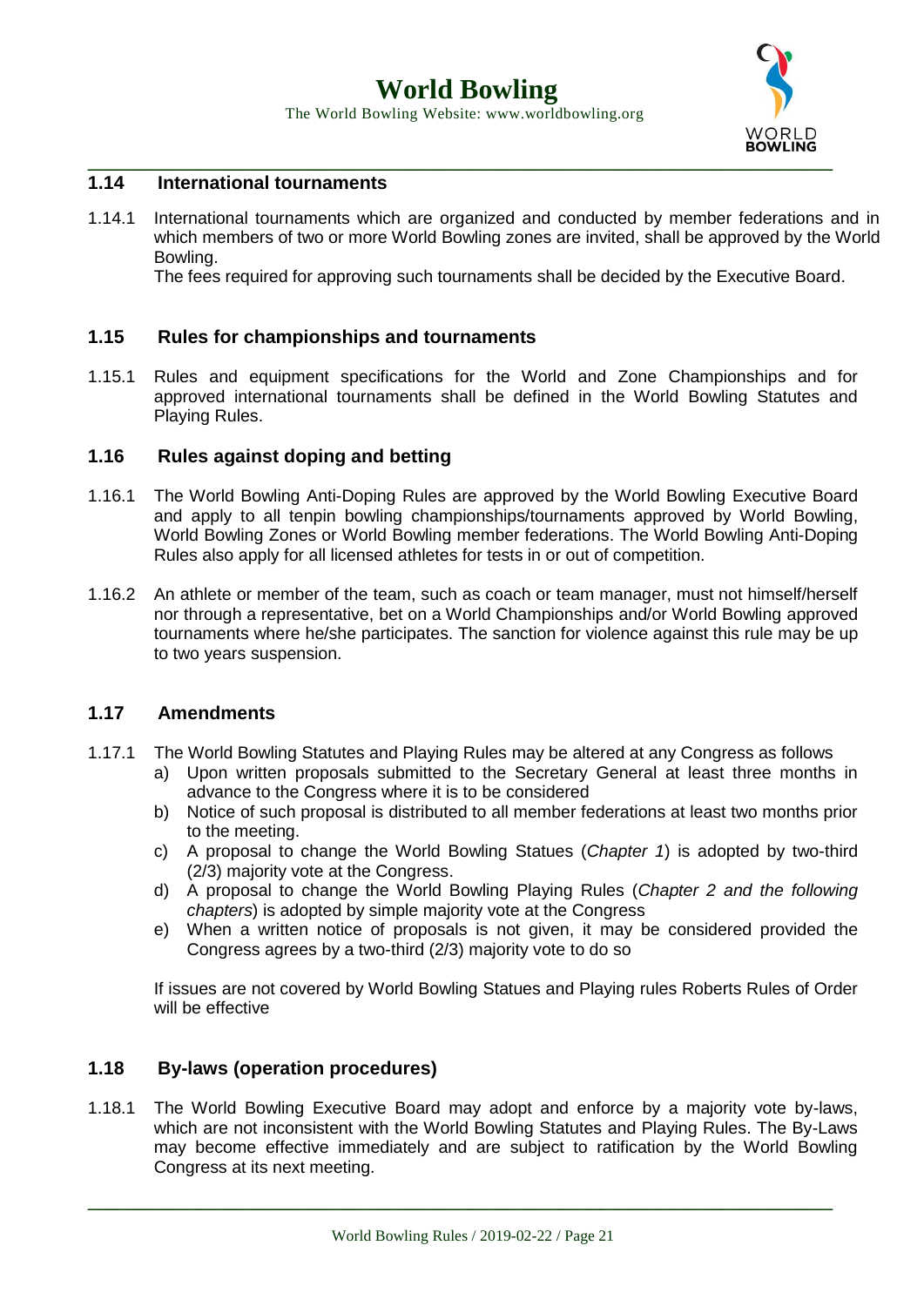## 1.14 International tournaments

1.14.1 International tournaments which are organized and conducted by member federations and in which members of two or more World Bowling zones are invited, shall be approved by the World Bowling.

The fees required for approving such tournaments shall be decided by the Executive Board.

## 1.15 Rules for championships and tournaments

1.15.1 Rules and equipment specifications for the World and Zone Championships and for approved international tournaments shall be defined in the World Bowling Statutes and Playing Rules.

## 1.16 Rules against doping and betting

1.16.1 The World Bowling Anti-Doping Rules are approved by the World Bowling Executive Board and apply to all tenpin bowling championships/tournaments approved by World Bowling, World Bowling Zones or World Bowling member federations. The World Bowling Anti-Doping Rules also apply for all licensed athletes for tests in or out of competition.

1.16.2 An athlete or member of the team, such as coach or team manager, must not himself/herself nor through a representative, bet on a World Championships and/or World Bowling approved tournaments where he/she participates. The sanction for violence against this rule may be up to two years suspension.

## 1.17 Amendments

1.17.1 The World Bowling Statutes and Playing Rules may be altered at any Congress as follows

a) Upon written proposals submitted to the Secretary General at least three months in advance to the Congress where it is to be considered
b) Notice of such proposal is distributed to all member federations at least two months prior to the meeting.
c) A proposal to change the World Bowling Statues (*Chapter 1*) is adopted by two-third (2/3) majority vote at the Congress.
d) A proposal to change the World Bowling Playing Rules (*Chapter 2 and the following chapters*) is adopted by simple majority vote at the Congress
e) When a written notice of proposals is not given, it may be considered provided the Congress agrees by a two-third (2/3) majority vote to do so

If issues are not covered by World Bowling Statues and Playing rules Roberts Rules of Order will be effective

## 1.18 By-laws (operation procedures)

1.18.1 The World Bowling Executive Board may adopt and enforce by a majority vote by-laws, which are not inconsistent with the World Bowling Statutes and Playing Rules. The By-Laws may become effective immediately and are subject to ratification by the World Bowling Congress at its next meeting.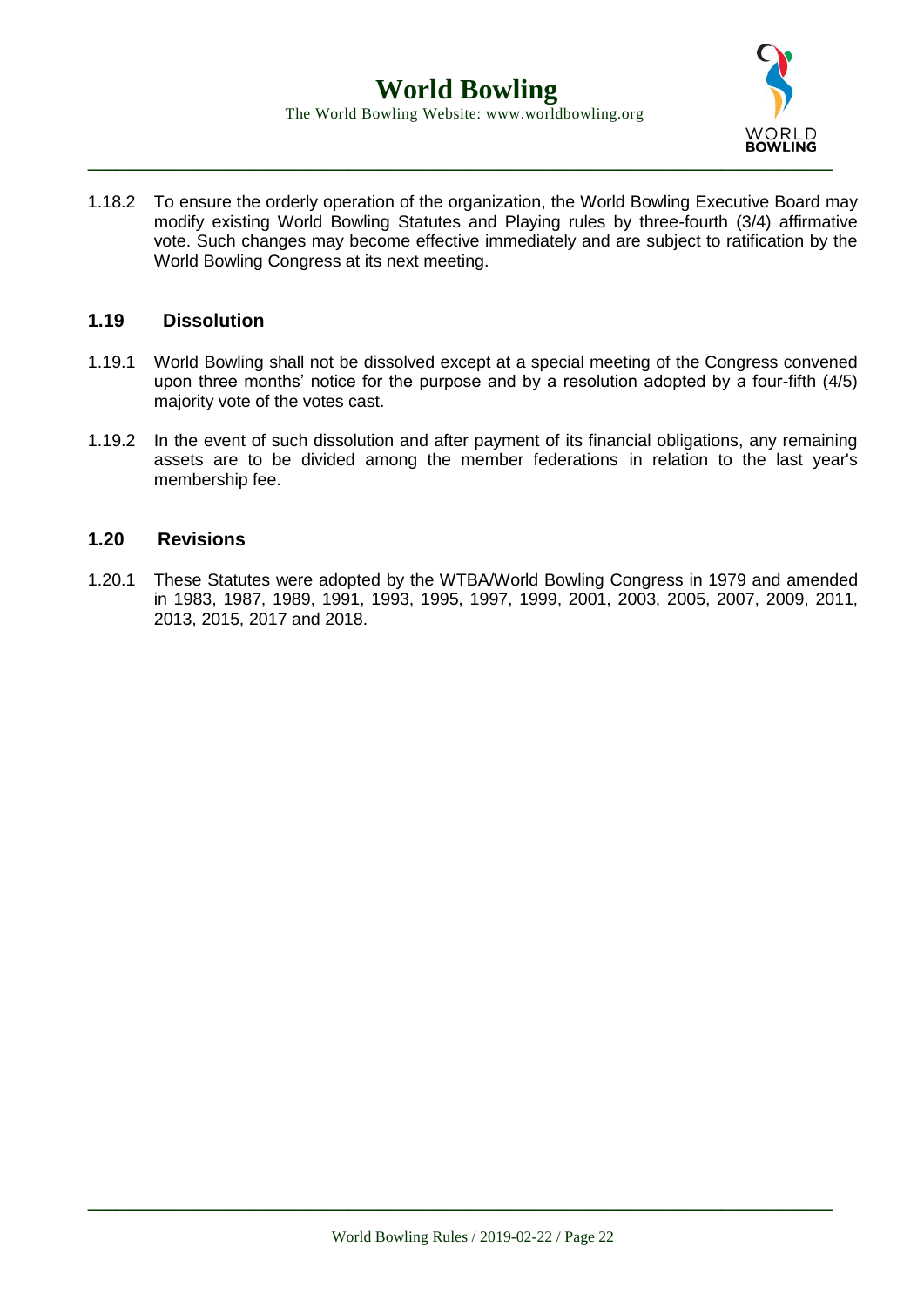1.18.2 To ensure the orderly operation of the organization, the World Bowling Executive Board may modify existing World Bowling Statutes and Playing rules by three-fourth (3/4) affirmative vote. Such changes may become effective immediately and are subject to ratification by the World Bowling Congress at its next meeting.

### 1.19 Dissolution

1.19.1 World Bowling shall not be dissolved except at a special meeting of the Congress convened upon three months' notice for the purpose and by a resolution adopted by a four-fifth (4/5) majority vote of the votes cast.

1.19.2 In the event of such dissolution and after payment of its financial obligations, any remaining assets are to be divided among the member federations in relation to the last year's membership fee.

### 1.20 Revisions

1.20.1 These Statutes were adopted by the WTBA/World Bowling Congress in 1979 and amended in 1983, 1987, 1989, 1991, 1993, 1995, 1997, 1999, 2001, 2003, 2005, 2007, 2009, 2011, 2013, 2015, 2017 and 2018.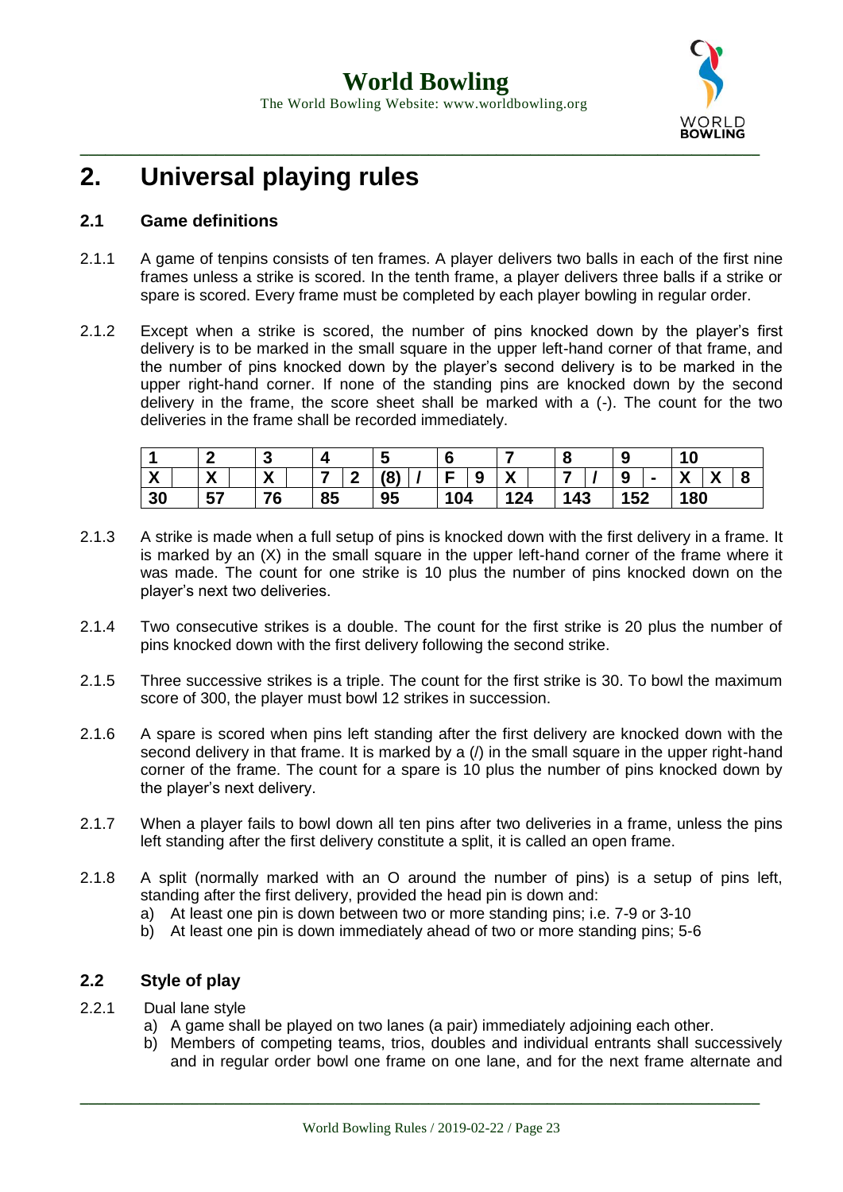# 2. Universal playing rules

## 2.1 Game definitions

2.1.1 A game of tenpins consists of ten frames. A player delivers two balls in each of the first nine frames unless a strike is scored. In the tenth frame, a player delivers three balls if a strike or spare is scored. Every frame must be completed by each player bowling in regular order.

2.1.2 Except when a strike is scored, the number of pins knocked down by the player's first delivery is to be marked in the small square in the upper left-hand corner of that frame, and the number of pins knocked down by the player's second delivery is to be marked in the upper right-hand corner. If none of the standing pins are knocked down by the second delivery in the frame, the score sheet shall be marked with a (-). The count for the two deliveries in the frame shall be recorded immediately.

| 1 | | 2 | | 3 | | 4 | | 5 | | 6 | | 7 | | 8 | | 9 | | 10 | | |
|---|---|---|---|---|---|---|---|---|---|---|---|---|---|---|---|---|---|---|---|---|
| X | | X | | X | | 7 | 2 | (8) | / | F | 9 | X | | 7 | / | 9 | - | X | X | 8 |
| 30 | | 57 | | 76 | | 85 | | 95 | | 104 | | 124 | | 143 | | 152 | | 180 | | |

2.1.3 A strike is made when a full setup of pins is knocked down with the first delivery in a frame. It is marked by an (X) in the small square in the upper left-hand corner of the frame where it was made. The count for one strike is 10 plus the number of pins knocked down on the player's next two deliveries.

2.1.4 Two consecutive strikes is a double. The count for the first strike is 20 plus the number of pins knocked down with the first delivery following the second strike.

2.1.5 Three successive strikes is a triple. The count for the first strike is 30. To bowl the maximum score of 300, the player must bowl 12 strikes in succession.

2.1.6 A spare is scored when pins left standing after the first delivery are knocked down with the second delivery in that frame. It is marked by a (/) in the small square in the upper right-hand corner of the frame. The count for a spare is 10 plus the number of pins knocked down by the player's next delivery.

2.1.7 When a player fails to bowl down all ten pins after two deliveries in a frame, unless the pins left standing after the first delivery constitute a split, it is called an open frame.

2.1.8 A split (normally marked with an O around the number of pins) is a setup of pins left, standing after the first delivery, provided the head pin is down and:

a) At least one pin is down between two or more standing pins; i.e. 7-9 or 3-10
b) At least one pin is down immediately ahead of two or more standing pins; 5-6

## 2.2 Style of play

2.2.1 Dual lane style

a) A game shall be played on two lanes (a pair) immediately adjoining each other.
b) Members of competing teams, trios, doubles and individual entrants shall successively and in regular order bowl one frame on one lane, and for the next frame alternate and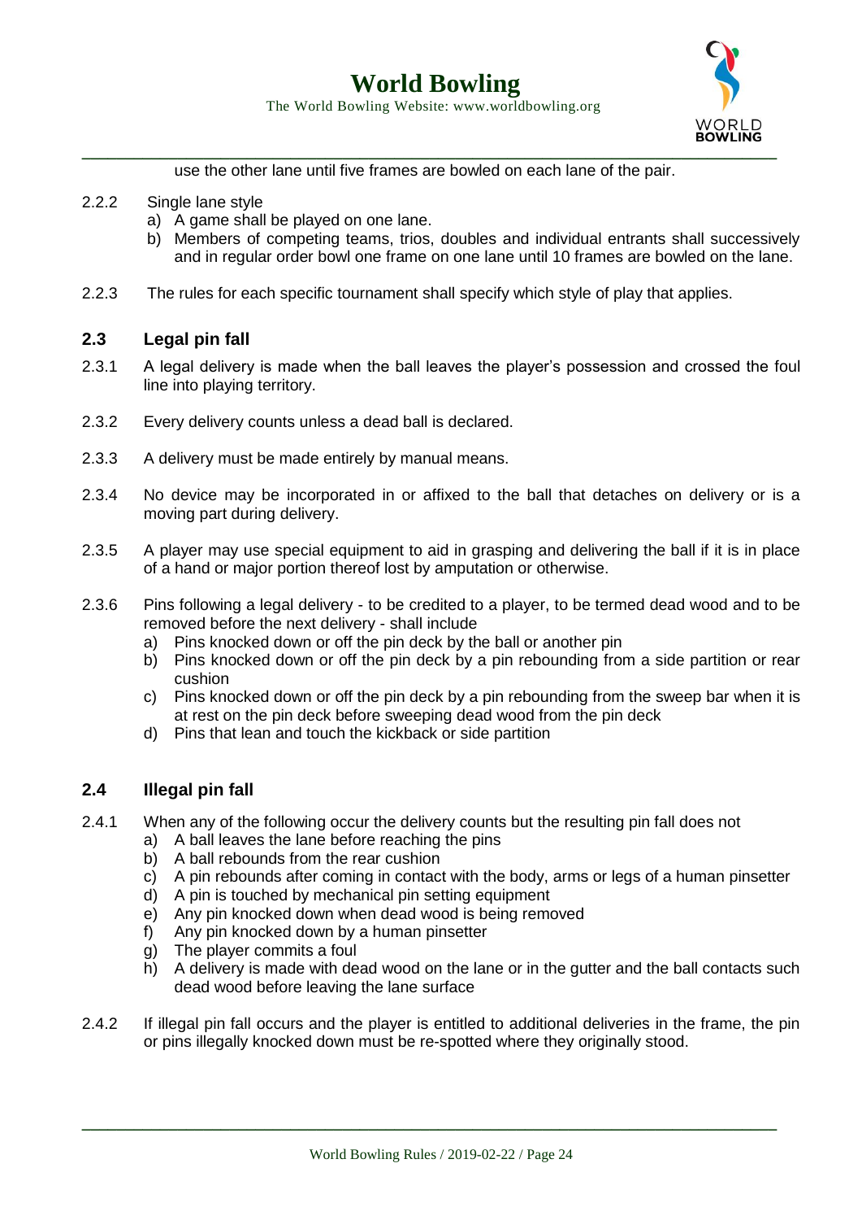use the other lane until five frames are bowled on each lane of the pair.

2.2.2 Single lane style

a) A game shall be played on one lane.
b) Members of competing teams, trios, doubles and individual entrants shall successively and in regular order bowl one frame on one lane until 10 frames are bowled on the lane.

2.2.3 The rules for each specific tournament shall specify which style of play that applies.

## 2.3 Legal pin fall

2.3.1 A legal delivery is made when the ball leaves the player's possession and crossed the foul line into playing territory.

2.3.2 Every delivery counts unless a dead ball is declared.

2.3.3 A delivery must be made entirely by manual means.

2.3.4 No device may be incorporated in or affixed to the ball that detaches on delivery or is a moving part during delivery.

2.3.5 A player may use special equipment to aid in grasping and delivering the ball if it is in place of a hand or major portion thereof lost by amputation or otherwise.

2.3.6 Pins following a legal delivery - to be credited to a player, to be termed dead wood and to be removed before the next delivery - shall include

a) Pins knocked down or off the pin deck by the ball or another pin
b) Pins knocked down or off the pin deck by a pin rebounding from a side partition or rear cushion
c) Pins knocked down or off the pin deck by a pin rebounding from the sweep bar when it is at rest on the pin deck before sweeping dead wood from the pin deck
d) Pins that lean and touch the kickback or side partition

## 2.4 Illegal pin fall

2.4.1 When any of the following occur the delivery counts but the resulting pin fall does not

a) A ball leaves the lane before reaching the pins
b) A ball rebounds from the rear cushion
c) A pin rebounds after coming in contact with the body, arms or legs of a human pinsetter
d) A pin is touched by mechanical pin setting equipment
e) Any pin knocked down when dead wood is being removed
f) Any pin knocked down by a human pinsetter
g) The player commits a foul
h) A delivery is made with dead wood on the lane or in the gutter and the ball contacts such dead wood before leaving the lane surface

2.4.2 If illegal pin fall occurs and the player is entitled to additional deliveries in the frame, the pin or pins illegally knocked down must be re-spotted where they originally stood.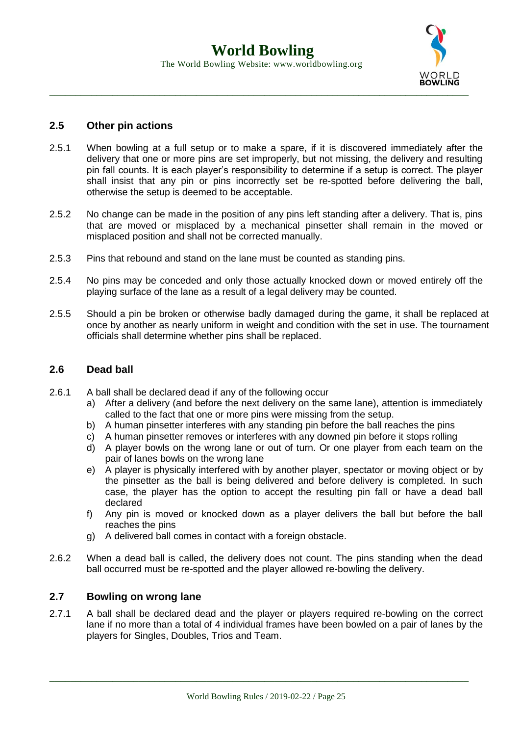## 2.5 Other pin actions

2.5.1 When bowling at a full setup or to make a spare, if it is discovered immediately after the delivery that one or more pins are set improperly, but not missing, the delivery and resulting pin fall counts. It is each player's responsibility to determine if a setup is correct. The player shall insist that any pin or pins incorrectly set be re-spotted before delivering the ball, otherwise the setup is deemed to be acceptable.

2.5.2 No change can be made in the position of any pins left standing after a delivery. That is, pins that are moved or misplaced by a mechanical pinsetter shall remain in the moved or misplaced position and shall not be corrected manually.

2.5.3 Pins that rebound and stand on the lane must be counted as standing pins.

2.5.4 No pins may be conceded and only those actually knocked down or moved entirely off the playing surface of the lane as a result of a legal delivery may be counted.

2.5.5 Should a pin be broken or otherwise badly damaged during the game, it shall be replaced at once by another as nearly uniform in weight and condition with the set in use. The tournament officials shall determine whether pins shall be replaced.

## 2.6 Dead ball

2.6.1 A ball shall be declared dead if any of the following occur

a) After a delivery (and before the next delivery on the same lane), attention is immediately called to the fact that one or more pins were missing from the setup.
b) A human pinsetter interferes with any standing pin before the ball reaches the pins
c) A human pinsetter removes or interferes with any downed pin before it stops rolling
d) A player bowls on the wrong lane or out of turn. Or one player from each team on the pair of lanes bowls on the wrong lane
e) A player is physically interfered with by another player, spectator or moving object or by the pinsetter as the ball is being delivered and before delivery is completed. In such case, the player has the option to accept the resulting pin fall or have a dead ball declared
f) Any pin is moved or knocked down as a player delivers the ball but before the ball reaches the pins
g) A delivered ball comes in contact with a foreign obstacle.

2.6.2 When a dead ball is called, the delivery does not count. The pins standing when the dead ball occurred must be re-spotted and the player allowed re-bowling the delivery.

## 2.7 Bowling on wrong lane

2.7.1 A ball shall be declared dead and the player or players required re-bowling on the correct lane if no more than a total of 4 individual frames have been bowled on a pair of lanes by the players for Singles, Doubles, Trios and Team.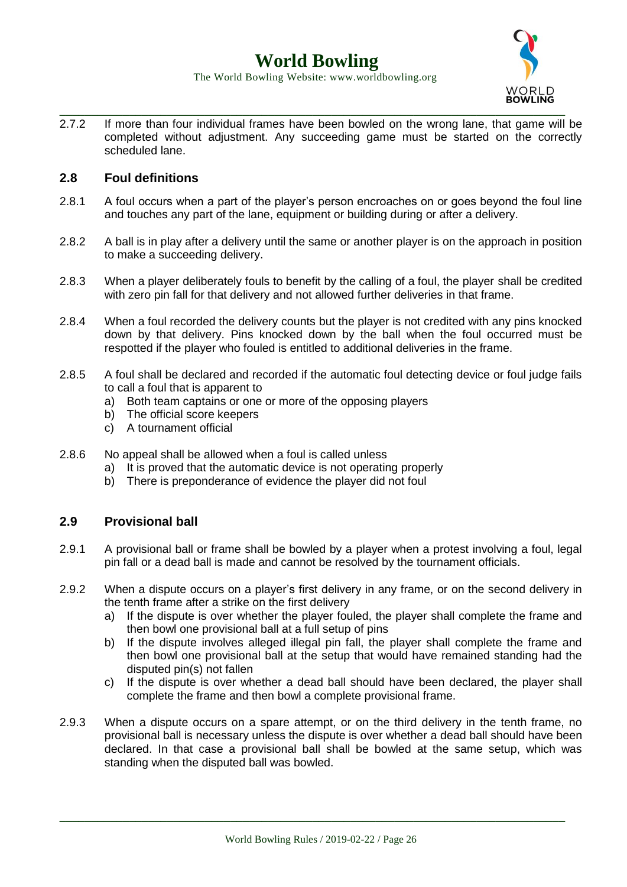2.7.2 If more than four individual frames have been bowled on the wrong lane, that game will be completed without adjustment. Any succeeding game must be started on the correctly scheduled lane.

## 2.8 Foul definitions

2.8.1 A foul occurs when a part of the player's person encroaches on or goes beyond the foul line and touches any part of the lane, equipment or building during or after a delivery.

2.8.2 A ball is in play after a delivery until the same or another player is on the approach in position to make a succeeding delivery.

2.8.3 When a player deliberately fouls to benefit by the calling of a foul, the player shall be credited with zero pin fall for that delivery and not allowed further deliveries in that frame.

2.8.4 When a foul recorded the delivery counts but the player is not credited with any pins knocked down by that delivery. Pins knocked down by the ball when the foul occurred must be respotted if the player who fouled is entitled to additional deliveries in the frame.

2.8.5 A foul shall be declared and recorded if the automatic foul detecting device or foul judge fails to call a foul that is apparent to

a) Both team captains or one or more of the opposing players
b) The official score keepers
c) A tournament official

2.8.6 No appeal shall be allowed when a foul is called unless

a) It is proved that the automatic device is not operating properly
b) There is preponderance of evidence the player did not foul

## 2.9 Provisional ball

2.9.1 A provisional ball or frame shall be bowled by a player when a protest involving a foul, legal pin fall or a dead ball is made and cannot be resolved by the tournament officials.

2.9.2 When a dispute occurs on a player's first delivery in any frame, or on the second delivery in the tenth frame after a strike on the first delivery

a) If the dispute is over whether the player fouled, the player shall complete the frame and then bowl one provisional ball at a full setup of pins
b) If the dispute involves alleged illegal pin fall, the player shall complete the frame and then bowl one provisional ball at the setup that would have remained standing had the disputed pin(s) not fallen
c) If the dispute is over whether a dead ball should have been declared, the player shall complete the frame and then bowl a complete provisional frame.

2.9.3 When a dispute occurs on a spare attempt, or on the third delivery in the tenth frame, no provisional ball is necessary unless the dispute is over whether a dead ball should have been declared. In that case a provisional ball shall be bowled at the same setup, which was standing when the disputed ball was bowled.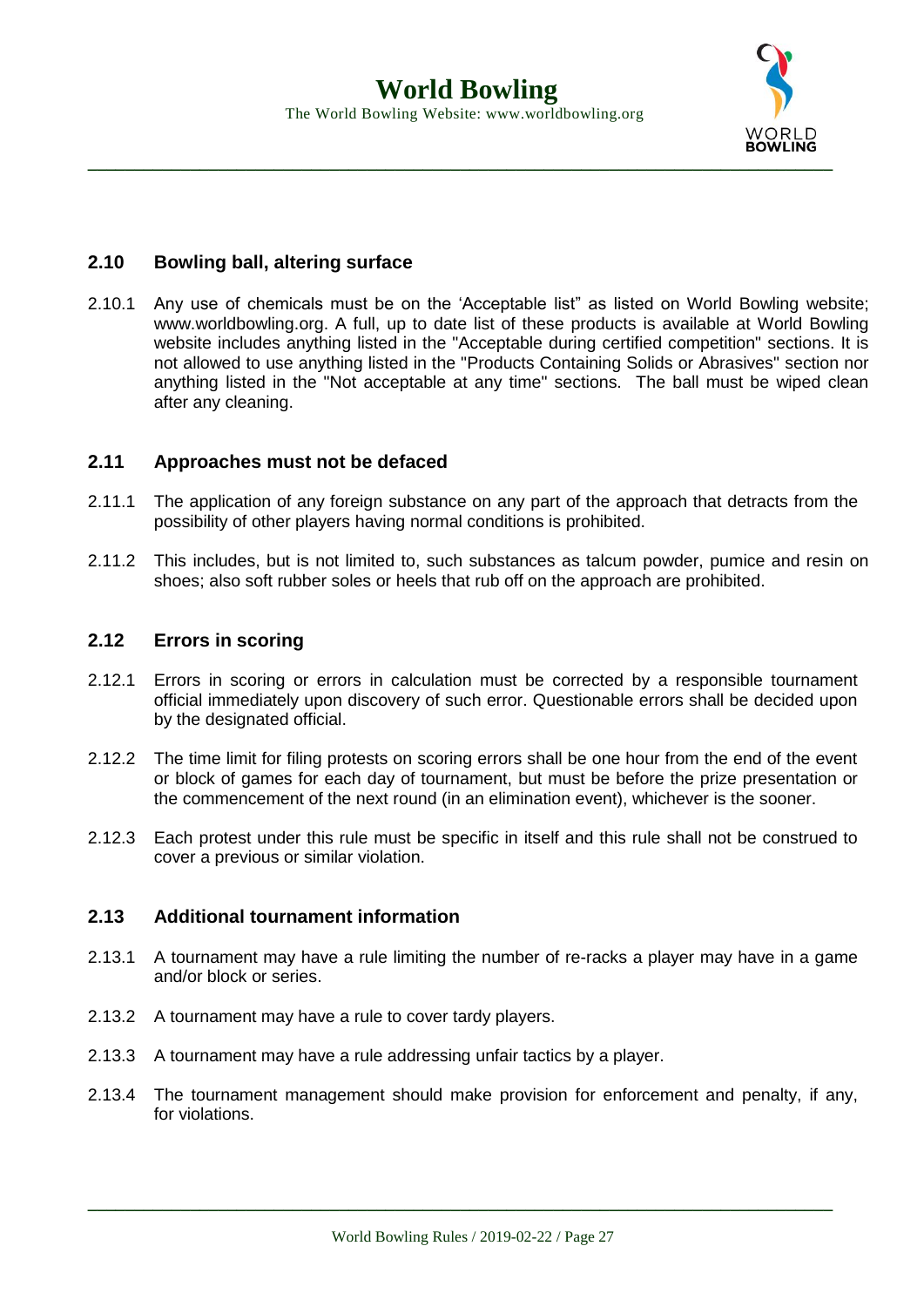## 2.10 Bowling ball, altering surface

2.10.1 Any use of chemicals must be on the 'Acceptable list" as listed on World Bowling website; www.worldbowling.org. A full, up to date list of these products is available at World Bowling website includes anything listed in the "Acceptable during certified competition" sections. It is not allowed to use anything listed in the "Products Containing Solids or Abrasives" section nor anything listed in the "Not acceptable at any time" sections. The ball must be wiped clean after any cleaning.

## 2.11 Approaches must not be defaced

2.11.1 The application of any foreign substance on any part of the approach that detracts from the possibility of other players having normal conditions is prohibited.

2.11.2 This includes, but is not limited to, such substances as talcum powder, pumice and resin on shoes; also soft rubber soles or heels that rub off on the approach are prohibited.

## 2.12 Errors in scoring

2.12.1 Errors in scoring or errors in calculation must be corrected by a responsible tournament official immediately upon discovery of such error. Questionable errors shall be decided upon by the designated official.

2.12.2 The time limit for filing protests on scoring errors shall be one hour from the end of the event or block of games for each day of tournament, but must be before the prize presentation or the commencement of the next round (in an elimination event), whichever is the sooner.

2.12.3 Each protest under this rule must be specific in itself and this rule shall not be construed to cover a previous or similar violation.

## 2.13 Additional tournament information

2.13.1 A tournament may have a rule limiting the number of re-racks a player may have in a game and/or block or series.

2.13.2 A tournament may have a rule to cover tardy players.

2.13.3 A tournament may have a rule addressing unfair tactics by a player.

2.13.4 The tournament management should make provision for enforcement and penalty, if any, for violations.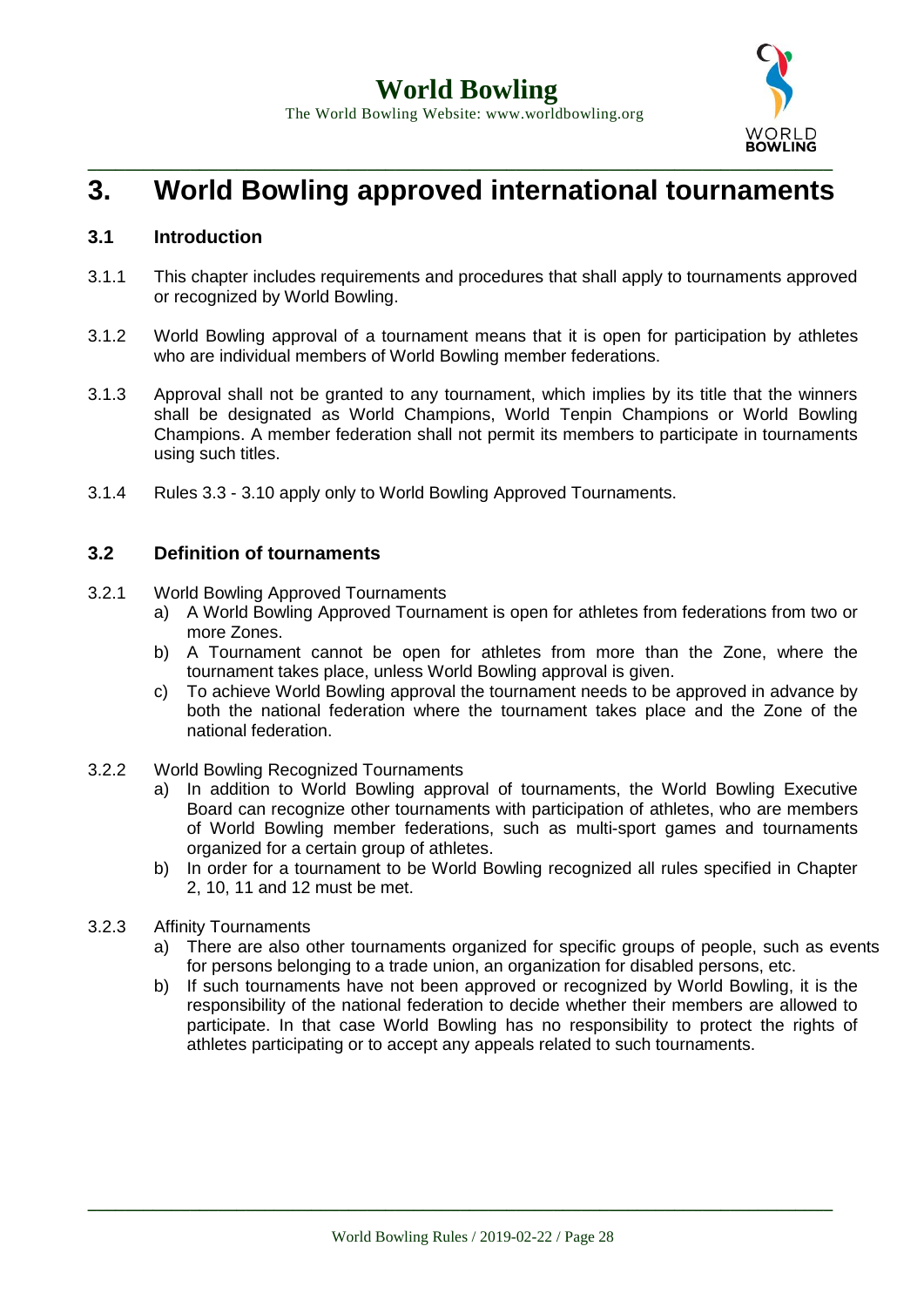# 3. World Bowling approved international tournaments

## 3.1 Introduction

3.1.1 This chapter includes requirements and procedures that shall apply to tournaments approved or recognized by World Bowling.

3.1.2 World Bowling approval of a tournament means that it is open for participation by athletes who are individual members of World Bowling member federations.

3.1.3 Approval shall not be granted to any tournament, which implies by its title that the winners shall be designated as World Champions, World Tenpin Champions or World Bowling Champions. A member federation shall not permit its members to participate in tournaments using such titles.

3.1.4 Rules 3.3 - 3.10 apply only to World Bowling Approved Tournaments.

## 3.2 Definition of tournaments

3.2.1 World Bowling Approved Tournaments

a) A World Bowling Approved Tournament is open for athletes from federations from two or more Zones.
b) A Tournament cannot be open for athletes from more than the Zone, where the tournament takes place, unless World Bowling approval is given.
c) To achieve World Bowling approval the tournament needs to be approved in advance by both the national federation where the tournament takes place and the Zone of the national federation.

3.2.2 World Bowling Recognized Tournaments

a) In addition to World Bowling approval of tournaments, the World Bowling Executive Board can recognize other tournaments with participation of athletes, who are members of World Bowling member federations, such as multi-sport games and tournaments organized for a certain group of athletes.
b) In order for a tournament to be World Bowling recognized all rules specified in Chapter 2, 10, 11 and 12 must be met.

3.2.3 Affinity Tournaments

a) There are also other tournaments organized for specific groups of people, such as events for persons belonging to a trade union, an organization for disabled persons, etc.
b) If such tournaments have not been approved or recognized by World Bowling, it is the responsibility of the national federation to decide whether their members are allowed to participate. In that case World Bowling has no responsibility to protect the rights of athletes participating or to accept any appeals related to such tournaments.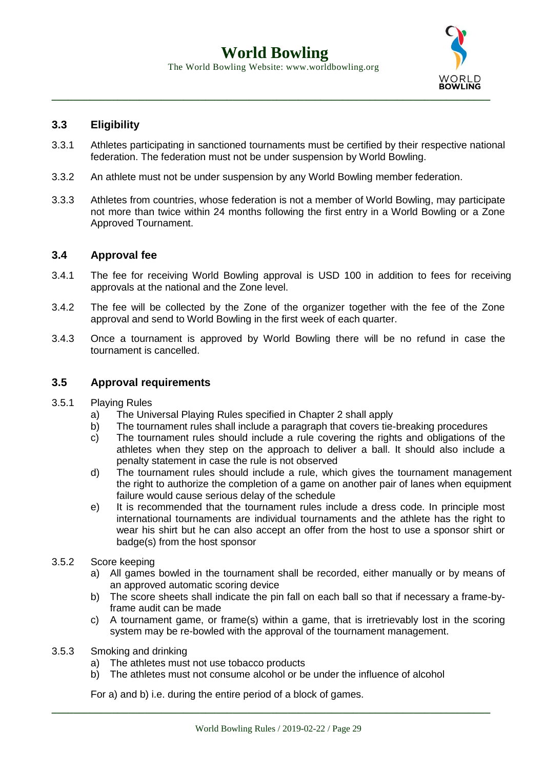## 3.3 Eligibility

3.3.1 Athletes participating in sanctioned tournaments must be certified by their respective national federation. The federation must not be under suspension by World Bowling.

3.3.2 An athlete must not be under suspension by any World Bowling member federation.

3.3.3 Athletes from countries, whose federation is not a member of World Bowling, may participate not more than twice within 24 months following the first entry in a World Bowling or a Zone Approved Tournament.

## 3.4 Approval fee

3.4.1 The fee for receiving World Bowling approval is USD 100 in addition to fees for receiving approvals at the national and the Zone level.

3.4.2 The fee will be collected by the Zone of the organizer together with the fee of the Zone approval and send to World Bowling in the first week of each quarter.

3.4.3 Once a tournament is approved by World Bowling there will be no refund in case the tournament is cancelled.

## 3.5 Approval requirements

3.5.1 Playing Rules

a) The Universal Playing Rules specified in Chapter 2 shall apply
b) The tournament rules shall include a paragraph that covers tie-breaking procedures
c) The tournament rules should include a rule covering the rights and obligations of the athletes when they step on the approach to deliver a ball. It should also include a penalty statement in case the rule is not observed
d) The tournament rules should include a rule, which gives the tournament management the right to authorize the completion of a game on another pair of lanes when equipment failure would cause serious delay of the schedule
e) It is recommended that the tournament rules include a dress code. In principle most international tournaments are individual tournaments and the athlete has the right to wear his shirt but he can also accept an offer from the host to use a sponsor shirt or badge(s) from the host sponsor

3.5.2 Score keeping

a) All games bowled in the tournament shall be recorded, either manually or by means of an approved automatic scoring device
b) The score sheets shall indicate the pin fall on each ball so that if necessary a frame-by-frame audit can be made
c) A tournament game, or frame(s) within a game, that is irretrievably lost in the scoring system may be re-bowled with the approval of the tournament management.

3.5.3 Smoking and drinking

a) The athletes must not use tobacco products
b) The athletes must not consume alcohol or be under the influence of alcohol

For a) and b) i.e. during the entire period of a block of games.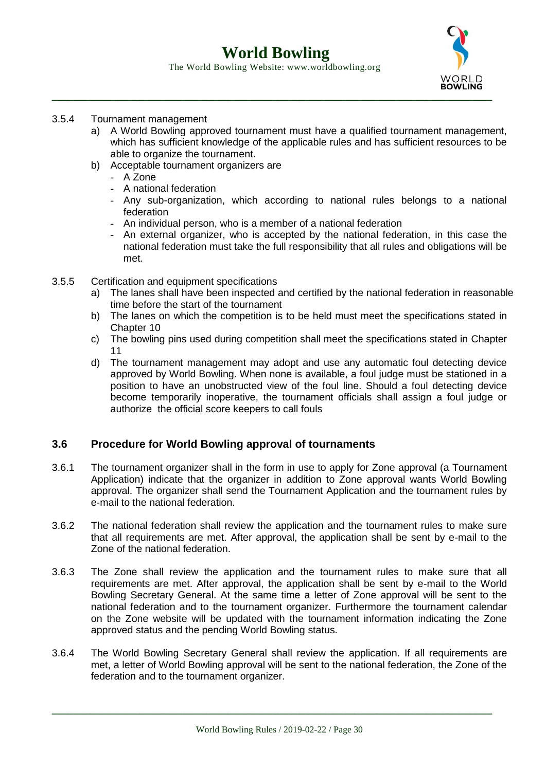3.5.4 Tournament management

a) A World Bowling approved tournament must have a qualified tournament management, which has sufficient knowledge of the applicable rules and has sufficient resources to be able to organize the tournament.

b) Acceptable tournament organizers are
   - A Zone
   - A national federation
   - Any sub-organization, which according to national rules belongs to a national federation
   - An individual person, who is a member of a national federation
   - An external organizer, who is accepted by the national federation, in this case the national federation must take the full responsibility that all rules and obligations will be met.

3.5.5 Certification and equipment specifications

a) The lanes shall have been inspected and certified by the national federation in reasonable time before the start of the tournament

b) The lanes on which the competition is to be held must meet the specifications stated in Chapter 10

c) The bowling pins used during competition shall meet the specifications stated in Chapter 11

d) The tournament management may adopt and use any automatic foul detecting device approved by World Bowling. When none is available, a foul judge must be stationed in a position to have an unobstructed view of the foul line. Should a foul detecting device become temporarily inoperative, the tournament officials shall assign a foul judge or authorize the official score keepers to call fouls

## 3.6 Procedure for World Bowling approval of tournaments

3.6.1 The tournament organizer shall in the form in use to apply for Zone approval (a Tournament Application) indicate that the organizer in addition to Zone approval wants World Bowling approval. The organizer shall send the Tournament Application and the tournament rules by e-mail to the national federation.

3.6.2 The national federation shall review the application and the tournament rules to make sure that all requirements are met. After approval, the application shall be sent by e-mail to the Zone of the national federation.

3.6.3 The Zone shall review the application and the tournament rules to make sure that all requirements are met. After approval, the application shall be sent by e-mail to the World Bowling Secretary General. At the same time a letter of Zone approval will be sent to the national federation and to the tournament organizer. Furthermore the tournament calendar on the Zone website will be updated with the tournament information indicating the Zone approved status and the pending World Bowling status.

3.6.4 The World Bowling Secretary General shall review the application. If all requirements are met, a letter of World Bowling approval will be sent to the national federation, the Zone of the federation and to the tournament organizer.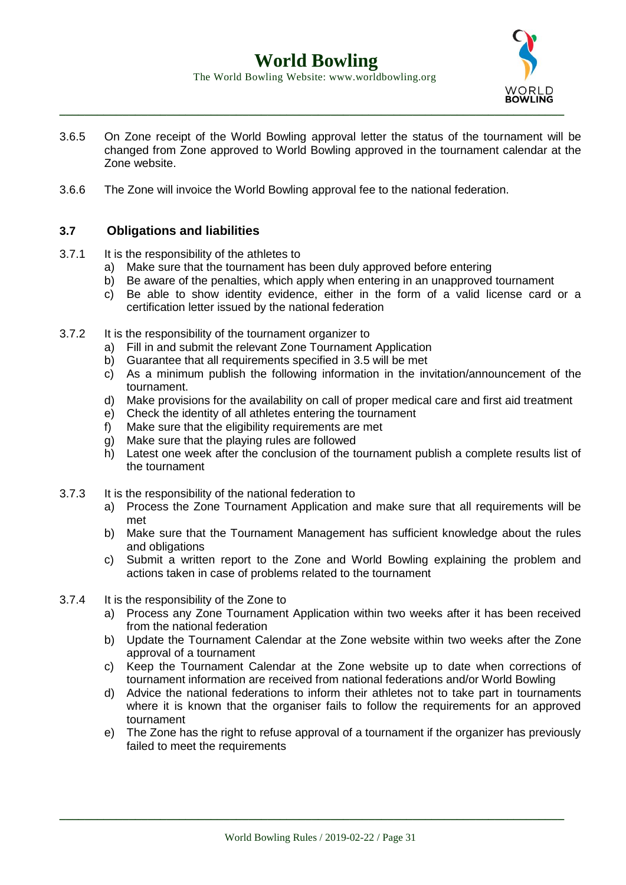3.6.5 On Zone receipt of the World Bowling approval letter the status of the tournament will be changed from Zone approved to World Bowling approved in the tournament calendar at the Zone website.

3.6.6 The Zone will invoice the World Bowling approval fee to the national federation.

### 3.7 Obligations and liabilities

3.7.1 It is the responsibility of the athletes to

a) Make sure that the tournament has been duly approved before entering
b) Be aware of the penalties, which apply when entering in an unapproved tournament
c) Be able to show identity evidence, either in the form of a valid license card or a certification letter issued by the national federation

3.7.2 It is the responsibility of the tournament organizer to

a) Fill in and submit the relevant Zone Tournament Application
b) Guarantee that all requirements specified in 3.5 will be met
c) As a minimum publish the following information in the invitation/announcement of the tournament.
d) Make provisions for the availability on call of proper medical care and first aid treatment
e) Check the identity of all athletes entering the tournament
f) Make sure that the eligibility requirements are met
g) Make sure that the playing rules are followed
h) Latest one week after the conclusion of the tournament publish a complete results list of the tournament

3.7.3 It is the responsibility of the national federation to

a) Process the Zone Tournament Application and make sure that all requirements will be met
b) Make sure that the Tournament Management has sufficient knowledge about the rules and obligations
c) Submit a written report to the Zone and World Bowling explaining the problem and actions taken in case of problems related to the tournament

3.7.4 It is the responsibility of the Zone to

a) Process any Zone Tournament Application within two weeks after it has been received from the national federation
b) Update the Tournament Calendar at the Zone website within two weeks after the Zone approval of a tournament
c) Keep the Tournament Calendar at the Zone website up to date when corrections of tournament information are received from national federations and/or World Bowling
d) Advice the national federations to inform their athletes not to take part in tournaments where it is known that the organiser fails to follow the requirements for an approved tournament
e) The Zone has the right to refuse approval of a tournament if the organizer has previously failed to meet the requirements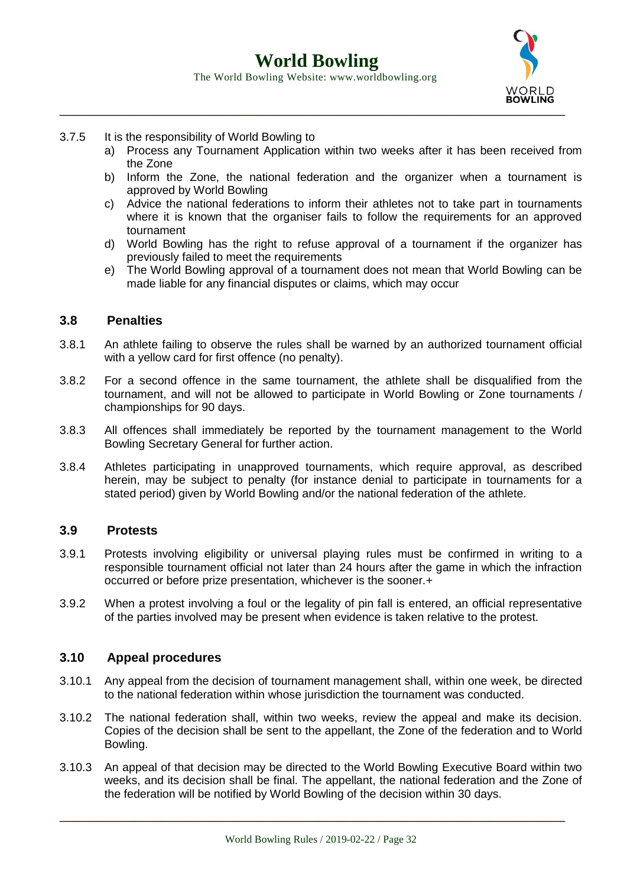3.7.5 It is the responsibility of World Bowling to

a) Process any Tournament Application within two weeks after it has been received from the Zone
b) Inform the Zone, the national federation and the organizer when a tournament is approved by World Bowling
c) Advice the national federations to inform their athletes not to take part in tournaments where it is known that the organiser fails to follow the requirements for an approved tournament
d) World Bowling has the right to refuse approval of a tournament if the organizer has previously failed to meet the requirements
e) The World Bowling approval of a tournament does not mean that World Bowling can be made liable for any financial disputes or claims, which may occur

### 3.8 Penalties

3.8.1 An athlete failing to observe the rules shall be warned by an authorized tournament official with a yellow card for first offence (no penalty).

3.8.2 For a second offence in the same tournament, the athlete shall be disqualified from the tournament, and will not be allowed to participate in World Bowling or Zone tournaments / championships for 90 days.

3.8.3 All offences shall immediately be reported by the tournament management to the World Bowling Secretary General for further action.

3.8.4 Athletes participating in unapproved tournaments, which require approval, as described herein, may be subject to penalty (for instance denial to participate in tournaments for a stated period) given by World Bowling and/or the national federation of the athlete.

### 3.9 Protests

3.9.1 Protests involving eligibility or universal playing rules must be confirmed in writing to a responsible tournament official not later than 24 hours after the game in which the infraction occurred or before prize presentation, whichever is the sooner.+

3.9.2 When a protest involving a foul or the legality of pin fall is entered, an official representative of the parties involved may be present when evidence is taken relative to the protest.

### 3.10 Appeal procedures

3.10.1 Any appeal from the decision of tournament management shall, within one week, be directed to the national federation within whose jurisdiction the tournament was conducted.

3.10.2 The national federation shall, within two weeks, review the appeal and make its decision. Copies of the decision shall be sent to the appellant, the Zone of the federation and to World Bowling.

3.10.3 An appeal of that decision may be directed to the World Bowling Executive Board within two weeks, and its decision shall be final. The appellant, the national federation and the Zone of the federation will be notified by World Bowling of the decision within 30 days.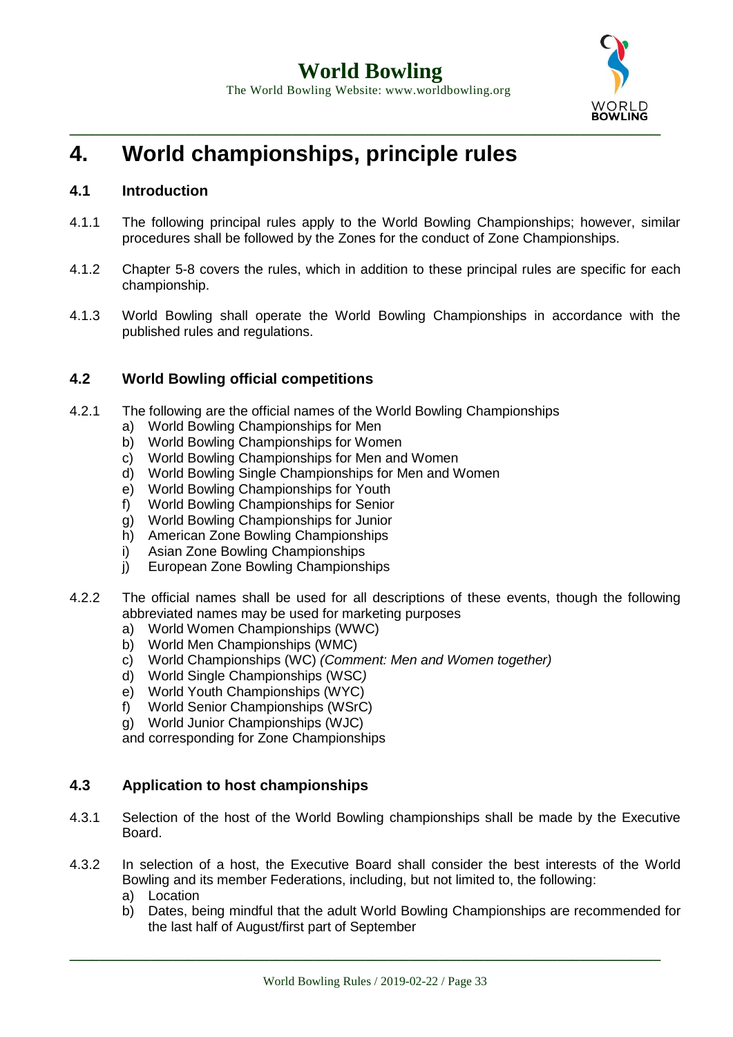# 4. World championships, principle rules

## 4.1 Introduction

4.1.1 The following principal rules apply to the World Bowling Championships; however, similar procedures shall be followed by the Zones for the conduct of Zone Championships.

4.1.2 Chapter 5-8 covers the rules, which in addition to these principal rules are specific for each championship.

4.1.3 World Bowling shall operate the World Bowling Championships in accordance with the published rules and regulations.

## 4.2 World Bowling official competitions

4.2.1 The following are the official names of the World Bowling Championships

a) World Bowling Championships for Men
b) World Bowling Championships for Women
c) World Bowling Championships for Men and Women
d) World Bowling Single Championships for Men and Women
e) World Bowling Championships for Youth
f) World Bowling Championships for Senior
g) World Bowling Championships for Junior
h) American Zone Bowling Championships
i) Asian Zone Bowling Championships
j) European Zone Bowling Championships

4.2.2 The official names shall be used for all descriptions of these events, though the following abbreviated names may be used for marketing purposes

a) World Women Championships (WWC)
b) World Men Championships (WMC)
c) World Championships (WC) *(Comment: Men and Women together)*
d) World Single Championships (WSC*)*
e) World Youth Championships (WYC)
f) World Senior Championships (WSrC)
g) World Junior Championships (WJC)

and corresponding for Zone Championships

## 4.3 Application to host championships

4.3.1 Selection of the host of the World Bowling championships shall be made by the Executive Board.

4.3.2 In selection of a host, the Executive Board shall consider the best interests of the World Bowling and its member Federations, including, but not limited to, the following:

a) Location
b) Dates, being mindful that the adult World Bowling Championships are recommended for the last half of August/first part of September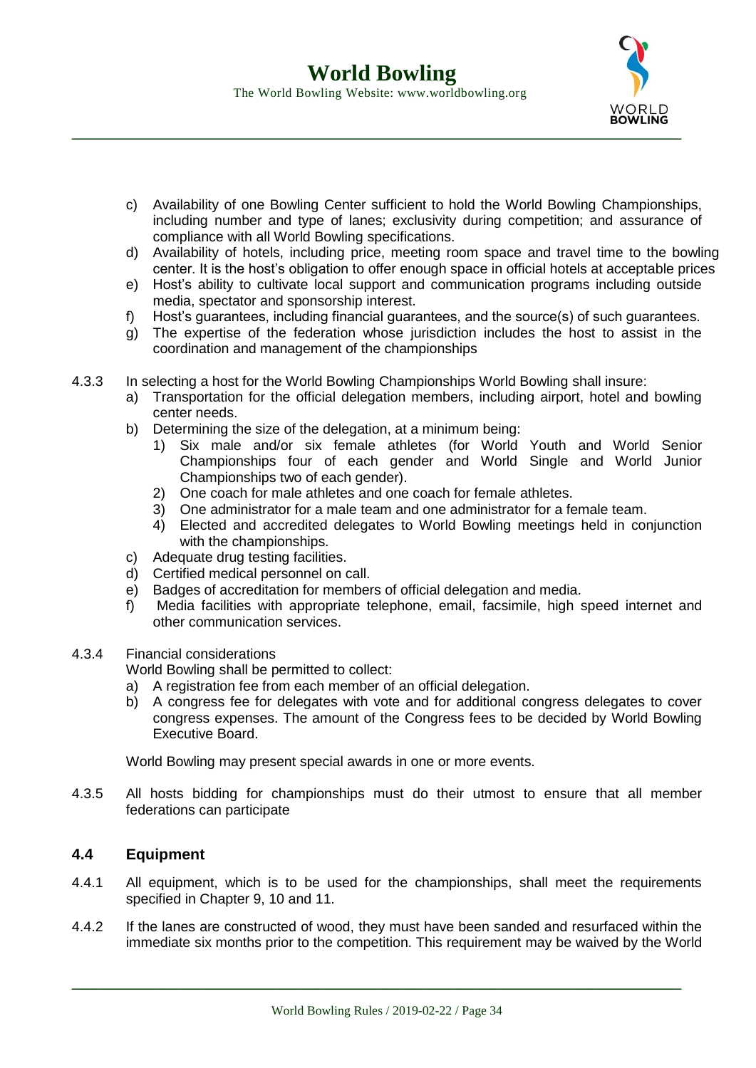c) Availability of one Bowling Center sufficient to hold the World Bowling Championships, including number and type of lanes; exclusivity during competition; and assurance of compliance with all World Bowling specifications.
d) Availability of hotels, including price, meeting room space and travel time to the bowling center. It is the host's obligation to offer enough space in official hotels at acceptable prices
e) Host's ability to cultivate local support and communication programs including outside media, spectator and sponsorship interest.
f) Host's guarantees, including financial guarantees, and the source(s) of such guarantees.
g) The expertise of the federation whose jurisdiction includes the host to assist in the coordination and management of the championships

4.3.3 In selecting a host for the World Bowling Championships World Bowling shall insure:

a) Transportation for the official delegation members, including airport, hotel and bowling center needs.
b) Determining the size of the delegation, at a minimum being:
   1) Six male and/or six female athletes (for World Youth and World Senior Championships four of each gender and World Single and World Junior Championships two of each gender).
   2) One coach for male athletes and one coach for female athletes.
   3) One administrator for a male team and one administrator for a female team.
   4) Elected and accredited delegates to World Bowling meetings held in conjunction with the championships.
c) Adequate drug testing facilities.
d) Certified medical personnel on call.
e) Badges of accreditation for members of official delegation and media.
f) Media facilities with appropriate telephone, email, facsimile, high speed internet and other communication services.

4.3.4 Financial considerations

World Bowling shall be permitted to collect:

a) A registration fee from each member of an official delegation.
b) A congress fee for delegates with vote and for additional congress delegates to cover congress expenses. The amount of the Congress fees to be decided by World Bowling Executive Board.

World Bowling may present special awards in one or more events.

4.3.5 All hosts bidding for championships must do their utmost to ensure that all member federations can participate

## 4.4 Equipment

4.4.1 All equipment, which is to be used for the championships, shall meet the requirements specified in Chapter 9, 10 and 11.

4.4.2 If the lanes are constructed of wood, they must have been sanded and resurfaced within the immediate six months prior to the competition. This requirement may be waived by the World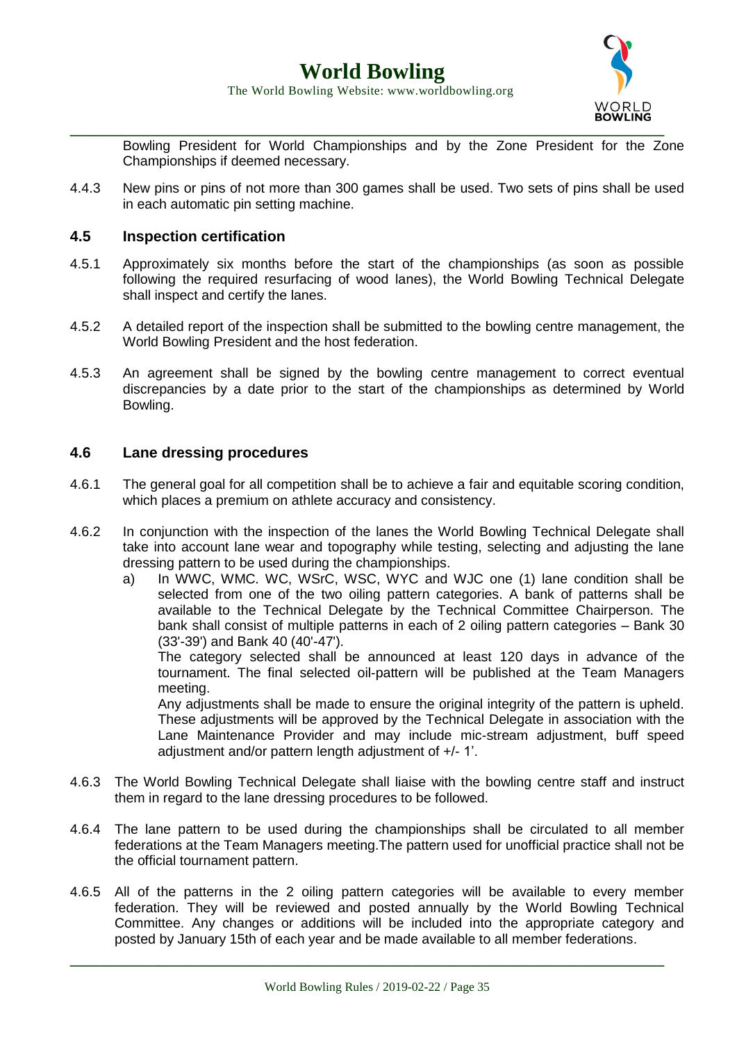Bowling President for World Championships and by the Zone President for the Zone Championships if deemed necessary.

4.4.3 New pins or pins of not more than 300 games shall be used. Two sets of pins shall be used in each automatic pin setting machine.

### 4.5 Inspection certification

4.5.1 Approximately six months before the start of the championships (as soon as possible following the required resurfacing of wood lanes), the World Bowling Technical Delegate shall inspect and certify the lanes.

4.5.2 A detailed report of the inspection shall be submitted to the bowling centre management, the World Bowling President and the host federation.

4.5.3 An agreement shall be signed by the bowling centre management to correct eventual discrepancies by a date prior to the start of the championships as determined by World Bowling.

### 4.6 Lane dressing procedures

4.6.1 The general goal for all competition shall be to achieve a fair and equitable scoring condition, which places a premium on athlete accuracy and consistency.

4.6.2 In conjunction with the inspection of the lanes the World Bowling Technical Delegate shall take into account lane wear and topography while testing, selecting and adjusting the lane dressing pattern to be used during the championships.

a) In WWC, WMC. WC, WSrC, WSC, WYC and WJC one (1) lane condition shall be selected from one of the two oiling pattern categories. A bank of patterns shall be available to the Technical Delegate by the Technical Committee Chairperson. The bank shall consist of multiple patterns in each of 2 oiling pattern categories – Bank 30 (33'-39') and Bank 40 (40'-47').

The category selected shall be announced at least 120 days in advance of the tournament. The final selected oil-pattern will be published at the Team Managers meeting.

Any adjustments shall be made to ensure the original integrity of the pattern is upheld. These adjustments will be approved by the Technical Delegate in association with the Lane Maintenance Provider and may include mic-stream adjustment, buff speed adjustment and/or pattern length adjustment of +/- 1'.

4.6.3 The World Bowling Technical Delegate shall liaise with the bowling centre staff and instruct them in regard to the lane dressing procedures to be followed.

4.6.4 The lane pattern to be used during the championships shall be circulated to all member federations at the Team Managers meeting.The pattern used for unofficial practice shall not be the official tournament pattern.

4.6.5 All of the patterns in the 2 oiling pattern categories will be available to every member federation. They will be reviewed and posted annually by the World Bowling Technical Committee. Any changes or additions will be included into the appropriate category and posted by January 15th of each year and be made available to all member federations.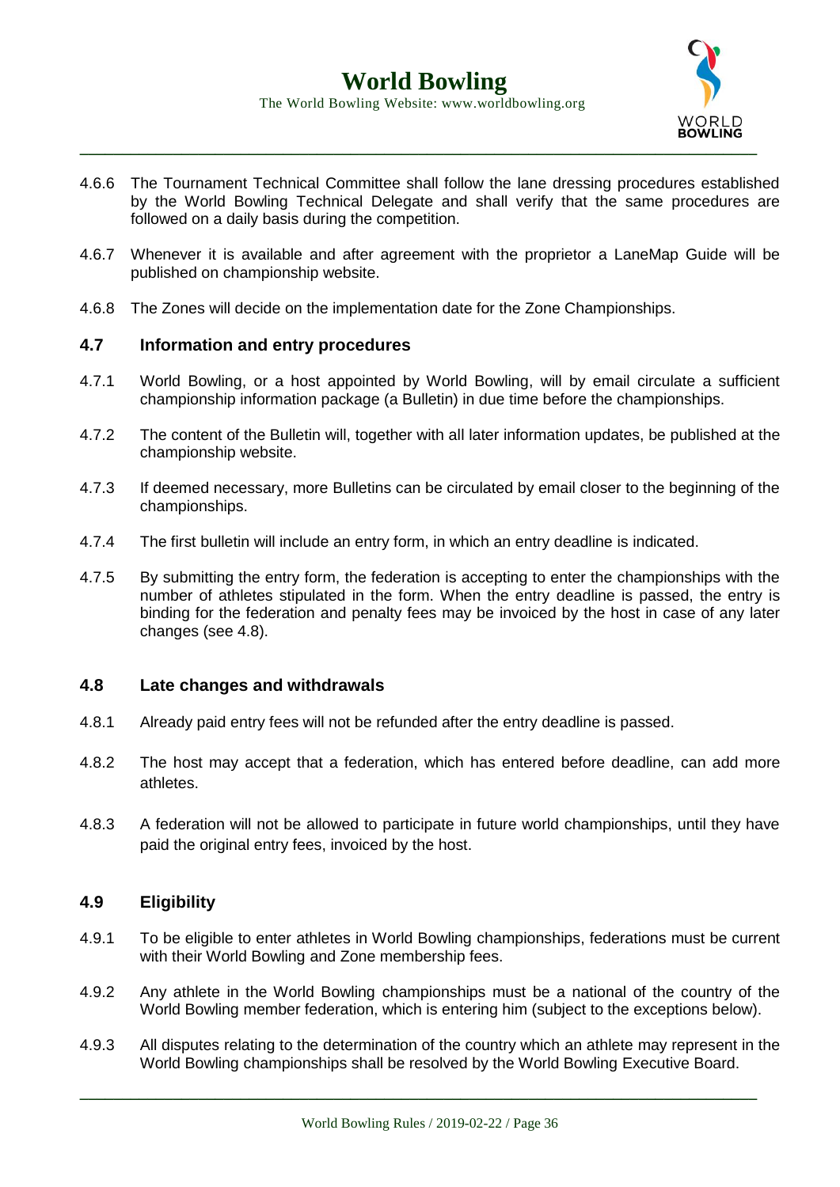4.6.6 The Tournament Technical Committee shall follow the lane dressing procedures established by the World Bowling Technical Delegate and shall verify that the same procedures are followed on a daily basis during the competition.

4.6.7 Whenever it is available and after agreement with the proprietor a LaneMap Guide will be published on championship website.

4.6.8 The Zones will decide on the implementation date for the Zone Championships.

### 4.7 Information and entry procedures

4.7.1 World Bowling, or a host appointed by World Bowling, will by email circulate a sufficient championship information package (a Bulletin) in due time before the championships.

4.7.2 The content of the Bulletin will, together with all later information updates, be published at the championship website.

4.7.3 If deemed necessary, more Bulletins can be circulated by email closer to the beginning of the championships.

4.7.4 The first bulletin will include an entry form, in which an entry deadline is indicated.

4.7.5 By submitting the entry form, the federation is accepting to enter the championships with the number of athletes stipulated in the form. When the entry deadline is passed, the entry is binding for the federation and penalty fees may be invoiced by the host in case of any later changes (see 4.8).

### 4.8 Late changes and withdrawals

4.8.1 Already paid entry fees will not be refunded after the entry deadline is passed.

4.8.2 The host may accept that a federation, which has entered before deadline, can add more athletes.

4.8.3 A federation will not be allowed to participate in future world championships, until they have paid the original entry fees, invoiced by the host.

### 4.9 Eligibility

4.9.1 To be eligible to enter athletes in World Bowling championships, federations must be current with their World Bowling and Zone membership fees.

4.9.2 Any athlete in the World Bowling championships must be a national of the country of the World Bowling member federation, which is entering him (subject to the exceptions below).

4.9.3 All disputes relating to the determination of the country which an athlete may represent in the World Bowling championships shall be resolved by the World Bowling Executive Board.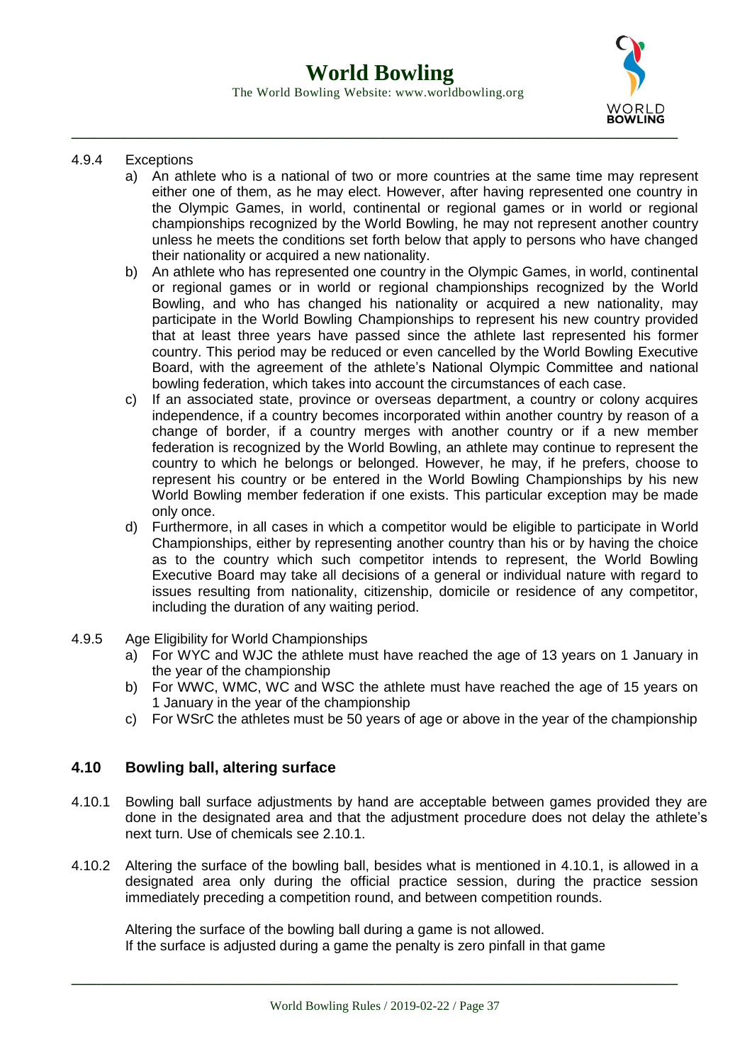4.9.4 Exceptions

a) An athlete who is a national of two or more countries at the same time may represent either one of them, as he may elect. However, after having represented one country in the Olympic Games, in world, continental or regional games or in world or regional championships recognized by the World Bowling, he may not represent another country unless he meets the conditions set forth below that apply to persons who have changed their nationality or acquired a new nationality.

b) An athlete who has represented one country in the Olympic Games, in world, continental or regional games or in world or regional championships recognized by the World Bowling, and who has changed his nationality or acquired a new nationality, may participate in the World Bowling Championships to represent his new country provided that at least three years have passed since the athlete last represented his former country. This period may be reduced or even cancelled by the World Bowling Executive Board, with the agreement of the athlete's National Olympic Committee and national bowling federation, which takes into account the circumstances of each case.

c) If an associated state, province or overseas department, a country or colony acquires independence, if a country becomes incorporated within another country by reason of a change of border, if a country merges with another country or if a new member federation is recognized by the World Bowling, an athlete may continue to represent the country to which he belongs or belonged. However, he may, if he prefers, choose to represent his country or be entered in the World Bowling Championships by his new World Bowling member federation if one exists. This particular exception may be made only once.

d) Furthermore, in all cases in which a competitor would be eligible to participate in World Championships, either by representing another country than his or by having the choice as to the country which such competitor intends to represent, the World Bowling Executive Board may take all decisions of a general or individual nature with regard to issues resulting from nationality, citizenship, domicile or residence of any competitor, including the duration of any waiting period.

4.9.5 Age Eligibility for World Championships

a) For WYC and WJC the athlete must have reached the age of 13 years on 1 January in the year of the championship

b) For WWC, WMC, WC and WSC the athlete must have reached the age of 15 years on 1 January in the year of the championship

c) For WSrC the athletes must be 50 years of age or above in the year of the championship

## 4.10 Bowling ball, altering surface

4.10.1 Bowling ball surface adjustments by hand are acceptable between games provided they are done in the designated area and that the adjustment procedure does not delay the athlete's next turn. Use of chemicals see 2.10.1.

4.10.2 Altering the surface of the bowling ball, besides what is mentioned in 4.10.1, is allowed in a designated area only during the official practice session, during the practice session immediately preceding a competition round, and between competition rounds.

Altering the surface of the bowling ball during a game is not allowed.
If the surface is adjusted during a game the penalty is zero pinfall in that game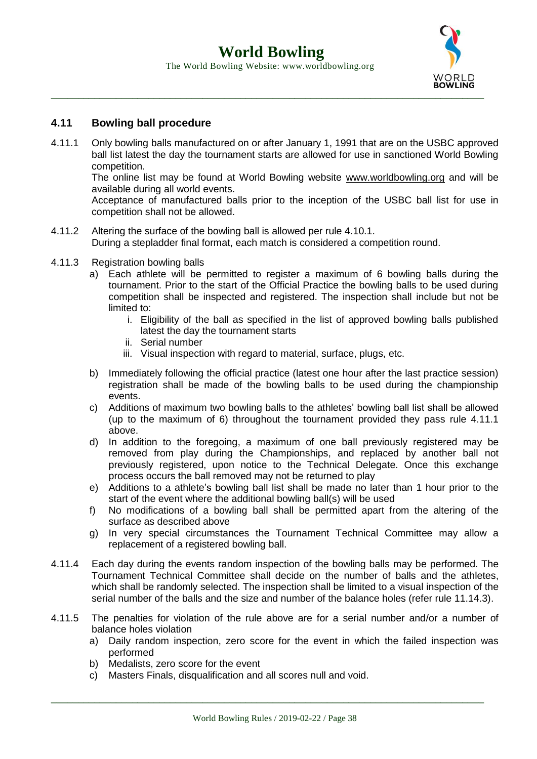## 4.11 Bowling ball procedure

4.11.1 Only bowling balls manufactured on or after January 1, 1991 that are on the USBC approved ball list latest the day the tournament starts are allowed for use in sanctioned World Bowling competition.
The online list may be found at World Bowling website www.worldbowling.org and will be available during all world events.
Acceptance of manufactured balls prior to the inception of the USBC ball list for use in competition shall not be allowed.

4.11.2 Altering the surface of the bowling ball is allowed per rule 4.10.1.
During a stepladder final format, each match is considered a competition round.

4.11.3 Registration bowling balls

a) Each athlete will be permitted to register a maximum of 6 bowling balls during the tournament. Prior to the start of the Official Practice the bowling balls to be used during competition shall be inspected and registered. The inspection shall include but not be limited to:
   i. Eligibility of the ball as specified in the list of approved bowling balls published latest the day the tournament starts
   ii. Serial number
   iii. Visual inspection with regard to material, surface, plugs, etc.

b) Immediately following the official practice (latest one hour after the last practice session) registration shall be made of the bowling balls to be used during the championship events.

c) Additions of maximum two bowling balls to the athletes' bowling ball list shall be allowed (up to the maximum of 6) throughout the tournament provided they pass rule 4.11.1 above.

d) In addition to the foregoing, a maximum of one ball previously registered may be removed from play during the Championships, and replaced by another ball not previously registered, upon notice to the Technical Delegate. Once this exchange process occurs the ball removed may not be returned to play

e) Additions to a athlete's bowling ball list shall be made no later than 1 hour prior to the start of the event where the additional bowling ball(s) will be used

f) No modifications of a bowling ball shall be permitted apart from the altering of the surface as described above

g) In very special circumstances the Tournament Technical Committee may allow a replacement of a registered bowling ball.

4.11.4 Each day during the events random inspection of the bowling balls may be performed. The Tournament Technical Committee shall decide on the number of balls and the athletes, which shall be randomly selected. The inspection shall be limited to a visual inspection of the serial number of the balls and the size and number of the balance holes (refer rule 11.14.3).

4.11.5 The penalties for violation of the rule above are for a serial number and/or a number of balance holes violation

a) Daily random inspection, zero score for the event in which the failed inspection was performed

b) Medalists, zero score for the event

c) Masters Finals, disqualification and all scores null and void.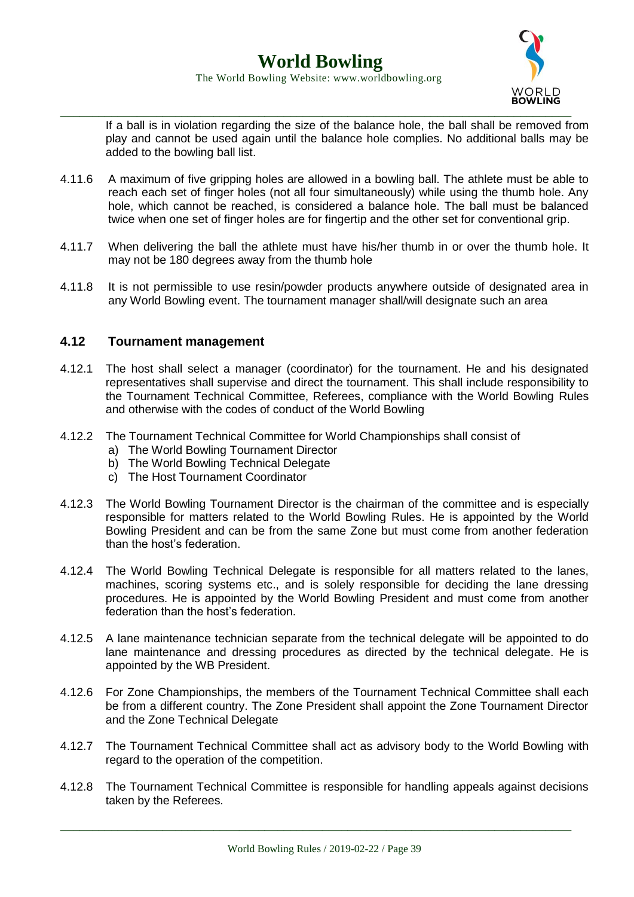If a ball is in violation regarding the size of the balance hole, the ball shall be removed from play and cannot be used again until the balance hole complies. No additional balls may be added to the bowling ball list.

4.11.6 A maximum of five gripping holes are allowed in a bowling ball. The athlete must be able to reach each set of finger holes (not all four simultaneously) while using the thumb hole. Any hole, which cannot be reached, is considered a balance hole. The ball must be balanced twice when one set of finger holes are for fingertip and the other set for conventional grip.

4.11.7 When delivering the ball the athlete must have his/her thumb in or over the thumb hole. It may not be 180 degrees away from the thumb hole

4.11.8 It is not permissible to use resin/powder products anywhere outside of designated area in any World Bowling event. The tournament manager shall/will designate such an area

### 4.12 Tournament management

4.12.1 The host shall select a manager (coordinator) for the tournament. He and his designated representatives shall supervise and direct the tournament. This shall include responsibility to the Tournament Technical Committee, Referees, compliance with the World Bowling Rules and otherwise with the codes of conduct of the World Bowling

4.12.2 The Tournament Technical Committee for World Championships shall consist of

a) The World Bowling Tournament Director
b) The World Bowling Technical Delegate
c) The Host Tournament Coordinator

4.12.3 The World Bowling Tournament Director is the chairman of the committee and is especially responsible for matters related to the World Bowling Rules. He is appointed by the World Bowling President and can be from the same Zone but must come from another federation than the host's federation.

4.12.4 The World Bowling Technical Delegate is responsible for all matters related to the lanes, machines, scoring systems etc., and is solely responsible for deciding the lane dressing procedures. He is appointed by the World Bowling President and must come from another federation than the host's federation.

4.12.5 A lane maintenance technician separate from the technical delegate will be appointed to do lane maintenance and dressing procedures as directed by the technical delegate. He is appointed by the WB President.

4.12.6 For Zone Championships, the members of the Tournament Technical Committee shall each be from a different country. The Zone President shall appoint the Zone Tournament Director and the Zone Technical Delegate

4.12.7 The Tournament Technical Committee shall act as advisory body to the World Bowling with regard to the operation of the competition.

4.12.8 The Tournament Technical Committee is responsible for handling appeals against decisions taken by the Referees.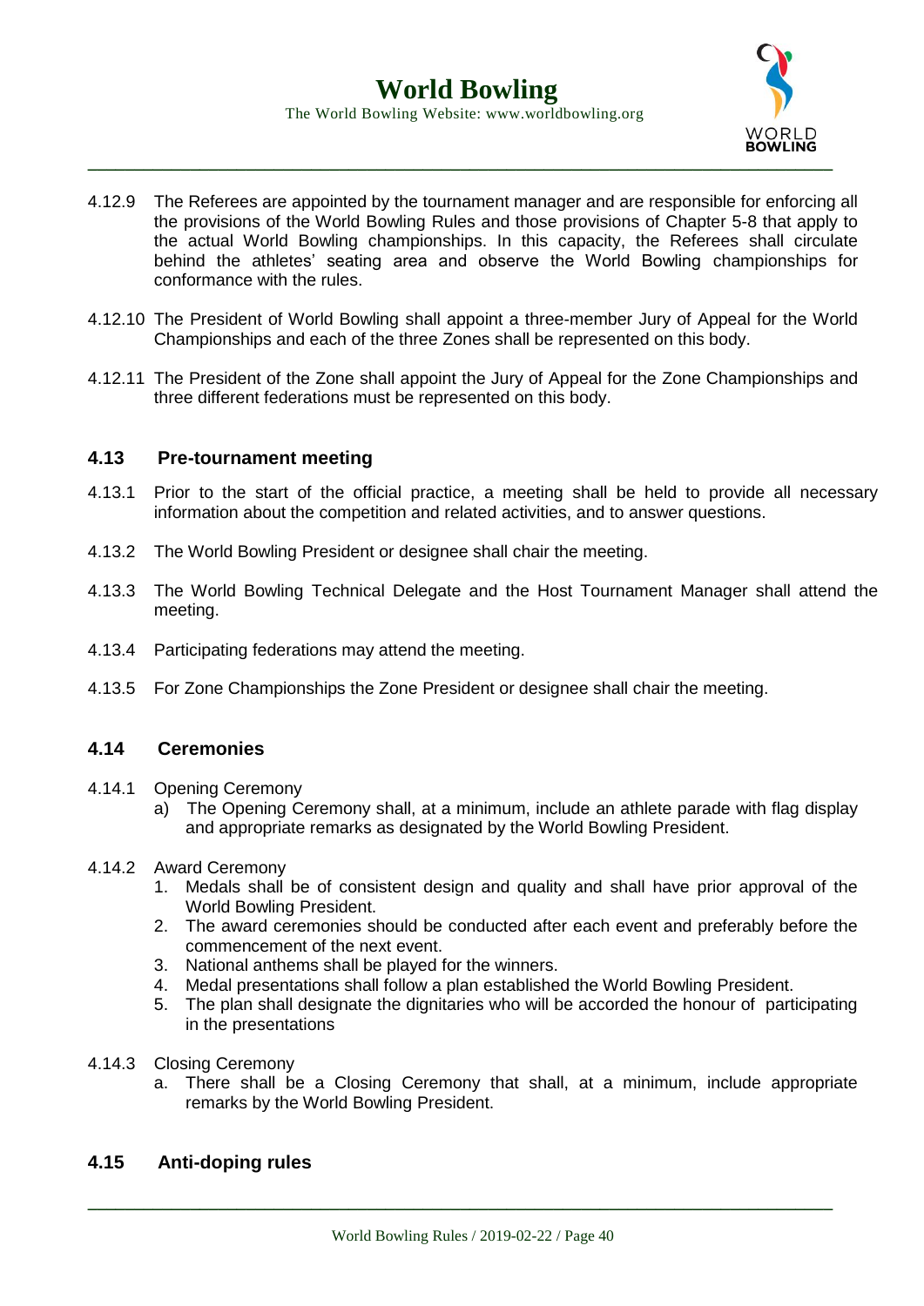4.12.9 The Referees are appointed by the tournament manager and are responsible for enforcing all the provisions of the World Bowling Rules and those provisions of Chapter 5-8 that apply to the actual World Bowling championships. In this capacity, the Referees shall circulate behind the athletes' seating area and observe the World Bowling championships for conformance with the rules.

4.12.10 The President of World Bowling shall appoint a three-member Jury of Appeal for the World Championships and each of the three Zones shall be represented on this body.

4.12.11 The President of the Zone shall appoint the Jury of Appeal for the Zone Championships and three different federations must be represented on this body.

## 4.13 Pre-tournament meeting

4.13.1 Prior to the start of the official practice, a meeting shall be held to provide all necessary information about the competition and related activities, and to answer questions.

4.13.2 The World Bowling President or designee shall chair the meeting.

4.13.3 The World Bowling Technical Delegate and the Host Tournament Manager shall attend the meeting.

4.13.4 Participating federations may attend the meeting.

4.13.5 For Zone Championships the Zone President or designee shall chair the meeting.

## 4.14 Ceremonies

4.14.1 Opening Ceremony

a) The Opening Ceremony shall, at a minimum, include an athlete parade with flag display and appropriate remarks as designated by the World Bowling President.

4.14.2 Award Ceremony

1. Medals shall be of consistent design and quality and shall have prior approval of the World Bowling President.
2. The award ceremonies should be conducted after each event and preferably before the commencement of the next event.
3. National anthems shall be played for the winners.
4. Medal presentations shall follow a plan established the World Bowling President.
5. The plan shall designate the dignitaries who will be accorded the honour of participating in the presentations

4.14.3 Closing Ceremony

a. There shall be a Closing Ceremony that shall, at a minimum, include appropriate remarks by the World Bowling President.

## 4.15 Anti-doping rules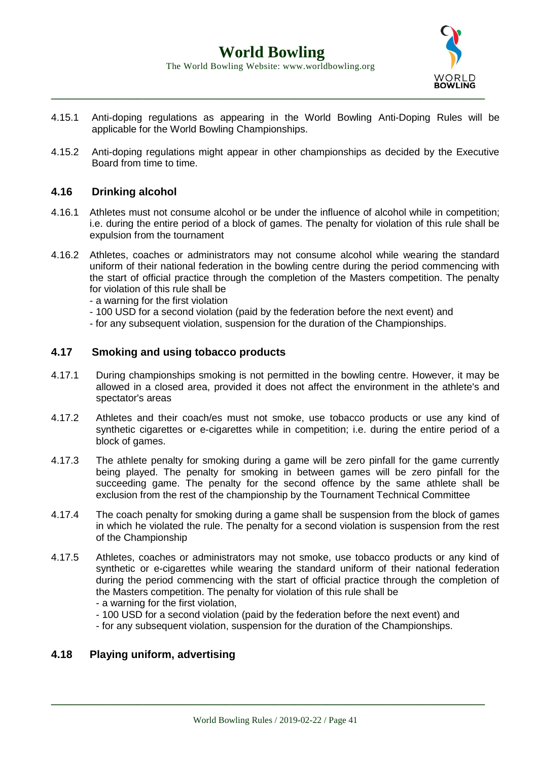4.15.1 Anti-doping regulations as appearing in the World Bowling Anti-Doping Rules will be applicable for the World Bowling Championships.

4.15.2 Anti-doping regulations might appear in other championships as decided by the Executive Board from time to time.

### 4.16 Drinking alcohol

4.16.1 Athletes must not consume alcohol or be under the influence of alcohol while in competition; i.e. during the entire period of a block of games. The penalty for violation of this rule shall be expulsion from the tournament

4.16.2 Athletes, coaches or administrators may not consume alcohol while wearing the standard uniform of their national federation in the bowling centre during the period commencing with the start of official practice through the completion of the Masters competition. The penalty for violation of this rule shall be
- a warning for the first violation
- 100 USD for a second violation (paid by the federation before the next event) and
- for any subsequent violation, suspension for the duration of the Championships.

### 4.17 Smoking and using tobacco products

4.17.1 During championships smoking is not permitted in the bowling centre. However, it may be allowed in a closed area, provided it does not affect the environment in the athlete's and spectator's areas

4.17.2 Athletes and their coach/es must not smoke, use tobacco products or use any kind of synthetic cigarettes or e-cigarettes while in competition; i.e. during the entire period of a block of games.

4.17.3 The athlete penalty for smoking during a game will be zero pinfall for the game currently being played. The penalty for smoking in between games will be zero pinfall for the succeeding game. The penalty for the second offence by the same athlete shall be exclusion from the rest of the championship by the Tournament Technical Committee

4.17.4 The coach penalty for smoking during a game shall be suspension from the block of games in which he violated the rule. The penalty for a second violation is suspension from the rest of the Championship

4.17.5 Athletes, coaches or administrators may not smoke, use tobacco products or any kind of synthetic or e-cigarettes while wearing the standard uniform of their national federation during the period commencing with the start of official practice through the completion of the Masters competition. The penalty for violation of this rule shall be
- a warning for the first violation,
- 100 USD for a second violation (paid by the federation before the next event) and
- for any subsequent violation, suspension for the duration of the Championships.

### 4.18 Playing uniform, advertising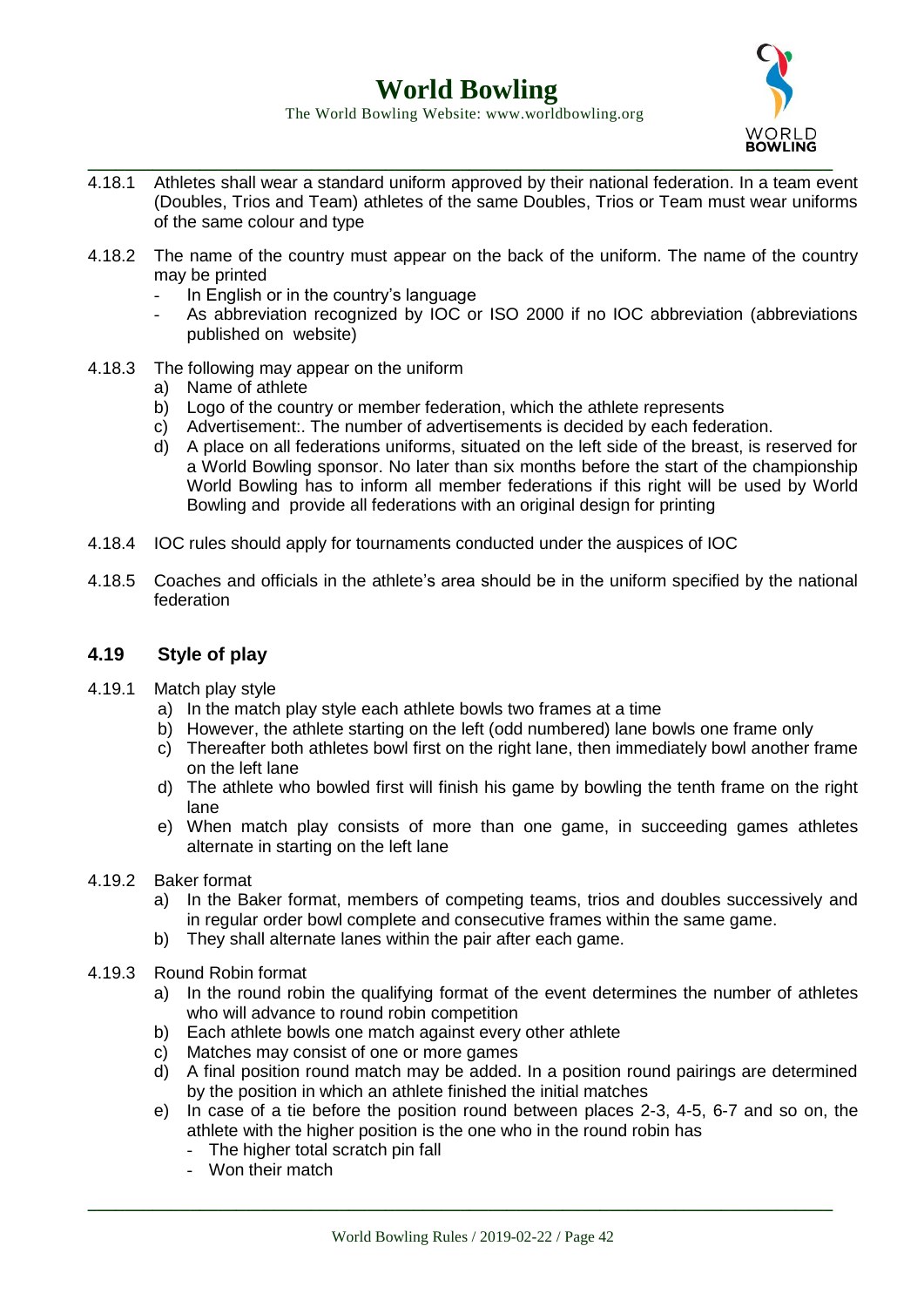4.18.1 Athletes shall wear a standard uniform approved by their national federation. In a team event (Doubles, Trios and Team) athletes of the same Doubles, Trios or Team must wear uniforms of the same colour and type

4.18.2 The name of the country must appear on the back of the uniform. The name of the country may be printed
- In English or in the country's language
- As abbreviation recognized by IOC or ISO 2000 if no IOC abbreviation (abbreviations published on website)

4.18.3 The following may appear on the uniform
a) Name of athlete
b) Logo of the country or member federation, which the athlete represents
c) Advertisement:. The number of advertisements is decided by each federation.
d) A place on all federations uniforms, situated on the left side of the breast, is reserved for a World Bowling sponsor. No later than six months before the start of the championship World Bowling has to inform all member federations if this right will be used by World Bowling and provide all federations with an original design for printing

4.18.4 IOC rules should apply for tournaments conducted under the auspices of IOC

4.18.5 Coaches and officials in the athlete's area should be in the uniform specified by the national federation

## 4.19 Style of play

4.19.1 Match play style
a) In the match play style each athlete bowls two frames at a time
b) However, the athlete starting on the left (odd numbered) lane bowls one frame only
c) Thereafter both athletes bowl first on the right lane, then immediately bowl another frame on the left lane
d) The athlete who bowled first will finish his game by bowling the tenth frame on the right lane
e) When match play consists of more than one game, in succeeding games athletes alternate in starting on the left lane

4.19.2 Baker format
a) In the Baker format, members of competing teams, trios and doubles successively and in regular order bowl complete and consecutive frames within the same game.
b) They shall alternate lanes within the pair after each game.

4.19.3 Round Robin format
a) In the round robin the qualifying format of the event determines the number of athletes who will advance to round robin competition
b) Each athlete bowls one match against every other athlete
c) Matches may consist of one or more games
d) A final position round match may be added. In a position round pairings are determined by the position in which an athlete finished the initial matches
e) In case of a tie before the position round between places 2-3, 4-5, 6-7 and so on, the athlete with the higher position is the one who in the round robin has
   - The higher total scratch pin fall
   - Won their match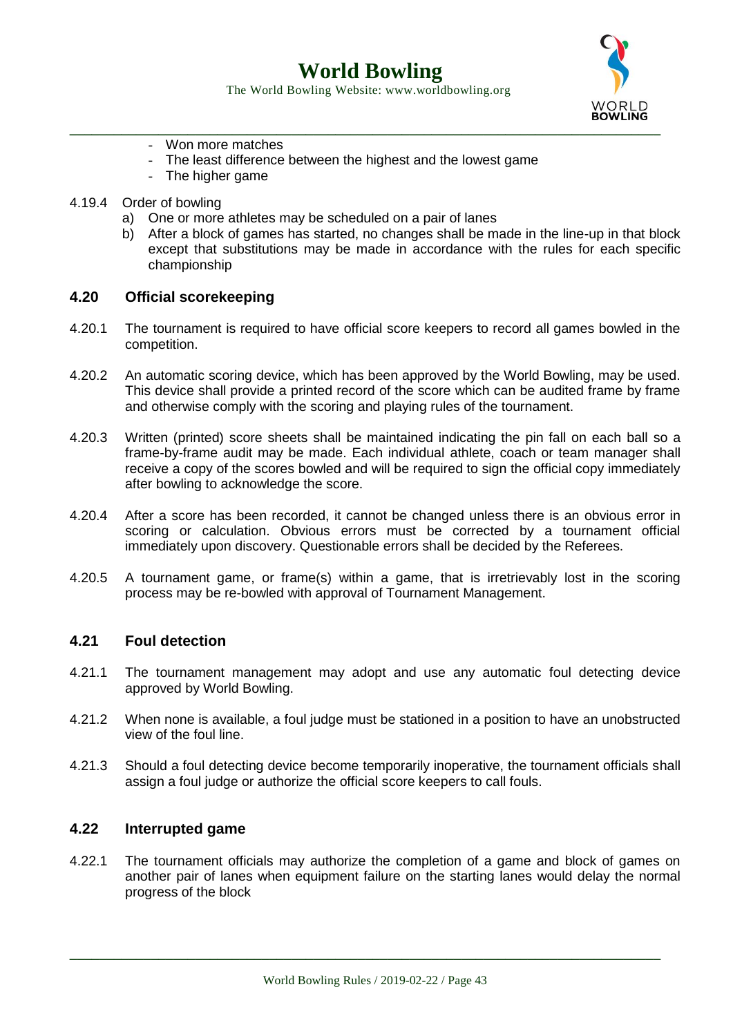- Won more matches
- The least difference between the highest and the lowest game
- The higher game

4.19.4 Order of bowling

a) One or more athletes may be scheduled on a pair of lanes
b) After a block of games has started, no changes shall be made in the line-up in that block except that substitutions may be made in accordance with the rules for each specific championship

## 4.20 Official scorekeeping

4.20.1 The tournament is required to have official score keepers to record all games bowled in the competition.

4.20.2 An automatic scoring device, which has been approved by the World Bowling, may be used. This device shall provide a printed record of the score which can be audited frame by frame and otherwise comply with the scoring and playing rules of the tournament.

4.20.3 Written (printed) score sheets shall be maintained indicating the pin fall on each ball so a frame-by-frame audit may be made. Each individual athlete, coach or team manager shall receive a copy of the scores bowled and will be required to sign the official copy immediately after bowling to acknowledge the score.

4.20.4 After a score has been recorded, it cannot be changed unless there is an obvious error in scoring or calculation. Obvious errors must be corrected by a tournament official immediately upon discovery. Questionable errors shall be decided by the Referees.

4.20.5 A tournament game, or frame(s) within a game, that is irretrievably lost in the scoring process may be re-bowled with approval of Tournament Management.

## 4.21 Foul detection

4.21.1 The tournament management may adopt and use any automatic foul detecting device approved by World Bowling.

4.21.2 When none is available, a foul judge must be stationed in a position to have an unobstructed view of the foul line.

4.21.3 Should a foul detecting device become temporarily inoperative, the tournament officials shall assign a foul judge or authorize the official score keepers to call fouls.

## 4.22 Interrupted game

4.22.1 The tournament officials may authorize the completion of a game and block of games on another pair of lanes when equipment failure on the starting lanes would delay the normal progress of the block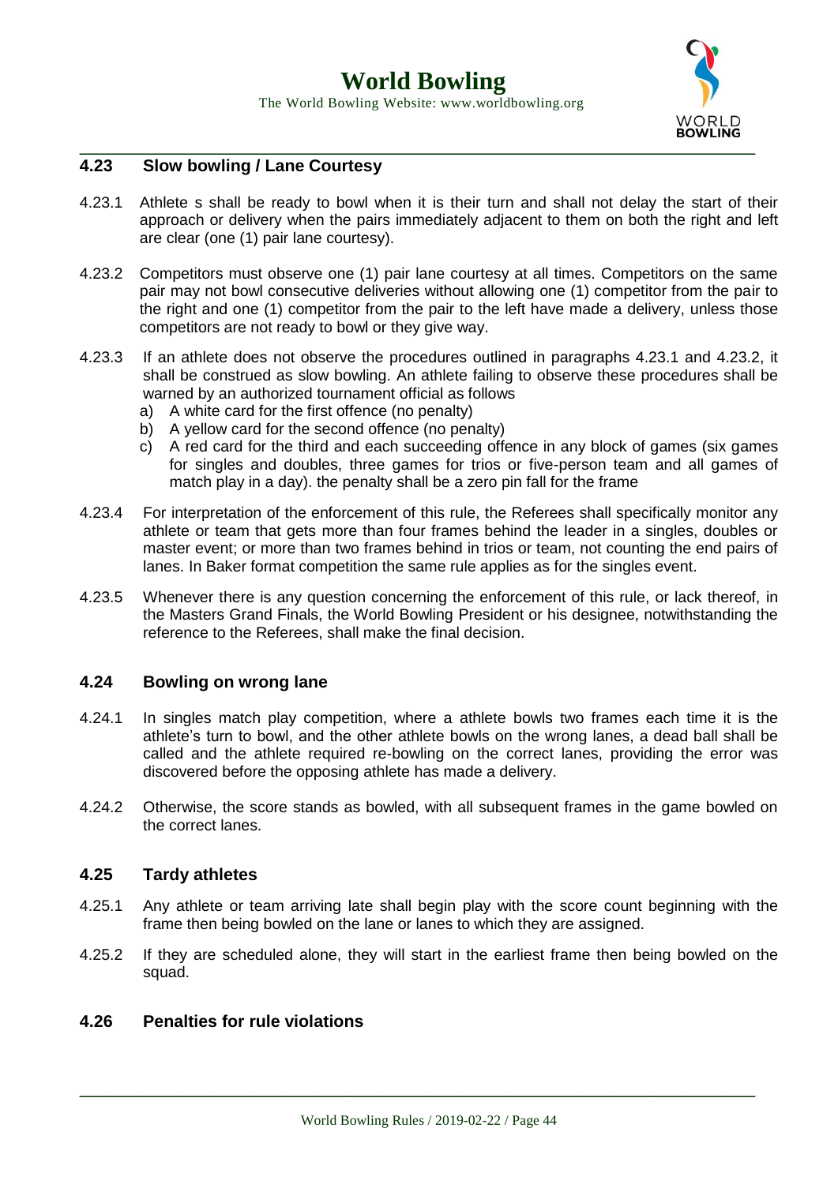## 4.23 Slow bowling / Lane Courtesy

4.23.1 Athlete s shall be ready to bowl when it is their turn and shall not delay the start of their approach or delivery when the pairs immediately adjacent to them on both the right and left are clear (one (1) pair lane courtesy).

4.23.2 Competitors must observe one (1) pair lane courtesy at all times. Competitors on the same pair may not bowl consecutive deliveries without allowing one (1) competitor from the pair to the right and one (1) competitor from the pair to the left have made a delivery, unless those competitors are not ready to bowl or they give way.

4.23.3 If an athlete does not observe the procedures outlined in paragraphs 4.23.1 and 4.23.2, it shall be construed as slow bowling. An athlete failing to observe these procedures shall be warned by an authorized tournament official as follows

a) A white card for the first offence (no penalty)
b) A yellow card for the second offence (no penalty)
c) A red card for the third and each succeeding offence in any block of games (six games for singles and doubles, three games for trios or five-person team and all games of match play in a day). the penalty shall be a zero pin fall for the frame

4.23.4 For interpretation of the enforcement of this rule, the Referees shall specifically monitor any athlete or team that gets more than four frames behind the leader in a singles, doubles or master event; or more than two frames behind in trios or team, not counting the end pairs of lanes. In Baker format competition the same rule applies as for the singles event.

4.23.5 Whenever there is any question concerning the enforcement of this rule, or lack thereof, in the Masters Grand Finals, the World Bowling President or his designee, notwithstanding the reference to the Referees, shall make the final decision.

## 4.24 Bowling on wrong lane

4.24.1 In singles match play competition, where a athlete bowls two frames each time it is the athlete's turn to bowl, and the other athlete bowls on the wrong lanes, a dead ball shall be called and the athlete required re-bowling on the correct lanes, providing the error was discovered before the opposing athlete has made a delivery.

4.24.2 Otherwise, the score stands as bowled, with all subsequent frames in the game bowled on the correct lanes.

## 4.25 Tardy athletes

4.25.1 Any athlete or team arriving late shall begin play with the score count beginning with the frame then being bowled on the lane or lanes to which they are assigned.

4.25.2 If they are scheduled alone, they will start in the earliest frame then being bowled on the squad.

## 4.26 Penalties for rule violations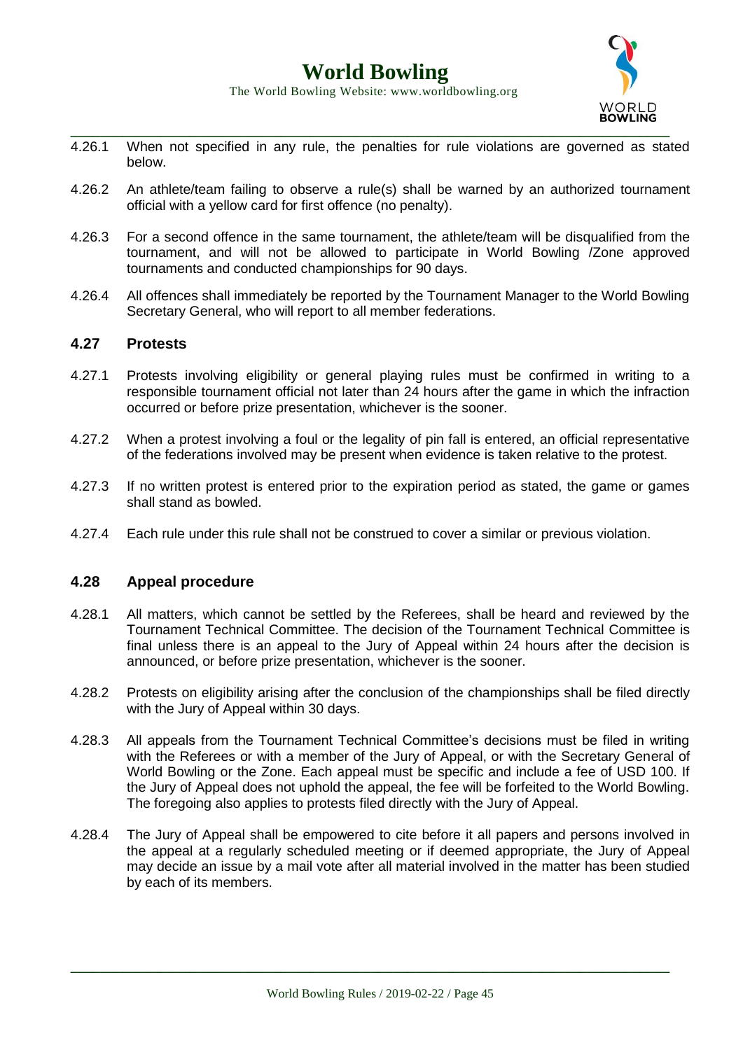4.26.1 When not specified in any rule, the penalties for rule violations are governed as stated below.

4.26.2 An athlete/team failing to observe a rule(s) shall be warned by an authorized tournament official with a yellow card for first offence (no penalty).

4.26.3 For a second offence in the same tournament, the athlete/team will be disqualified from the tournament, and will not be allowed to participate in World Bowling /Zone approved tournaments and conducted championships for 90 days.

4.26.4 All offences shall immediately be reported by the Tournament Manager to the World Bowling Secretary General, who will report to all member federations.

### 4.27 Protests

4.27.1 Protests involving eligibility or general playing rules must be confirmed in writing to a responsible tournament official not later than 24 hours after the game in which the infraction occurred or before prize presentation, whichever is the sooner.

4.27.2 When a protest involving a foul or the legality of pin fall is entered, an official representative of the federations involved may be present when evidence is taken relative to the protest.

4.27.3 If no written protest is entered prior to the expiration period as stated, the game or games shall stand as bowled.

4.27.4 Each rule under this rule shall not be construed to cover a similar or previous violation.

### 4.28 Appeal procedure

4.28.1 All matters, which cannot be settled by the Referees, shall be heard and reviewed by the Tournament Technical Committee. The decision of the Tournament Technical Committee is final unless there is an appeal to the Jury of Appeal within 24 hours after the decision is announced, or before prize presentation, whichever is the sooner.

4.28.2 Protests on eligibility arising after the conclusion of the championships shall be filed directly with the Jury of Appeal within 30 days.

4.28.3 All appeals from the Tournament Technical Committee's decisions must be filed in writing with the Referees or with a member of the Jury of Appeal, or with the Secretary General of World Bowling or the Zone. Each appeal must be specific and include a fee of USD 100. If the Jury of Appeal does not uphold the appeal, the fee will be forfeited to the World Bowling. The foregoing also applies to protests filed directly with the Jury of Appeal.

4.28.4 The Jury of Appeal shall be empowered to cite before it all papers and persons involved in the appeal at a regularly scheduled meeting or if deemed appropriate, the Jury of Appeal may decide an issue by a mail vote after all material involved in the matter has been studied by each of its members.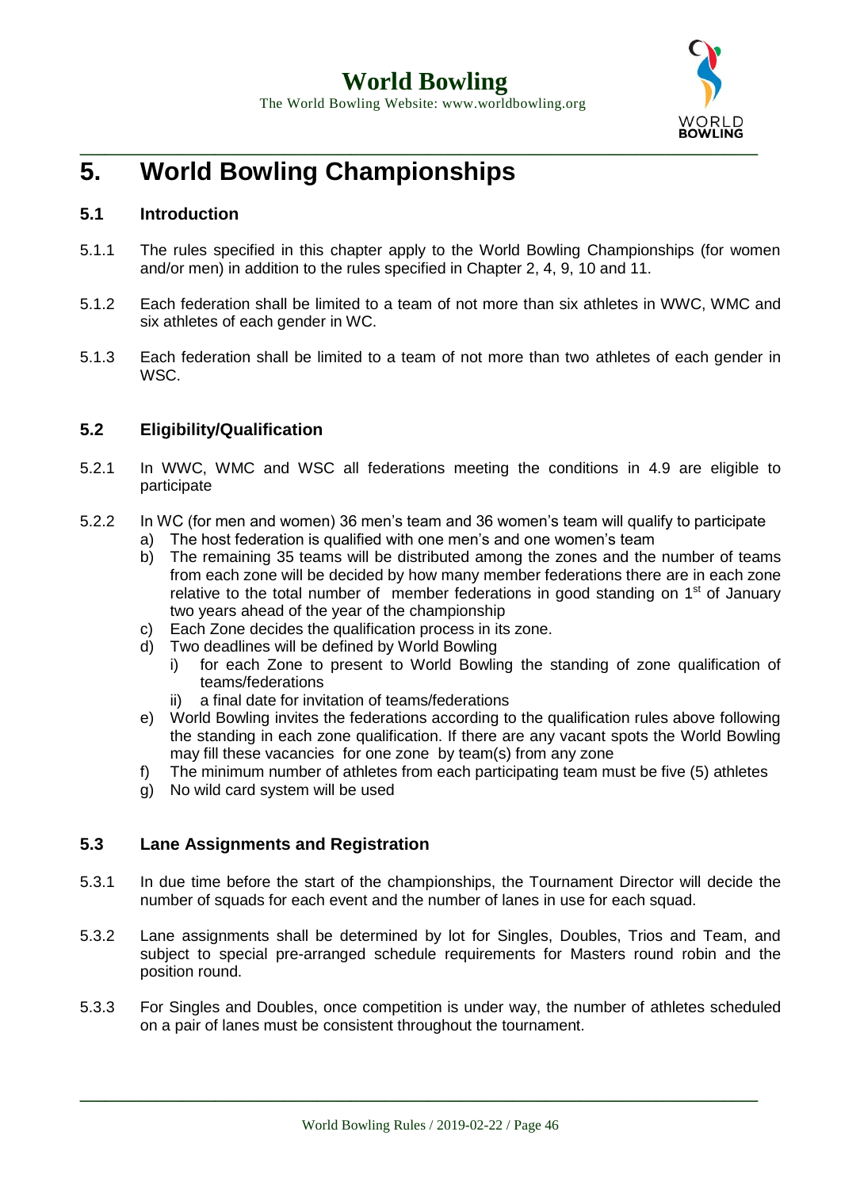# 5. World Bowling Championships

## 5.1 Introduction

5.1.1 The rules specified in this chapter apply to the World Bowling Championships (for women and/or men) in addition to the rules specified in Chapter 2, 4, 9, 10 and 11.

5.1.2 Each federation shall be limited to a team of not more than six athletes in WWC, WMC and six athletes of each gender in WC.

5.1.3 Each federation shall be limited to a team of not more than two athletes of each gender in WSC.

## 5.2 Eligibility/Qualification

5.2.1 In WWC, WMC and WSC all federations meeting the conditions in 4.9 are eligible to participate

5.2.2 In WC (for men and women) 36 men's team and 36 women's team will qualify to participate

a) The host federation is qualified with one men's and one women's team
b) The remaining 35 teams will be distributed among the zones and the number of teams from each zone will be decided by how many member federations there are in each zone relative to the total number of member federations in good standing on 1st of January two years ahead of the year of the championship
c) Each Zone decides the qualification process in its zone.
d) Two deadlines will be defined by World Bowling
   i) for each Zone to present to World Bowling the standing of zone qualification of teams/federations
   ii) a final date for invitation of teams/federations
e) World Bowling invites the federations according to the qualification rules above following the standing in each zone qualification. If there are any vacant spots the World Bowling may fill these vacancies for one zone by team(s) from any zone
f) The minimum number of athletes from each participating team must be five (5) athletes
g) No wild card system will be used

## 5.3 Lane Assignments and Registration

5.3.1 In due time before the start of the championships, the Tournament Director will decide the number of squads for each event and the number of lanes in use for each squad.

5.3.2 Lane assignments shall be determined by lot for Singles, Doubles, Trios and Team, and subject to special pre-arranged schedule requirements for Masters round robin and the position round.

5.3.3 For Singles and Doubles, once competition is under way, the number of athletes scheduled on a pair of lanes must be consistent throughout the tournament.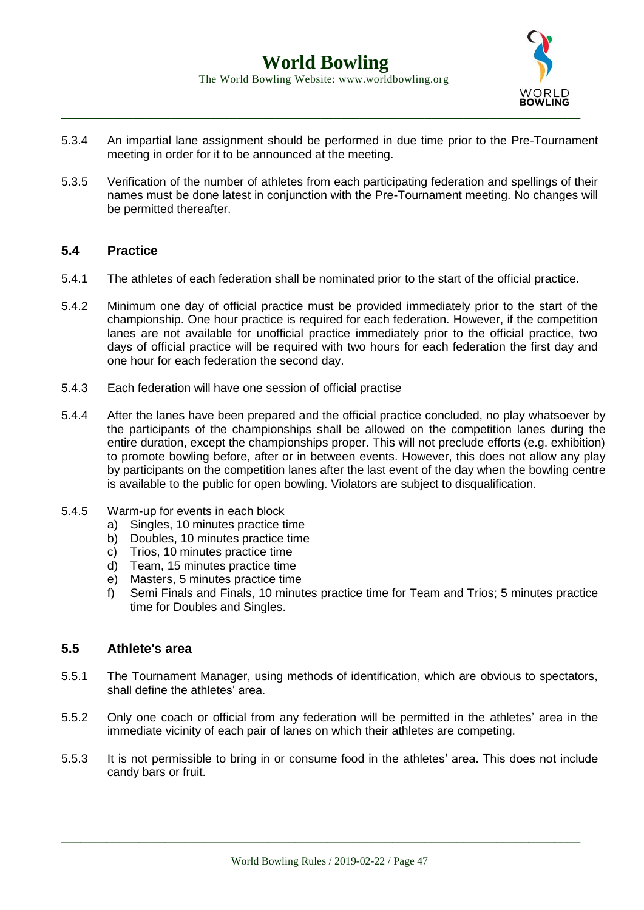5.3.4 An impartial lane assignment should be performed in due time prior to the Pre-Tournament meeting in order for it to be announced at the meeting.

5.3.5 Verification of the number of athletes from each participating federation and spellings of their names must be done latest in conjunction with the Pre-Tournament meeting. No changes will be permitted thereafter.

### 5.4 Practice

5.4.1 The athletes of each federation shall be nominated prior to the start of the official practice.

5.4.2 Minimum one day of official practice must be provided immediately prior to the start of the championship. One hour practice is required for each federation. However, if the competition lanes are not available for unofficial practice immediately prior to the official practice, two days of official practice will be required with two hours for each federation the first day and one hour for each federation the second day.

5.4.3 Each federation will have one session of official practise

5.4.4 After the lanes have been prepared and the official practice concluded, no play whatsoever by the participants of the championships shall be allowed on the competition lanes during the entire duration, except the championships proper. This will not preclude efforts (e.g. exhibition) to promote bowling before, after or in between events. However, this does not allow any play by participants on the competition lanes after the last event of the day when the bowling centre is available to the public for open bowling. Violators are subject to disqualification.

5.4.5 Warm-up for events in each block

a) Singles, 10 minutes practice time
b) Doubles, 10 minutes practice time
c) Trios, 10 minutes practice time
d) Team, 15 minutes practice time
e) Masters, 5 minutes practice time
f) Semi Finals and Finals, 10 minutes practice time for Team and Trios; 5 minutes practice time for Doubles and Singles.

### 5.5 Athlete's area

5.5.1 The Tournament Manager, using methods of identification, which are obvious to spectators, shall define the athletes' area.

5.5.2 Only one coach or official from any federation will be permitted in the athletes' area in the immediate vicinity of each pair of lanes on which their athletes are competing.

5.5.3 It is not permissible to bring in or consume food in the athletes' area. This does not include candy bars or fruit.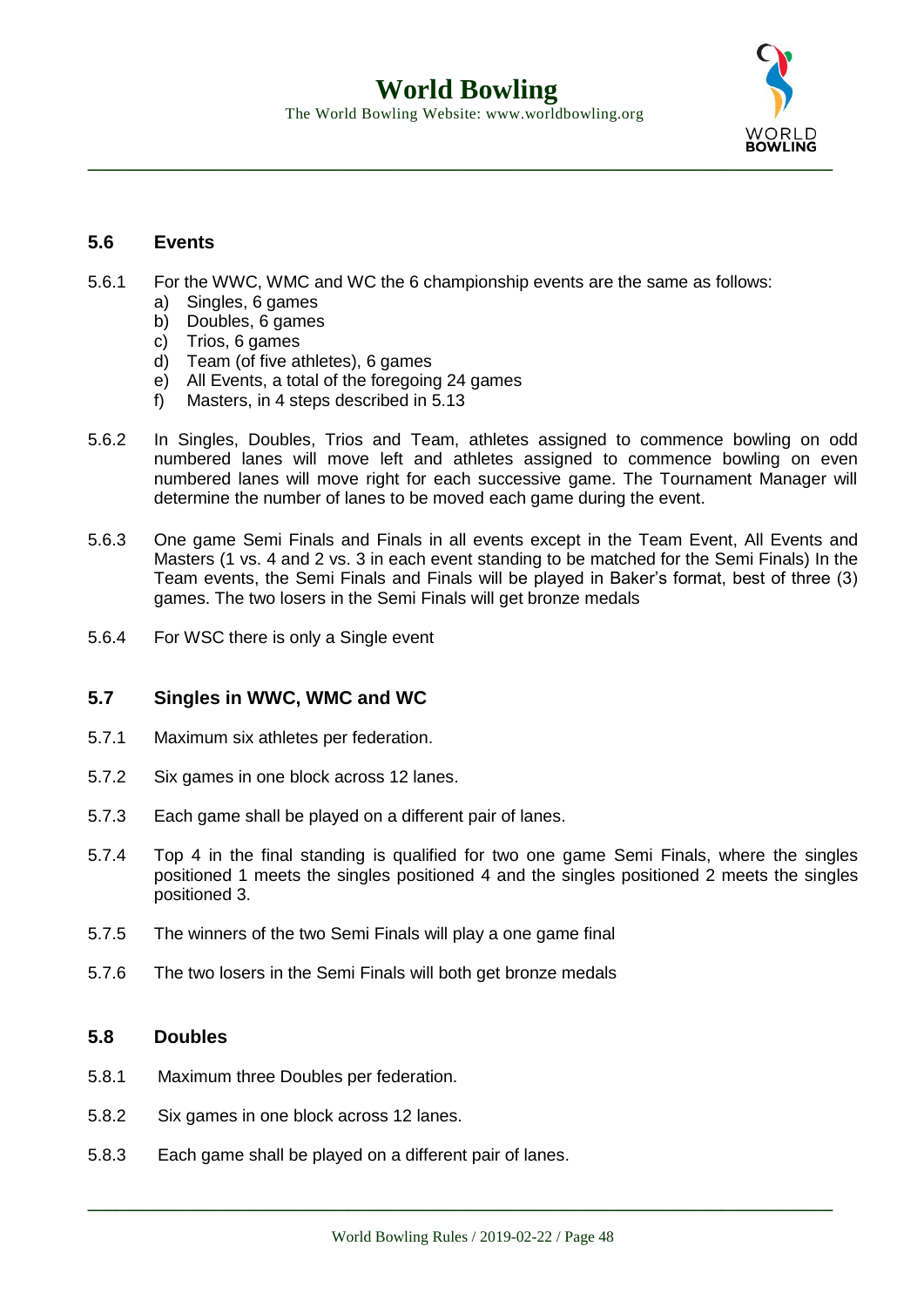## 5.6 Events

5.6.1 For the WWC, WMC and WC the 6 championship events are the same as follows:

a) Singles, 6 games
b) Doubles, 6 games
c) Trios, 6 games
d) Team (of five athletes), 6 games
e) All Events, a total of the foregoing 24 games
f) Masters, in 4 steps described in 5.13

5.6.2 In Singles, Doubles, Trios and Team, athletes assigned to commence bowling on odd numbered lanes will move left and athletes assigned to commence bowling on even numbered lanes will move right for each successive game. The Tournament Manager will determine the number of lanes to be moved each game during the event.

5.6.3 One game Semi Finals and Finals in all events except in the Team Event, All Events and Masters (1 vs. 4 and 2 vs. 3 in each event standing to be matched for the Semi Finals) In the Team events, the Semi Finals and Finals will be played in Baker's format, best of three (3) games. The two losers in the Semi Finals will get bronze medals

5.6.4 For WSC there is only a Single event

## 5.7 Singles in WWC, WMC and WC

5.7.1 Maximum six athletes per federation.

5.7.2 Six games in one block across 12 lanes.

5.7.3 Each game shall be played on a different pair of lanes.

5.7.4 Top 4 in the final standing is qualified for two one game Semi Finals, where the singles positioned 1 meets the singles positioned 4 and the singles positioned 2 meets the singles positioned 3.

5.7.5 The winners of the two Semi Finals will play a one game final

5.7.6 The two losers in the Semi Finals will both get bronze medals

## 5.8 Doubles

5.8.1 Maximum three Doubles per federation.

5.8.2 Six games in one block across 12 lanes.

5.8.3 Each game shall be played on a different pair of lanes.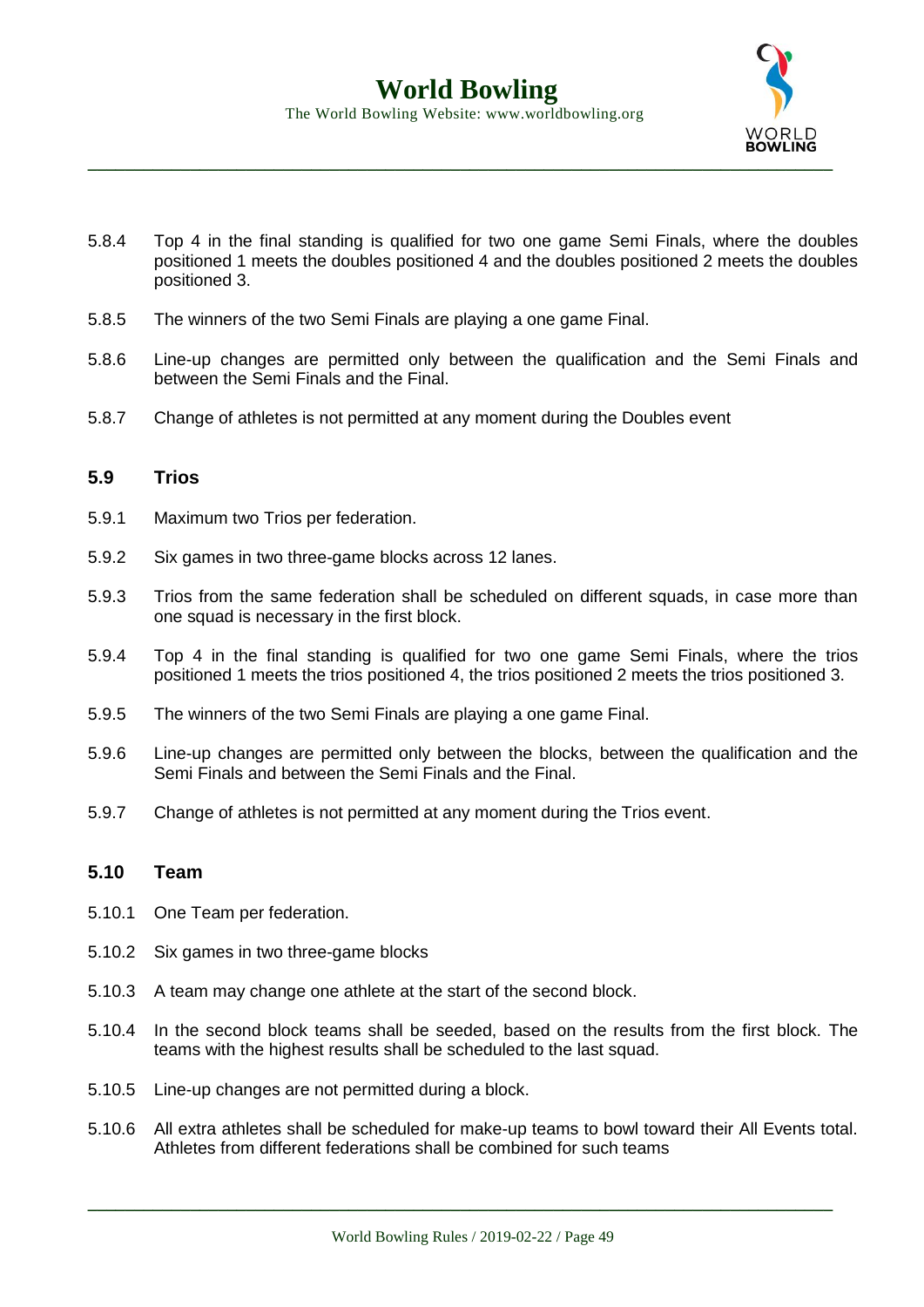5.8.4 Top 4 in the final standing is qualified for two one game Semi Finals, where the doubles positioned 1 meets the doubles positioned 4 and the doubles positioned 2 meets the doubles positioned 3.

5.8.5 The winners of the two Semi Finals are playing a one game Final.

5.8.6 Line-up changes are permitted only between the qualification and the Semi Finals and between the Semi Finals and the Final.

5.8.7 Change of athletes is not permitted at any moment during the Doubles event

### 5.9 Trios

5.9.1 Maximum two Trios per federation.

5.9.2 Six games in two three-game blocks across 12 lanes.

5.9.3 Trios from the same federation shall be scheduled on different squads, in case more than one squad is necessary in the first block.

5.9.4 Top 4 in the final standing is qualified for two one game Semi Finals, where the trios positioned 1 meets the trios positioned 4, the trios positioned 2 meets the trios positioned 3.

5.9.5 The winners of the two Semi Finals are playing a one game Final.

5.9.6 Line-up changes are permitted only between the blocks, between the qualification and the Semi Finals and between the Semi Finals and the Final.

5.9.7 Change of athletes is not permitted at any moment during the Trios event.

### 5.10 Team

5.10.1 One Team per federation.

5.10.2 Six games in two three-game blocks

5.10.3 A team may change one athlete at the start of the second block.

5.10.4 In the second block teams shall be seeded, based on the results from the first block. The teams with the highest results shall be scheduled to the last squad.

5.10.5 Line-up changes are not permitted during a block.

5.10.6 All extra athletes shall be scheduled for make-up teams to bowl toward their All Events total. Athletes from different federations shall be combined for such teams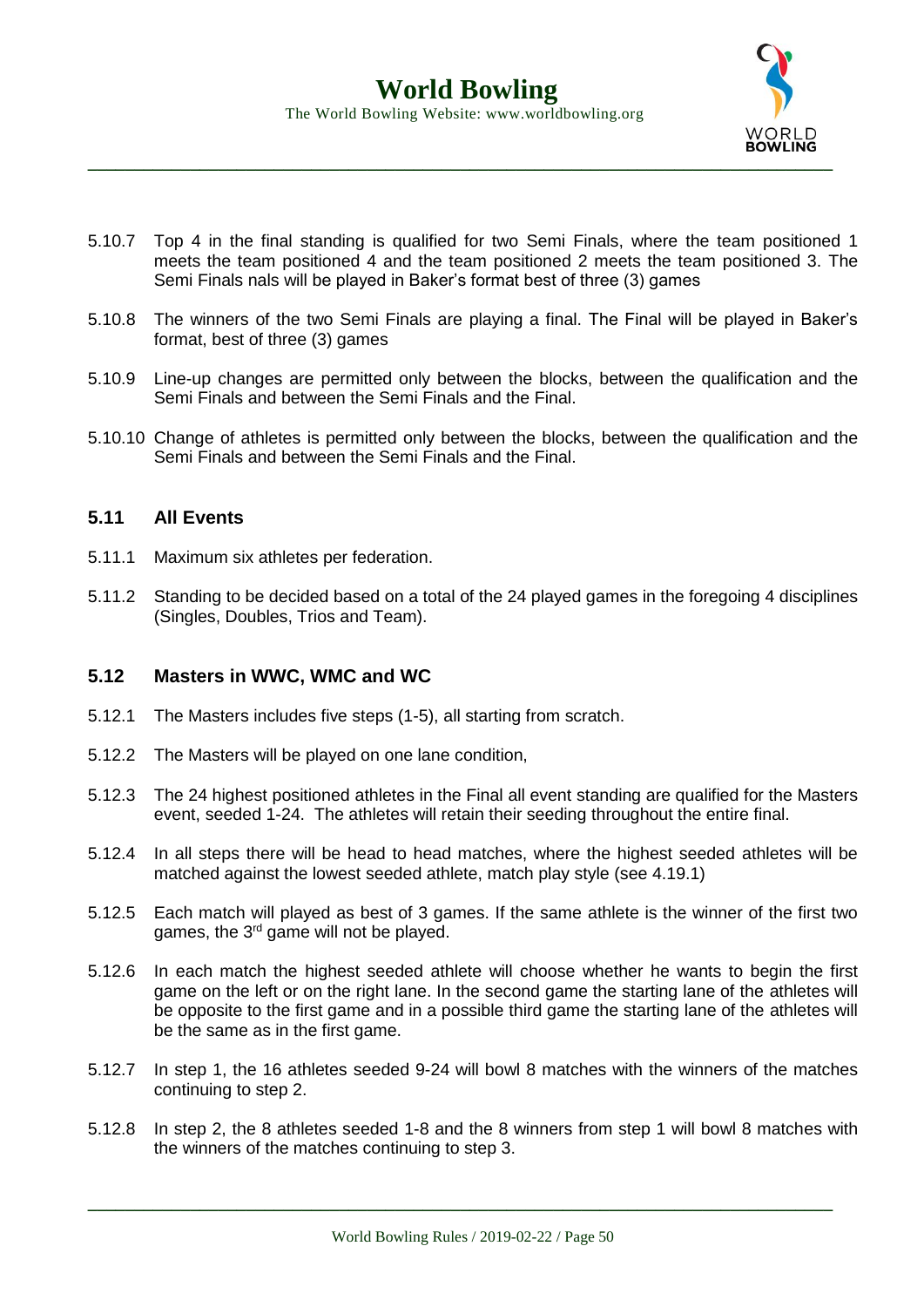5.10.7 Top 4 in the final standing is qualified for two Semi Finals, where the team positioned 1 meets the team positioned 4 and the team positioned 2 meets the team positioned 3. The Semi Finals nals will be played in Baker's format best of three (3) games

5.10.8 The winners of the two Semi Finals are playing a final. The Final will be played in Baker's format, best of three (3) games

5.10.9 Line-up changes are permitted only between the blocks, between the qualification and the Semi Finals and between the Semi Finals and the Final.

5.10.10 Change of athletes is permitted only between the blocks, between the qualification and the Semi Finals and between the Semi Finals and the Final.

### 5.11 All Events

5.11.1 Maximum six athletes per federation.

5.11.2 Standing to be decided based on a total of the 24 played games in the foregoing 4 disciplines (Singles, Doubles, Trios and Team).

### 5.12 Masters in WWC, WMC and WC

5.12.1 The Masters includes five steps (1-5), all starting from scratch.

5.12.2 The Masters will be played on one lane condition,

5.12.3 The 24 highest positioned athletes in the Final all event standing are qualified for the Masters event, seeded 1-24. The athletes will retain their seeding throughout the entire final.

5.12.4 In all steps there will be head to head matches, where the highest seeded athletes will be matched against the lowest seeded athlete, match play style (see 4.19.1)

5.12.5 Each match will played as best of 3 games. If the same athlete is the winner of the first two games, the 3rd game will not be played.

5.12.6 In each match the highest seeded athlete will choose whether he wants to begin the first game on the left or on the right lane. In the second game the starting lane of the athletes will be opposite to the first game and in a possible third game the starting lane of the athletes will be the same as in the first game.

5.12.7 In step 1, the 16 athletes seeded 9-24 will bowl 8 matches with the winners of the matches continuing to step 2.

5.12.8 In step 2, the 8 athletes seeded 1-8 and the 8 winners from step 1 will bowl 8 matches with the winners of the matches continuing to step 3.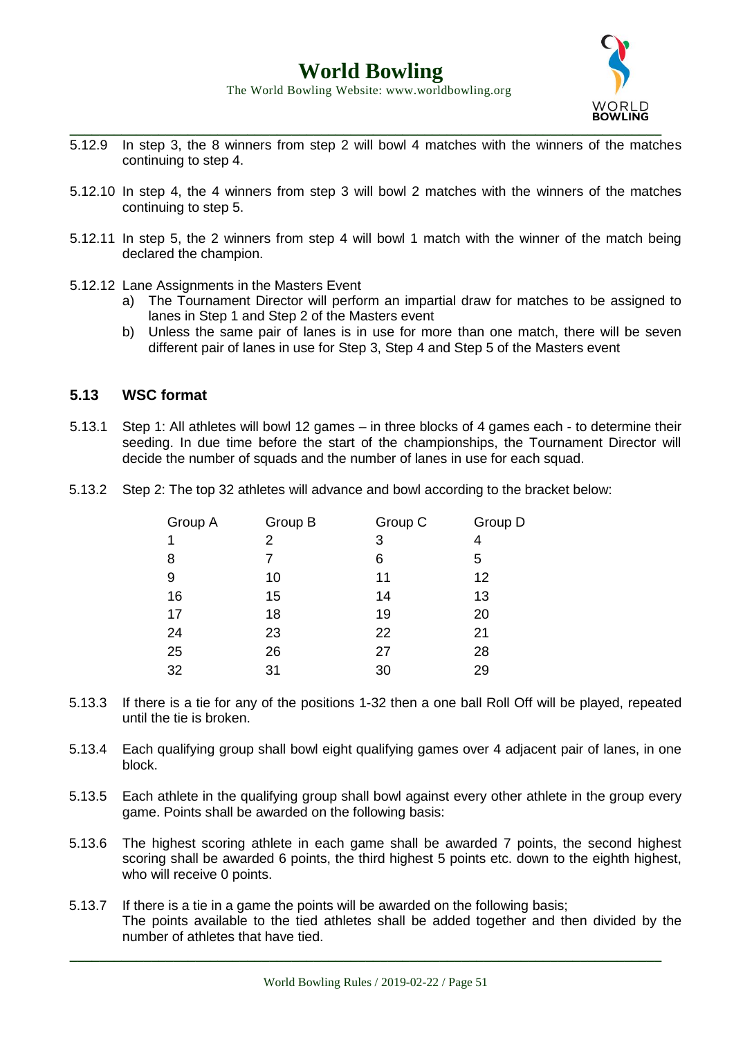5.12.9 In step 3, the 8 winners from step 2 will bowl 4 matches with the winners of the matches continuing to step 4.

5.12.10 In step 4, the 4 winners from step 3 will bowl 2 matches with the winners of the matches continuing to step 5.

5.12.11 In step 5, the 2 winners from step 4 will bowl 1 match with the winner of the match being declared the champion.

5.12.12 Lane Assignments in the Masters Event

a) The Tournament Director will perform an impartial draw for matches to be assigned to lanes in Step 1 and Step 2 of the Masters event
b) Unless the same pair of lanes is in use for more than one match, there will be seven different pair of lanes in use for Step 3, Step 4 and Step 5 of the Masters event

## 5.13 WSC format

5.13.1 Step 1: All athletes will bowl 12 games – in three blocks of 4 games each - to determine their seeding. In due time before the start of the championships, the Tournament Director will decide the number of squads and the number of lanes in use for each squad.

5.13.2 Step 2: The top 32 athletes will advance and bowl according to the bracket below:

| Group A | Group B | Group C | Group D |
|---|---|---|---|
| 1 | 2 | 3 | 4 |
| 8 | 7 | 6 | 5 |
| 9 | 10 | 11 | 12 |
| 16 | 15 | 14 | 13 |
| 17 | 18 | 19 | 20 |
| 24 | 23 | 22 | 21 |
| 25 | 26 | 27 | 28 |
| 32 | 31 | 30 | 29 |

5.13.3 If there is a tie for any of the positions 1-32 then a one ball Roll Off will be played, repeated until the tie is broken.

5.13.4 Each qualifying group shall bowl eight qualifying games over 4 adjacent pair of lanes, in one block.

5.13.5 Each athlete in the qualifying group shall bowl against every other athlete in the group every game. Points shall be awarded on the following basis:

5.13.6 The highest scoring athlete in each game shall be awarded 7 points, the second highest scoring shall be awarded 6 points, the third highest 5 points etc. down to the eighth highest, who will receive 0 points.

5.13.7 If there is a tie in a game the points will be awarded on the following basis;
The points available to the tied athletes shall be added together and then divided by the number of athletes that have tied.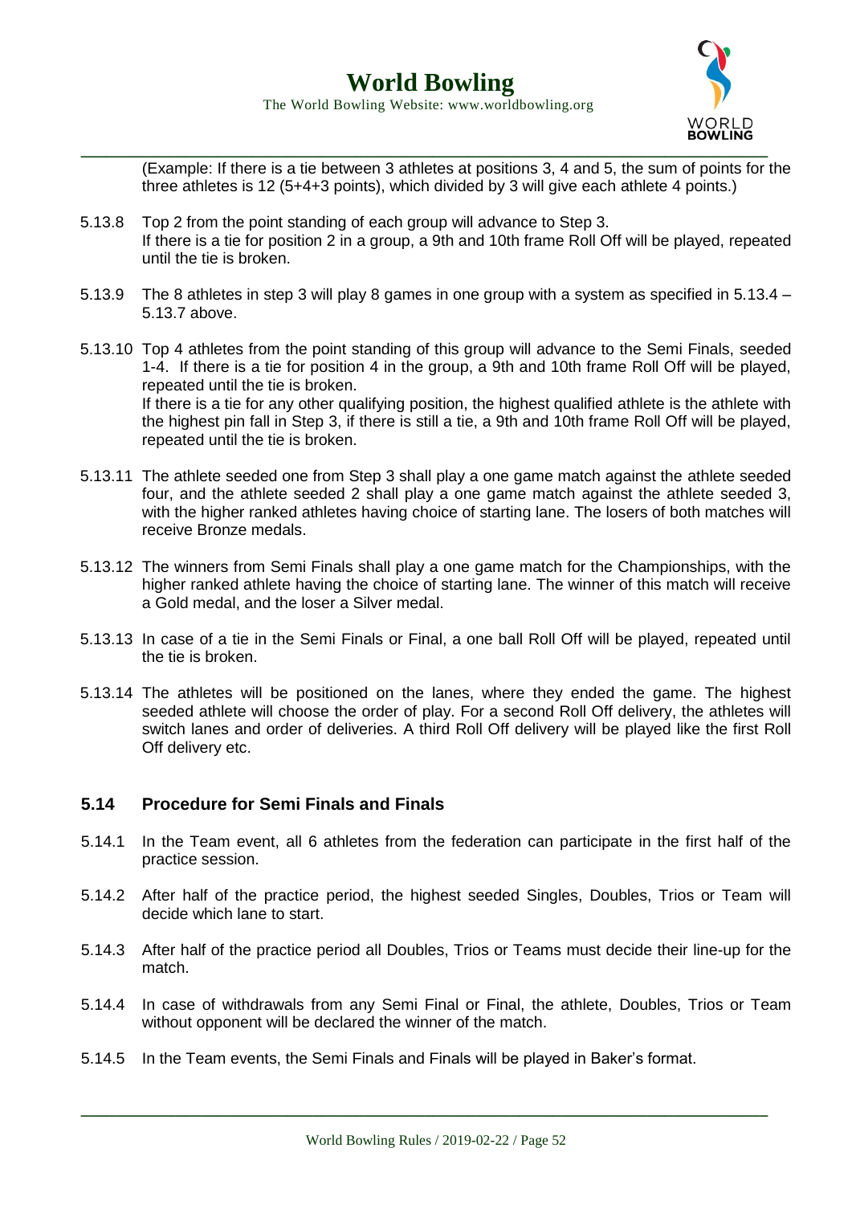(Example: If there is a tie between 3 athletes at positions 3, 4 and 5, the sum of points for the three athletes is 12 (5+4+3 points), which divided by 3 will give each athlete 4 points.)

5.13.8 Top 2 from the point standing of each group will advance to Step 3. If there is a tie for position 2 in a group, a 9th and 10th frame Roll Off will be played, repeated until the tie is broken.

5.13.9 The 8 athletes in step 3 will play 8 games in one group with a system as specified in 5.13.4 – 5.13.7 above.

5.13.10 Top 4 athletes from the point standing of this group will advance to the Semi Finals, seeded 1-4. If there is a tie for position 4 in the group, a 9th and 10th frame Roll Off will be played, repeated until the tie is broken.
If there is a tie for any other qualifying position, the highest qualified athlete is the athlete with the highest pin fall in Step 3, if there is still a tie, a 9th and 10th frame Roll Off will be played, repeated until the tie is broken.

5.13.11 The athlete seeded one from Step 3 shall play a one game match against the athlete seeded four, and the athlete seeded 2 shall play a one game match against the athlete seeded 3, with the higher ranked athletes having choice of starting lane. The losers of both matches will receive Bronze medals.

5.13.12 The winners from Semi Finals shall play a one game match for the Championships, with the higher ranked athlete having the choice of starting lane. The winner of this match will receive a Gold medal, and the loser a Silver medal.

5.13.13 In case of a tie in the Semi Finals or Final, a one ball Roll Off will be played, repeated until the tie is broken.

5.13.14 The athletes will be positioned on the lanes, where they ended the game. The highest seeded athlete will choose the order of play. For a second Roll Off delivery, the athletes will switch lanes and order of deliveries. A third Roll Off delivery will be played like the first Roll Off delivery etc.

## 5.14 Procedure for Semi Finals and Finals

5.14.1 In the Team event, all 6 athletes from the federation can participate in the first half of the practice session.

5.14.2 After half of the practice period, the highest seeded Singles, Doubles, Trios or Team will decide which lane to start.

5.14.3 After half of the practice period all Doubles, Trios or Teams must decide their line-up for the match.

5.14.4 In case of withdrawals from any Semi Final or Final, the athlete, Doubles, Trios or Team without opponent will be declared the winner of the match.

5.14.5 In the Team events, the Semi Finals and Finals will be played in Baker's format.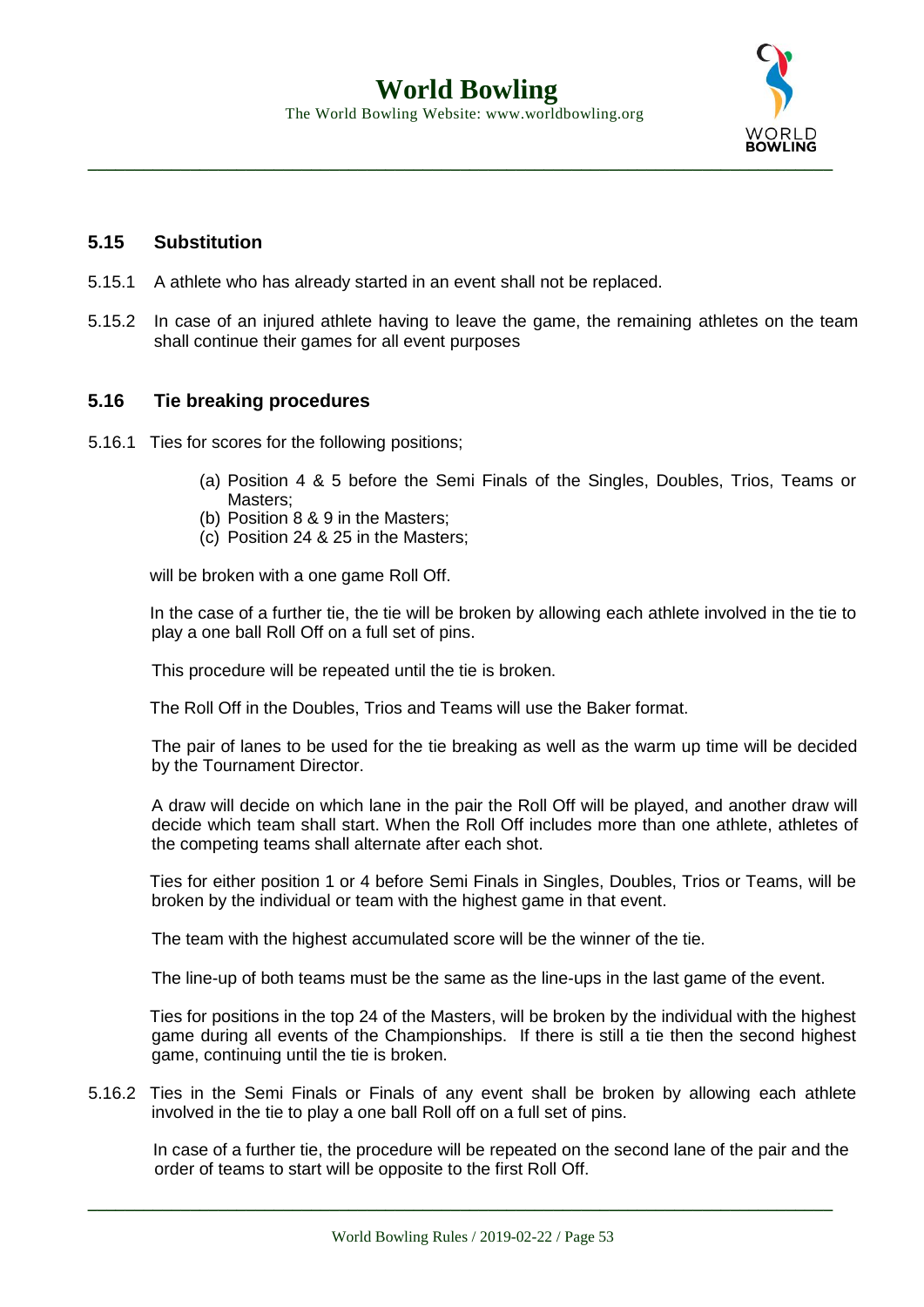### 5.15 Substitution

5.15.1 A athlete who has already started in an event shall not be replaced.

5.15.2 In case of an injured athlete having to leave the game, the remaining athletes on the team shall continue their games for all event purposes

### 5.16 Tie breaking procedures

5.16.1 Ties for scores for the following positions;

(a) Position 4 & 5 before the Semi Finals of the Singles, Doubles, Trios, Teams or Masters;
(b) Position 8 & 9 in the Masters;
(c) Position 24 & 25 in the Masters;

will be broken with a one game Roll Off.

In the case of a further tie, the tie will be broken by allowing each athlete involved in the tie to play a one ball Roll Off on a full set of pins.

This procedure will be repeated until the tie is broken.

The Roll Off in the Doubles, Trios and Teams will use the Baker format.

The pair of lanes to be used for the tie breaking as well as the warm up time will be decided by the Tournament Director.

A draw will decide on which lane in the pair the Roll Off will be played, and another draw will decide which team shall start. When the Roll Off includes more than one athlete, athletes of the competing teams shall alternate after each shot.

Ties for either position 1 or 4 before Semi Finals in Singles, Doubles, Trios or Teams, will be broken by the individual or team with the highest game in that event.

The team with the highest accumulated score will be the winner of the tie.

The line-up of both teams must be the same as the line-ups in the last game of the event.

Ties for positions in the top 24 of the Masters, will be broken by the individual with the highest game during all events of the Championships. If there is still a tie then the second highest game, continuing until the tie is broken.

5.16.2 Ties in the Semi Finals or Finals of any event shall be broken by allowing each athlete involved in the tie to play a one ball Roll off on a full set of pins.

In case of a further tie, the procedure will be repeated on the second lane of the pair and the order of teams to start will be opposite to the first Roll Off.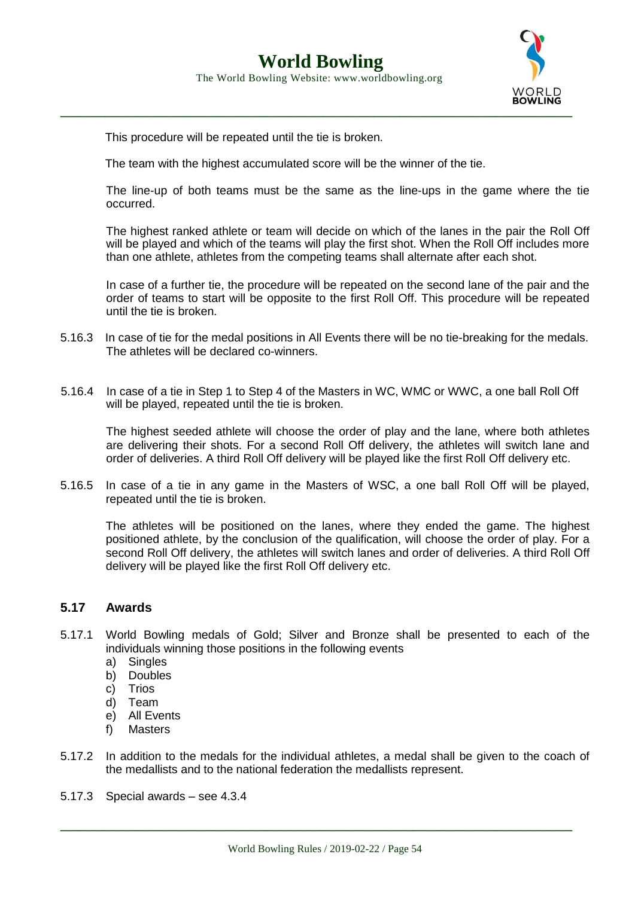This procedure will be repeated until the tie is broken.

The team with the highest accumulated score will be the winner of the tie.

The line-up of both teams must be the same as the line-ups in the game where the tie occurred.

The highest ranked athlete or team will decide on which of the lanes in the pair the Roll Off will be played and which of the teams will play the first shot. When the Roll Off includes more than one athlete, athletes from the competing teams shall alternate after each shot.

In case of a further tie, the procedure will be repeated on the second lane of the pair and the order of teams to start will be opposite to the first Roll Off. This procedure will be repeated until the tie is broken.

5.16.3 In case of tie for the medal positions in All Events there will be no tie-breaking for the medals. The athletes will be declared co-winners.

5.16.4 In case of a tie in Step 1 to Step 4 of the Masters in WC, WMC or WWC, a one ball Roll Off will be played, repeated until the tie is broken.

The highest seeded athlete will choose the order of play and the lane, where both athletes are delivering their shots. For a second Roll Off delivery, the athletes will switch lane and order of deliveries. A third Roll Off delivery will be played like the first Roll Off delivery etc.

5.16.5 In case of a tie in any game in the Masters of WSC, a one ball Roll Off will be played, repeated until the tie is broken.

The athletes will be positioned on the lanes, where they ended the game. The highest positioned athlete, by the conclusion of the qualification, will choose the order of play. For a second Roll Off delivery, the athletes will switch lanes and order of deliveries. A third Roll Off delivery will be played like the first Roll Off delivery etc.

## 5.17 Awards

5.17.1 World Bowling medals of Gold; Silver and Bronze shall be presented to each of the individuals winning those positions in the following events

a) Singles
b) Doubles
c) Trios
d) Team
e) All Events
f) Masters

5.17.2 In addition to the medals for the individual athletes, a medal shall be given to the coach of the medallists and to the national federation the medallists represent.

5.17.3 Special awards – see 4.3.4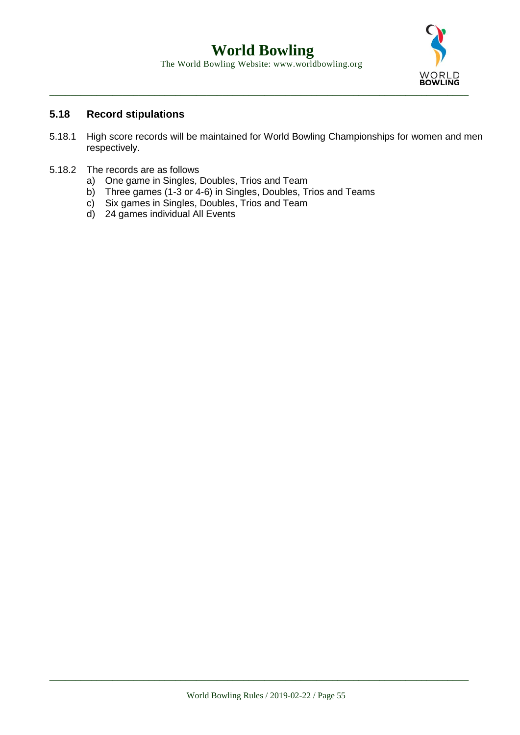### 5.18 Record stipulations

5.18.1 High score records will be maintained for World Bowling Championships for women and men respectively.

5.18.2 The records are as follows

a) One game in Singles, Doubles, Trios and Team
b) Three games (1-3 or 4-6) in Singles, Doubles, Trios and Teams
c) Six games in Singles, Doubles, Trios and Team
d) 24 games individual All Events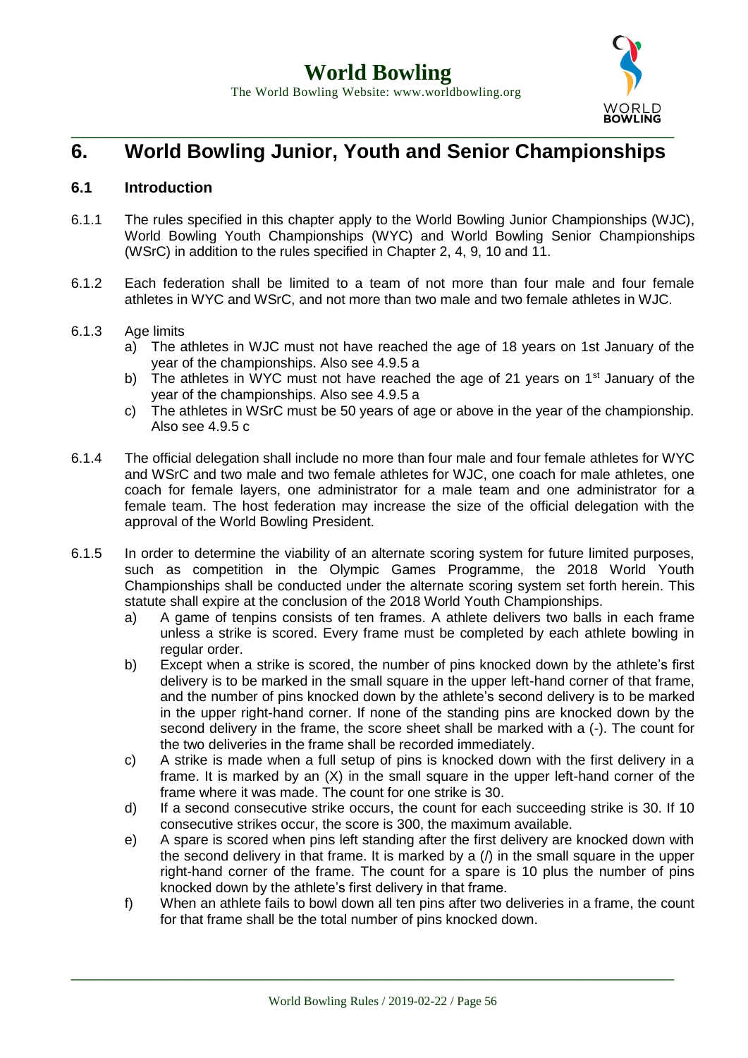# 6. World Bowling Junior, Youth and Senior Championships

## 6.1 Introduction

6.1.1 The rules specified in this chapter apply to the World Bowling Junior Championships (WJC), World Bowling Youth Championships (WYC) and World Bowling Senior Championships (WSrC) in addition to the rules specified in Chapter 2, 4, 9, 10 and 11.

6.1.2 Each federation shall be limited to a team of not more than four male and four female athletes in WYC and WSrC, and not more than two male and two female athletes in WJC.

6.1.3 Age limits

a) The athletes in WJC must not have reached the age of 18 years on 1st January of the year of the championships. Also see 4.9.5 a
b) The athletes in WYC must not have reached the age of 21 years on 1st January of the year of the championships. Also see 4.9.5 a
c) The athletes in WSrC must be 50 years of age or above in the year of the championship. Also see 4.9.5 c

6.1.4 The official delegation shall include no more than four male and four female athletes for WYC and WSrC and two male and two female athletes for WJC, one coach for male athletes, one coach for female layers, one administrator for a male team and one administrator for a female team. The host federation may increase the size of the official delegation with the approval of the World Bowling President.

6.1.5 In order to determine the viability of an alternate scoring system for future limited purposes, such as competition in the Olympic Games Programme, the 2018 World Youth Championships shall be conducted under the alternate scoring system set forth herein. This statute shall expire at the conclusion of the 2018 World Youth Championships.

a) A game of tenpins consists of ten frames. A athlete delivers two balls in each frame unless a strike is scored. Every frame must be completed by each athlete bowling in regular order.
b) Except when a strike is scored, the number of pins knocked down by the athlete's first delivery is to be marked in the small square in the upper left-hand corner of that frame, and the number of pins knocked down by the athlete's second delivery is to be marked in the upper right-hand corner. If none of the standing pins are knocked down by the second delivery in the frame, the score sheet shall be marked with a (-). The count for the two deliveries in the frame shall be recorded immediately.
c) A strike is made when a full setup of pins is knocked down with the first delivery in a frame. It is marked by an (X) in the small square in the upper left-hand corner of the frame where it was made. The count for one strike is 30.
d) If a second consecutive strike occurs, the count for each succeeding strike is 30. If 10 consecutive strikes occur, the score is 300, the maximum available.
e) A spare is scored when pins left standing after the first delivery are knocked down with the second delivery in that frame. It is marked by a (/) in the small square in the upper right-hand corner of the frame. The count for a spare is 10 plus the number of pins knocked down by the athlete's first delivery in that frame.
f) When an athlete fails to bowl down all ten pins after two deliveries in a frame, the count for that frame shall be the total number of pins knocked down.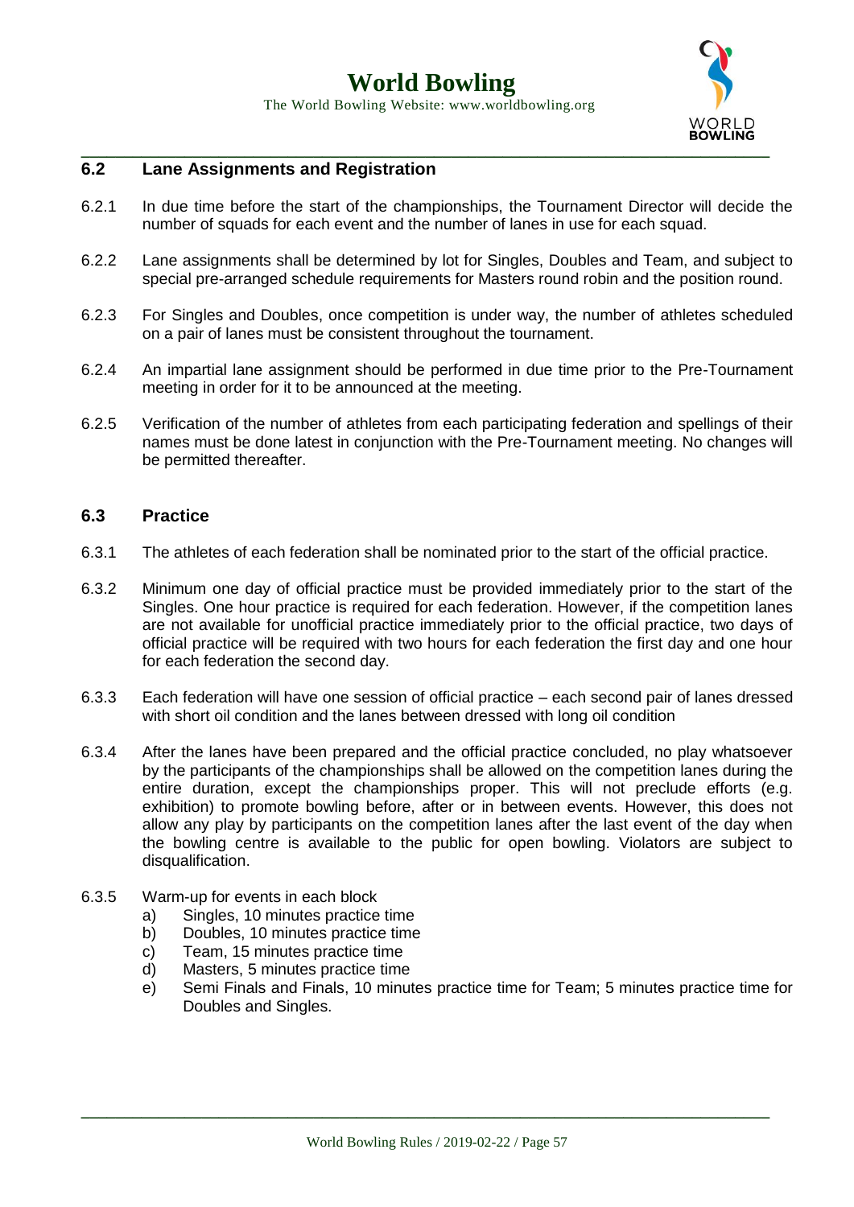## 6.2 Lane Assignments and Registration

6.2.1 In due time before the start of the championships, the Tournament Director will decide the number of squads for each event and the number of lanes in use for each squad.

6.2.2 Lane assignments shall be determined by lot for Singles, Doubles and Team, and subject to special pre-arranged schedule requirements for Masters round robin and the position round.

6.2.3 For Singles and Doubles, once competition is under way, the number of athletes scheduled on a pair of lanes must be consistent throughout the tournament.

6.2.4 An impartial lane assignment should be performed in due time prior to the Pre-Tournament meeting in order for it to be announced at the meeting.

6.2.5 Verification of the number of athletes from each participating federation and spellings of their names must be done latest in conjunction with the Pre-Tournament meeting. No changes will be permitted thereafter.

## 6.3 Practice

6.3.1 The athletes of each federation shall be nominated prior to the start of the official practice.

6.3.2 Minimum one day of official practice must be provided immediately prior to the start of the Singles. One hour practice is required for each federation. However, if the competition lanes are not available for unofficial practice immediately prior to the official practice, two days of official practice will be required with two hours for each federation the first day and one hour for each federation the second day.

6.3.3 Each federation will have one session of official practice – each second pair of lanes dressed with short oil condition and the lanes between dressed with long oil condition

6.3.4 After the lanes have been prepared and the official practice concluded, no play whatsoever by the participants of the championships shall be allowed on the competition lanes during the entire duration, except the championships proper. This will not preclude efforts (e.g. exhibition) to promote bowling before, after or in between events. However, this does not allow any play by participants on the competition lanes after the last event of the day when the bowling centre is available to the public for open bowling. Violators are subject to disqualification.

6.3.5 Warm-up for events in each block

a) Singles, 10 minutes practice time
b) Doubles, 10 minutes practice time
c) Team, 15 minutes practice time
d) Masters, 5 minutes practice time
e) Semi Finals and Finals, 10 minutes practice time for Team; 5 minutes practice time for Doubles and Singles.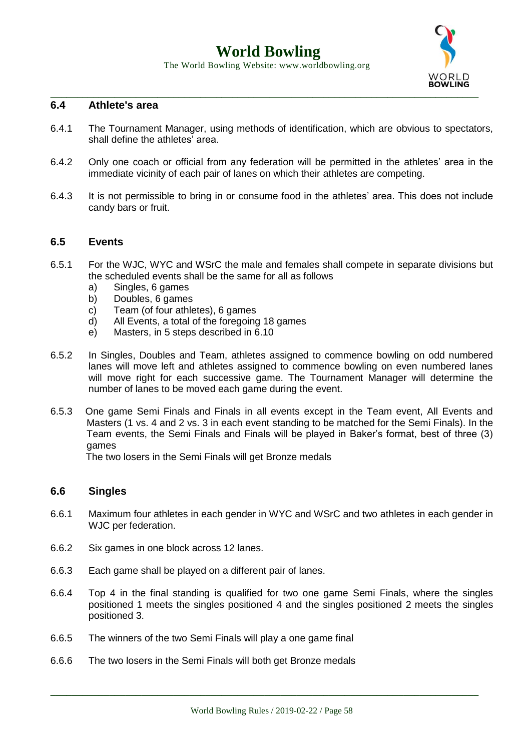## 6.4 Athlete's area

6.4.1 The Tournament Manager, using methods of identification, which are obvious to spectators, shall define the athletes' area.

6.4.2 Only one coach or official from any federation will be permitted in the athletes' area in the immediate vicinity of each pair of lanes on which their athletes are competing.

6.4.3 It is not permissible to bring in or consume food in the athletes' area. This does not include candy bars or fruit.

## 6.5 Events

6.5.1 For the WJC, WYC and WSrC the male and females shall compete in separate divisions but the scheduled events shall be the same for all as follows

a) Singles, 6 games
b) Doubles, 6 games
c) Team (of four athletes), 6 games
d) All Events, a total of the foregoing 18 games
e) Masters, in 5 steps described in 6.10

6.5.2 In Singles, Doubles and Team, athletes assigned to commence bowling on odd numbered lanes will move left and athletes assigned to commence bowling on even numbered lanes will move right for each successive game. The Tournament Manager will determine the number of lanes to be moved each game during the event.

6.5.3 One game Semi Finals and Finals in all events except in the Team event, All Events and Masters (1 vs. 4 and 2 vs. 3 in each event standing to be matched for the Semi Finals). In the Team events, the Semi Finals and Finals will be played in Baker's format, best of three (3) games

The two losers in the Semi Finals will get Bronze medals

## 6.6 Singles

6.6.1 Maximum four athletes in each gender in WYC and WSrC and two athletes in each gender in WJC per federation.

6.6.2 Six games in one block across 12 lanes.

6.6.3 Each game shall be played on a different pair of lanes.

6.6.4 Top 4 in the final standing is qualified for two one game Semi Finals, where the singles positioned 1 meets the singles positioned 4 and the singles positioned 2 meets the singles positioned 3.

6.6.5 The winners of the two Semi Finals will play a one game final

6.6.6 The two losers in the Semi Finals will both get Bronze medals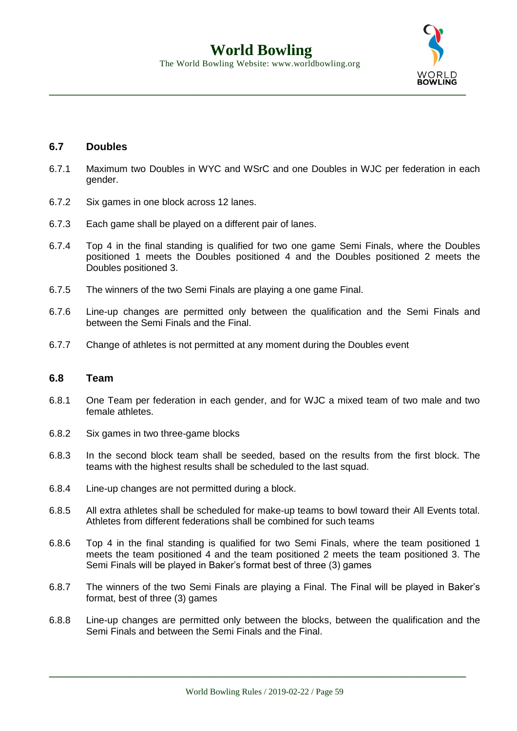### 6.7 Doubles

6.7.1 Maximum two Doubles in WYC and WSrC and one Doubles in WJC per federation in each gender.

6.7.2 Six games in one block across 12 lanes.

6.7.3 Each game shall be played on a different pair of lanes.

6.7.4 Top 4 in the final standing is qualified for two one game Semi Finals, where the Doubles positioned 1 meets the Doubles positioned 4 and the Doubles positioned 2 meets the Doubles positioned 3.

6.7.5 The winners of the two Semi Finals are playing a one game Final.

6.7.6 Line-up changes are permitted only between the qualification and the Semi Finals and between the Semi Finals and the Final.

6.7.7 Change of athletes is not permitted at any moment during the Doubles event

### 6.8 Team

6.8.1 One Team per federation in each gender, and for WJC a mixed team of two male and two female athletes.

6.8.2 Six games in two three-game blocks

6.8.3 In the second block team shall be seeded, based on the results from the first block. The teams with the highest results shall be scheduled to the last squad.

6.8.4 Line-up changes are not permitted during a block.

6.8.5 All extra athletes shall be scheduled for make-up teams to bowl toward their All Events total. Athletes from different federations shall be combined for such teams

6.8.6 Top 4 in the final standing is qualified for two Semi Finals, where the team positioned 1 meets the team positioned 4 and the team positioned 2 meets the team positioned 3. The Semi Finals will be played in Baker's format best of three (3) games

6.8.7 The winners of the two Semi Finals are playing a Final. The Final will be played in Baker's format, best of three (3) games

6.8.8 Line-up changes are permitted only between the blocks, between the qualification and the Semi Finals and between the Semi Finals and the Final.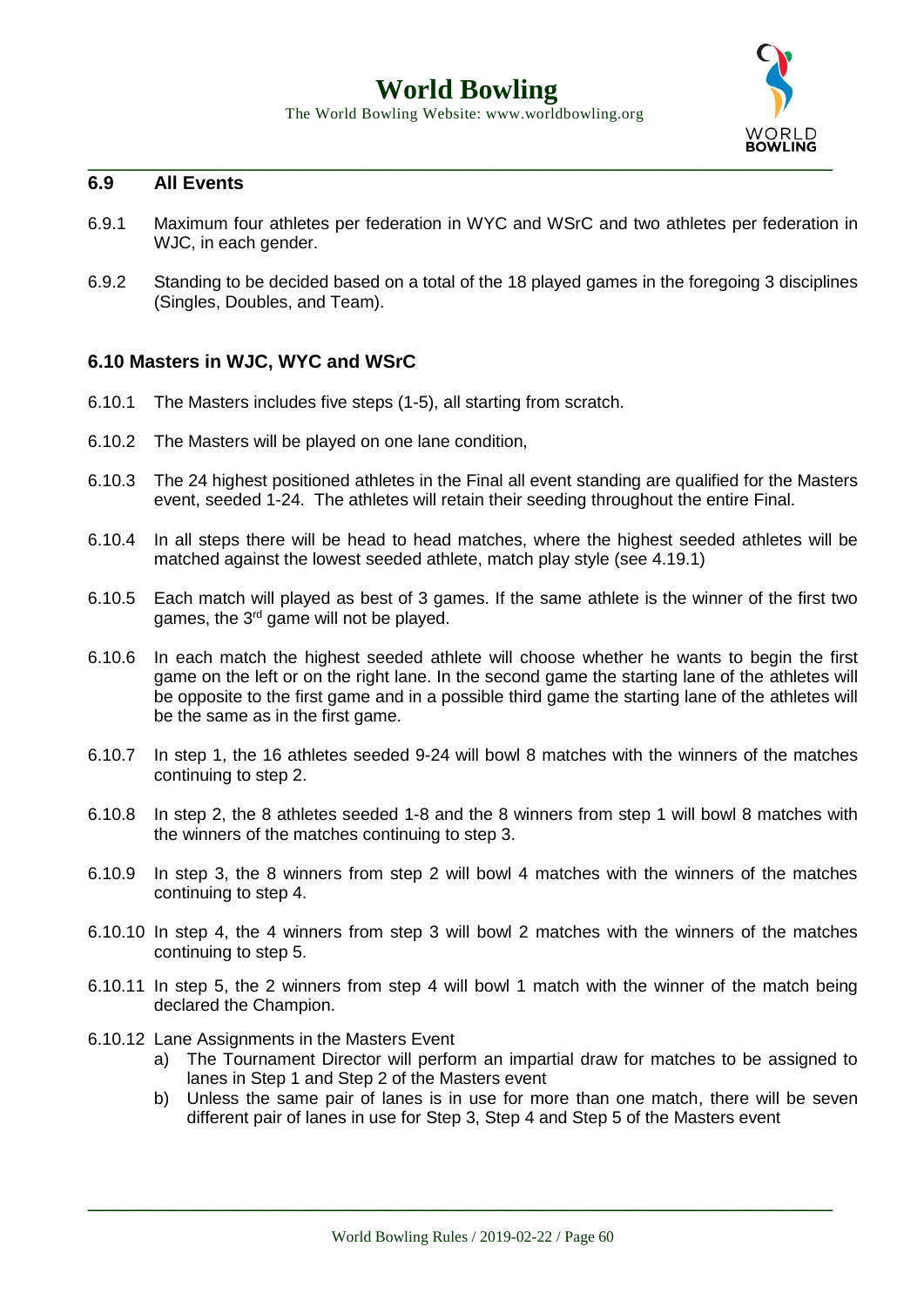### 6.9 All Events

6.9.1 Maximum four athletes per federation in WYC and WSrC and two athletes per federation in WJC, in each gender.

6.9.2 Standing to be decided based on a total of the 18 played games in the foregoing 3 disciplines (Singles, Doubles, and Team).

### 6.10 Masters in WJC, WYC and WSrC

6.10.1 The Masters includes five steps (1-5), all starting from scratch.

6.10.2 The Masters will be played on one lane condition,

6.10.3 The 24 highest positioned athletes in the Final all event standing are qualified for the Masters event, seeded 1-24. The athletes will retain their seeding throughout the entire Final.

6.10.4 In all steps there will be head to head matches, where the highest seeded athletes will be matched against the lowest seeded athlete, match play style (see 4.19.1)

6.10.5 Each match will played as best of 3 games. If the same athlete is the winner of the first two games, the 3rd game will not be played.

6.10.6 In each match the highest seeded athlete will choose whether he wants to begin the first game on the left or on the right lane. In the second game the starting lane of the athletes will be opposite to the first game and in a possible third game the starting lane of the athletes will be the same as in the first game.

6.10.7 In step 1, the 16 athletes seeded 9-24 will bowl 8 matches with the winners of the matches continuing to step 2.

6.10.8 In step 2, the 8 athletes seeded 1-8 and the 8 winners from step 1 will bowl 8 matches with the winners of the matches continuing to step 3.

6.10.9 In step 3, the 8 winners from step 2 will bowl 4 matches with the winners of the matches continuing to step 4.

6.10.10 In step 4, the 4 winners from step 3 will bowl 2 matches with the winners of the matches continuing to step 5.

6.10.11 In step 5, the 2 winners from step 4 will bowl 1 match with the winner of the match being declared the Champion.

6.10.12 Lane Assignments in the Masters Event

a) The Tournament Director will perform an impartial draw for matches to be assigned to lanes in Step 1 and Step 2 of the Masters event

b) Unless the same pair of lanes is in use for more than one match, there will be seven different pair of lanes in use for Step 3, Step 4 and Step 5 of the Masters event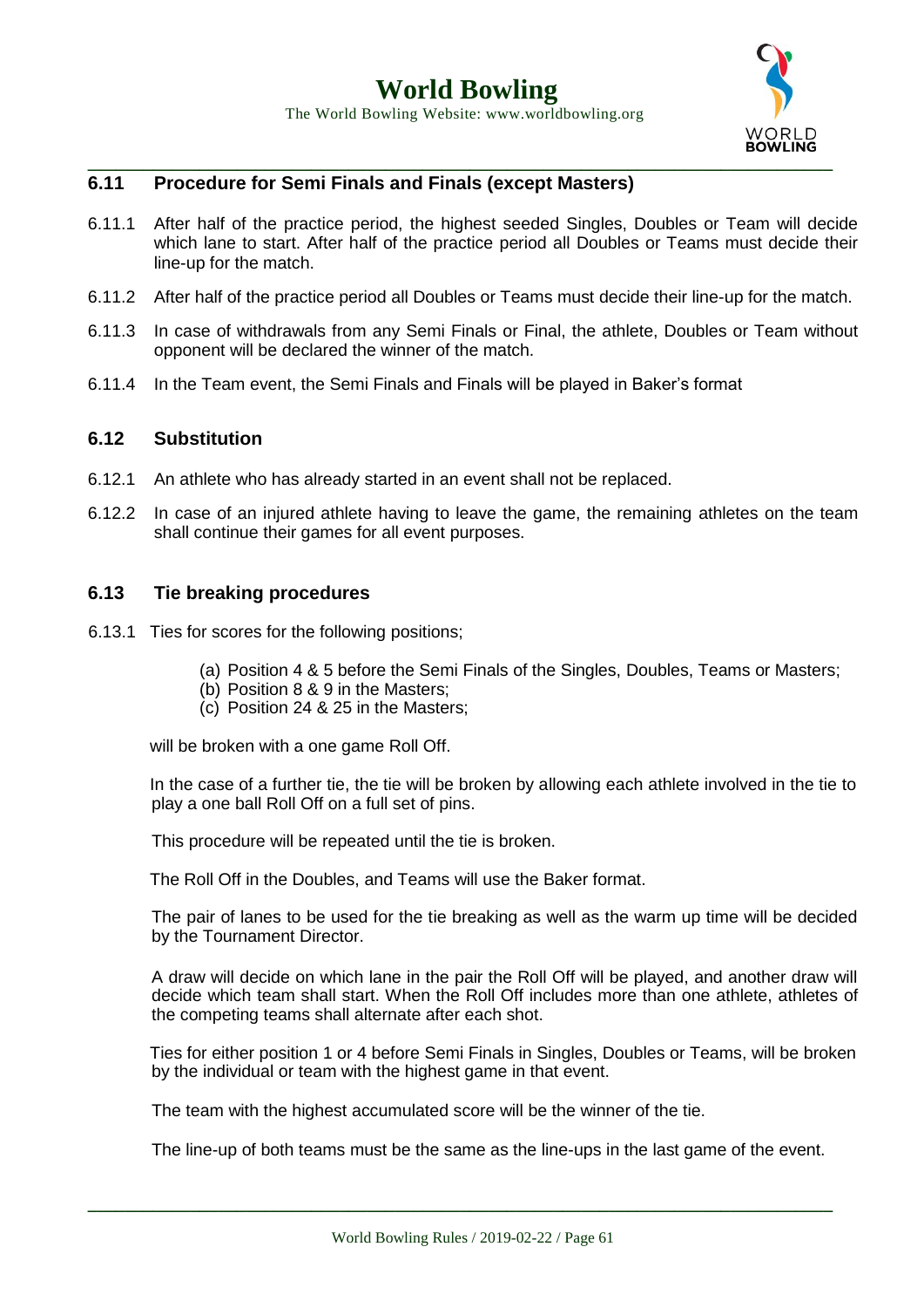## 6.11 Procedure for Semi Finals and Finals (except Masters)

6.11.1 After half of the practice period, the highest seeded Singles, Doubles or Team will decide which lane to start. After half of the practice period all Doubles or Teams must decide their line-up for the match.

6.11.2 After half of the practice period all Doubles or Teams must decide their line-up for the match.

6.11.3 In case of withdrawals from any Semi Finals or Final, the athlete, Doubles or Team without opponent will be declared the winner of the match.

6.11.4 In the Team event, the Semi Finals and Finals will be played in Baker's format

## 6.12 Substitution

6.12.1 An athlete who has already started in an event shall not be replaced.

6.12.2 In case of an injured athlete having to leave the game, the remaining athletes on the team shall continue their games for all event purposes.

## 6.13 Tie breaking procedures

6.13.1 Ties for scores for the following positions;

(a) Position 4 & 5 before the Semi Finals of the Singles, Doubles, Teams or Masters;
(b) Position 8 & 9 in the Masters;
(c) Position 24 & 25 in the Masters;

will be broken with a one game Roll Off.

In the case of a further tie, the tie will be broken by allowing each athlete involved in the tie to play a one ball Roll Off on a full set of pins.

This procedure will be repeated until the tie is broken.

The Roll Off in the Doubles, and Teams will use the Baker format.

The pair of lanes to be used for the tie breaking as well as the warm up time will be decided by the Tournament Director.

A draw will decide on which lane in the pair the Roll Off will be played, and another draw will decide which team shall start. When the Roll Off includes more than one athlete, athletes of the competing teams shall alternate after each shot.

Ties for either position 1 or 4 before Semi Finals in Singles, Doubles or Teams, will be broken by the individual or team with the highest game in that event.

The team with the highest accumulated score will be the winner of the tie.

The line-up of both teams must be the same as the line-ups in the last game of the event.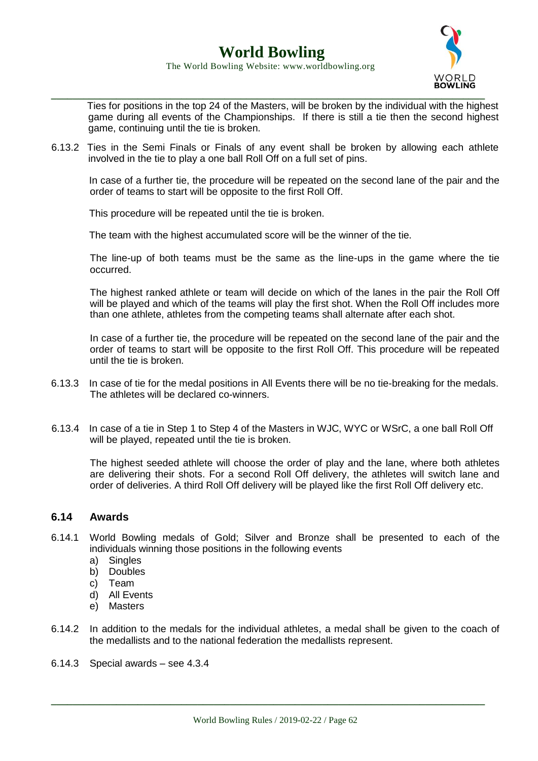Ties for positions in the top 24 of the Masters, will be broken by the individual with the highest game during all events of the Championships. If there is still a tie then the second highest game, continuing until the tie is broken.

6.13.2 Ties in the Semi Finals or Finals of any event shall be broken by allowing each athlete involved in the tie to play a one ball Roll Off on a full set of pins.

In case of a further tie, the procedure will be repeated on the second lane of the pair and the order of teams to start will be opposite to the first Roll Off.

This procedure will be repeated until the tie is broken.

The team with the highest accumulated score will be the winner of the tie.

The line-up of both teams must be the same as the line-ups in the game where the tie occurred.

The highest ranked athlete or team will decide on which of the lanes in the pair the Roll Off will be played and which of the teams will play the first shot. When the Roll Off includes more than one athlete, athletes from the competing teams shall alternate after each shot.

In case of a further tie, the procedure will be repeated on the second lane of the pair and the order of teams to start will be opposite to the first Roll Off. This procedure will be repeated until the tie is broken.

6.13.3 In case of tie for the medal positions in All Events there will be no tie-breaking for the medals. The athletes will be declared co-winners.

6.13.4 In case of a tie in Step 1 to Step 4 of the Masters in WJC, WYC or WSrC, a one ball Roll Off will be played, repeated until the tie is broken.

The highest seeded athlete will choose the order of play and the lane, where both athletes are delivering their shots. For a second Roll Off delivery, the athletes will switch lane and order of deliveries. A third Roll Off delivery will be played like the first Roll Off delivery etc.

## 6.14 Awards

6.14.1 World Bowling medals of Gold; Silver and Bronze shall be presented to each of the individuals winning those positions in the following events

a) Singles
b) Doubles
c) Team
d) All Events
e) Masters

6.14.2 In addition to the medals for the individual athletes, a medal shall be given to the coach of the medallists and to the national federation the medallists represent.

6.14.3 Special awards – see 4.3.4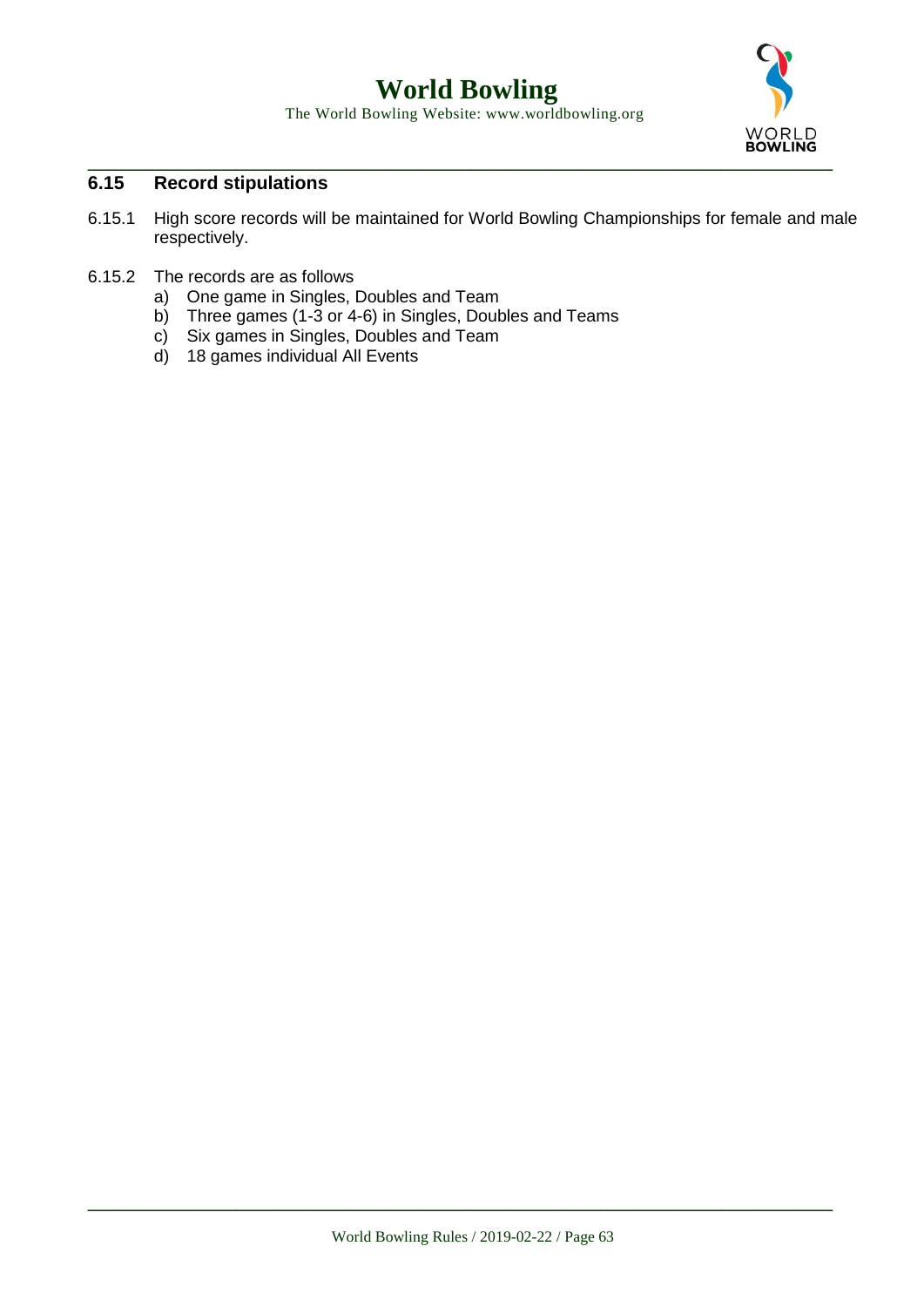## 6.15 Record stipulations

6.15.1 High score records will be maintained for World Bowling Championships for female and male respectively.

6.15.2 The records are as follows

a) One game in Singles, Doubles and Team
b) Three games (1-3 or 4-6) in Singles, Doubles and Teams
c) Six games in Singles, Doubles and Team
d) 18 games individual All Events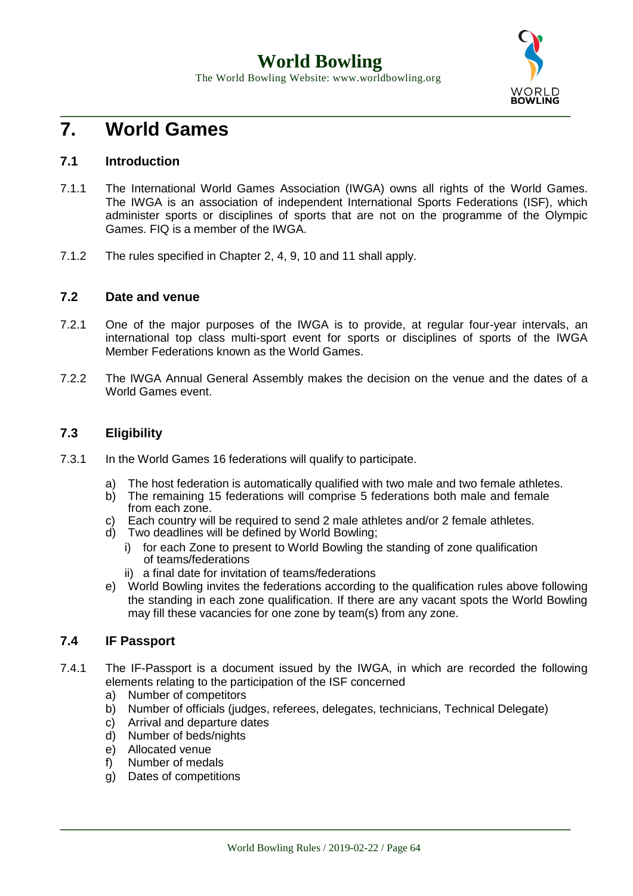# 7. World Games

## 7.1 Introduction

7.1.1 The International World Games Association (IWGA) owns all rights of the World Games. The IWGA is an association of independent International Sports Federations (ISF), which administer sports or disciplines of sports that are not on the programme of the Olympic Games. FIQ is a member of the IWGA.

7.1.2 The rules specified in Chapter 2, 4, 9, 10 and 11 shall apply.

## 7.2 Date and venue

7.2.1 One of the major purposes of the IWGA is to provide, at regular four-year intervals, an international top class multi-sport event for sports or disciplines of sports of the IWGA Member Federations known as the World Games.

7.2.2 The IWGA Annual General Assembly makes the decision on the venue and the dates of a World Games event.

## 7.3 Eligibility

7.3.1 In the World Games 16 federations will qualify to participate.

a) The host federation is automatically qualified with two male and two female athletes.
b) The remaining 15 federations will comprise 5 federations both male and female from each zone.
c) Each country will be required to send 2 male athletes and/or 2 female athletes.
d) Two deadlines will be defined by World Bowling;
   i) for each Zone to present to World Bowling the standing of zone qualification of teams/federations
   ii) a final date for invitation of teams/federations
e) World Bowling invites the federations according to the qualification rules above following the standing in each zone qualification. If there are any vacant spots the World Bowling may fill these vacancies for one zone by team(s) from any zone.

## 7.4 IF Passport

7.4.1 The IF-Passport is a document issued by the IWGA, in which are recorded the following elements relating to the participation of the ISF concerned

a) Number of competitors
b) Number of officials (judges, referees, delegates, technicians, Technical Delegate)
c) Arrival and departure dates
d) Number of beds/nights
e) Allocated venue
f) Number of medals
g) Dates of competitions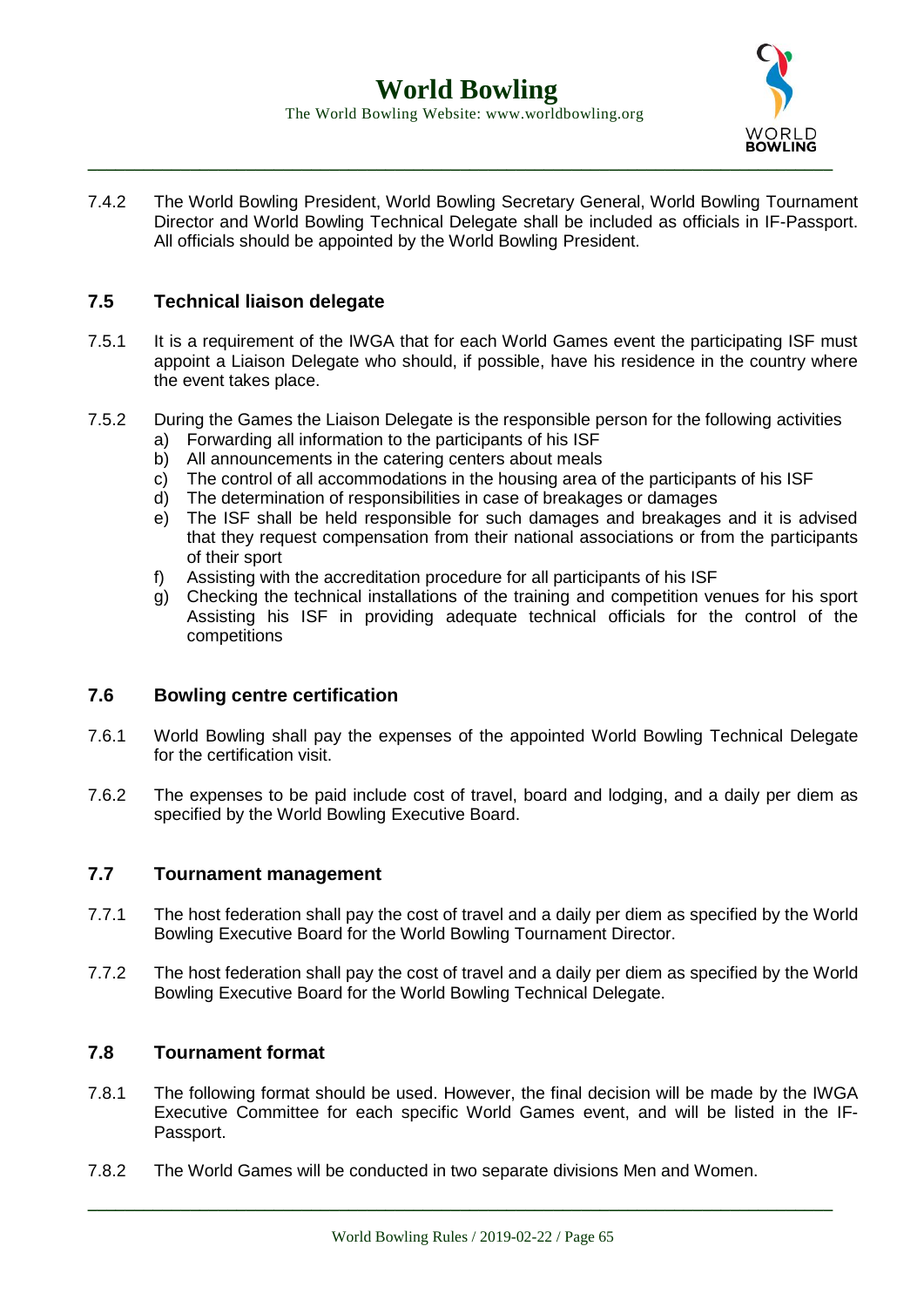7.4.2 The World Bowling President, World Bowling Secretary General, World Bowling Tournament Director and World Bowling Technical Delegate shall be included as officials in IF-Passport. All officials should be appointed by the World Bowling President.

### 7.5 Technical liaison delegate

7.5.1 It is a requirement of the IWGA that for each World Games event the participating ISF must appoint a Liaison Delegate who should, if possible, have his residence in the country where the event takes place.

7.5.2 During the Games the Liaison Delegate is the responsible person for the following activities

a) Forwarding all information to the participants of his ISF
b) All announcements in the catering centers about meals
c) The control of all accommodations in the housing area of the participants of his ISF
d) The determination of responsibilities in case of breakages or damages
e) The ISF shall be held responsible for such damages and breakages and it is advised that they request compensation from their national associations or from the participants of their sport
f) Assisting with the accreditation procedure for all participants of his ISF
g) Checking the technical installations of the training and competition venues for his sport Assisting his ISF in providing adequate technical officials for the control of the competitions

### 7.6 Bowling centre certification

7.6.1 World Bowling shall pay the expenses of the appointed World Bowling Technical Delegate for the certification visit.

7.6.2 The expenses to be paid include cost of travel, board and lodging, and a daily per diem as specified by the World Bowling Executive Board.

### 7.7 Tournament management

7.7.1 The host federation shall pay the cost of travel and a daily per diem as specified by the World Bowling Executive Board for the World Bowling Tournament Director.

7.7.2 The host federation shall pay the cost of travel and a daily per diem as specified by the World Bowling Executive Board for the World Bowling Technical Delegate.

### 7.8 Tournament format

7.8.1 The following format should be used. However, the final decision will be made by the IWGA Executive Committee for each specific World Games event, and will be listed in the IF-Passport.

7.8.2 The World Games will be conducted in two separate divisions Men and Women.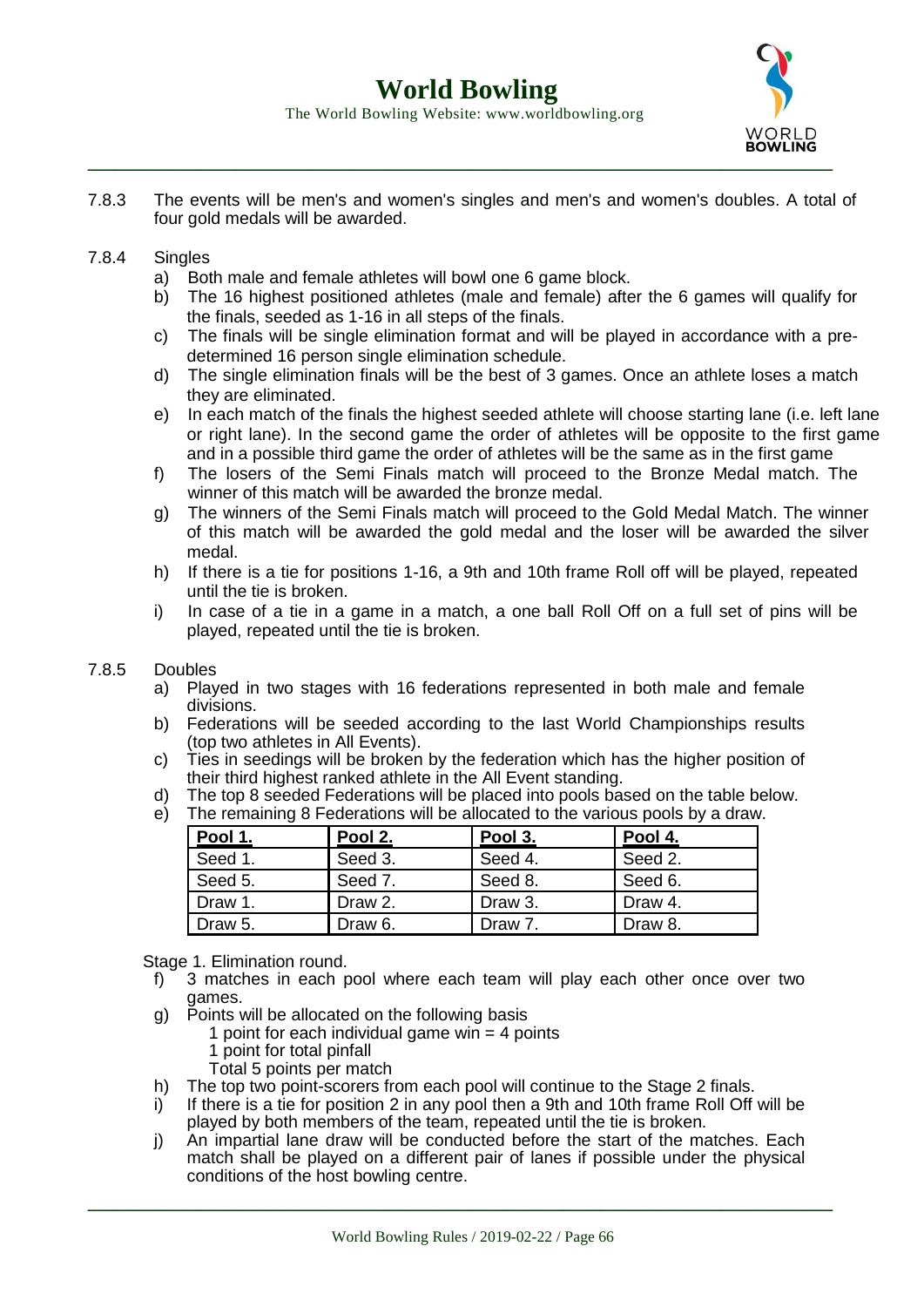7.8.3 The events will be men's and women's singles and men's and women's doubles. A total of four gold medals will be awarded.

7.8.4 Singles

a) Both male and female athletes will bowl one 6 game block.
b) The 16 highest positioned athletes (male and female) after the 6 games will qualify for the finals, seeded as 1-16 in all steps of the finals.
c) The finals will be single elimination format and will be played in accordance with a pre-determined 16 person single elimination schedule.
d) The single elimination finals will be the best of 3 games. Once an athlete loses a match they are eliminated.
e) In each match of the finals the highest seeded athlete will choose starting lane (i.e. left lane or right lane). In the second game the order of athletes will be opposite to the first game and in a possible third game the order of athletes will be the same as in the first game
f) The losers of the Semi Finals match will proceed to the Bronze Medal match. The winner of this match will be awarded the bronze medal.
g) The winners of the Semi Finals match will proceed to the Gold Medal Match. The winner of this match will be awarded the gold medal and the loser will be awarded the silver medal.
h) If there is a tie for positions 1-16, a 9th and 10th frame Roll off will be played, repeated until the tie is broken.
i) In case of a tie in a game in a match, a one ball Roll Off on a full set of pins will be played, repeated until the tie is broken.

7.8.5 Doubles

a) Played in two stages with 16 federations represented in both male and female divisions.
b) Federations will be seeded according to the last World Championships results (top two athletes in All Events).
c) Ties in seedings will be broken by the federation which has the higher position of their third highest ranked athlete in the All Event standing.
d) The top 8 seeded Federations will be placed into pools based on the table below.
e) The remaining 8 Federations will be allocated to the various pools by a draw.

| Pool 1. | Pool 2. | Pool 3. | Pool 4. |
|---|---|---|---|
| Seed 1. | Seed 3. | Seed 4. | Seed 2. |
| Seed 5. | Seed 7. | Seed 8. | Seed 6. |
| Draw 1. | Draw 2. | Draw 3. | Draw 4. |
| Draw 5. | Draw 6. | Draw 7. | Draw 8. |

Stage 1. Elimination round.

f) 3 matches in each pool where each team will play each other once over two games.
g) Points will be allocated on the following basis
   1 point for each individual game win = 4 points
   1 point for total pinfall
   Total 5 points per match
h) The top two point-scorers from each pool will continue to the Stage 2 finals.
i) If there is a tie for position 2 in any pool then a 9th and 10th frame Roll Off will be played by both members of the team, repeated until the tie is broken.
j) An impartial lane draw will be conducted before the start of the matches. Each match shall be played on a different pair of lanes if possible under the physical conditions of the host bowling centre.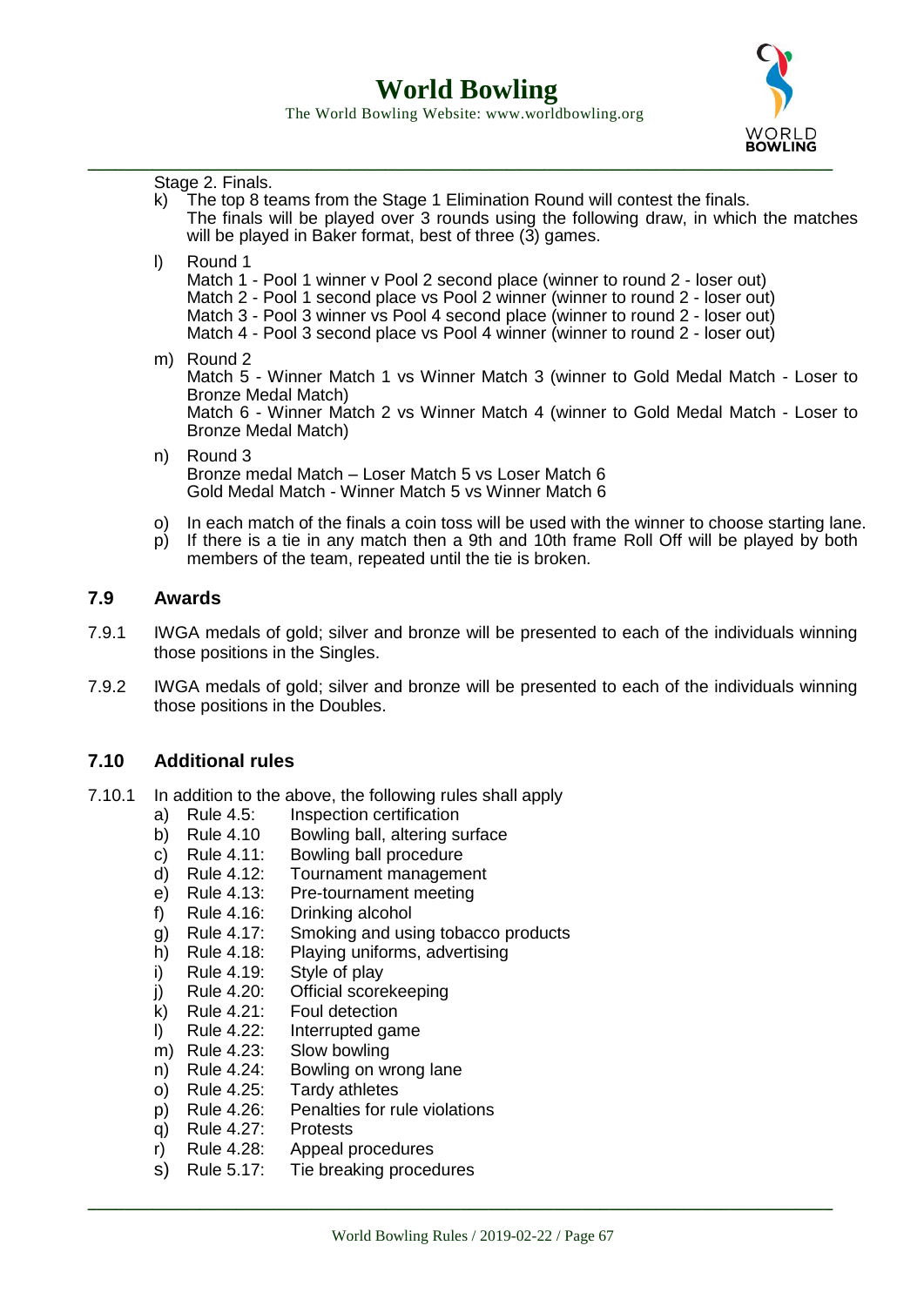Stage 2. Finals.

k) The top 8 teams from the Stage 1 Elimination Round will contest the finals.
The finals will be played over 3 rounds using the following draw, in which the matches will be played in Baker format, best of three (3) games.

l) Round 1
Match 1 - Pool 1 winner v Pool 2 second place (winner to round 2 - loser out)
Match 2 - Pool 1 second place vs Pool 2 winner (winner to round 2 - loser out)
Match 3 - Pool 3 winner vs Pool 4 second place (winner to round 2 - loser out)
Match 4 - Pool 3 second place vs Pool 4 winner (winner to round 2 - loser out)

m) Round 2
Match 5 - Winner Match 1 vs Winner Match 3 (winner to Gold Medal Match - Loser to Bronze Medal Match)
Match 6 - Winner Match 2 vs Winner Match 4 (winner to Gold Medal Match - Loser to Bronze Medal Match)

n) Round 3
Bronze medal Match – Loser Match 5 vs Loser Match 6
Gold Medal Match - Winner Match 5 vs Winner Match 6

o) In each match of the finals a coin toss will be used with the winner to choose starting lane.

p) If there is a tie in any match then a 9th and 10th frame Roll Off will be played by both members of the team, repeated until the tie is broken.

## 7.9 Awards

7.9.1 IWGA medals of gold; silver and bronze will be presented to each of the individuals winning those positions in the Singles.

7.9.2 IWGA medals of gold; silver and bronze will be presented to each of the individuals winning those positions in the Doubles.

## 7.10 Additional rules

7.10.1 In addition to the above, the following rules shall apply

a) Rule 4.5: Inspection certification
b) Rule 4.10 Bowling ball, altering surface
c) Rule 4.11: Bowling ball procedure
d) Rule 4.12: Tournament management
e) Rule 4.13: Pre-tournament meeting
f) Rule 4.16: Drinking alcohol
g) Rule 4.17: Smoking and using tobacco products
h) Rule 4.18: Playing uniforms, advertising
i) Rule 4.19: Style of play
j) Rule 4.20: Official scorekeeping
k) Rule 4.21: Foul detection
l) Rule 4.22: Interrupted game
m) Rule 4.23: Slow bowling
n) Rule 4.24: Bowling on wrong lane
o) Rule 4.25: Tardy athletes
p) Rule 4.26: Penalties for rule violations
q) Rule 4.27: Protests
r) Rule 4.28: Appeal procedures
s) Rule 5.17: Tie breaking procedures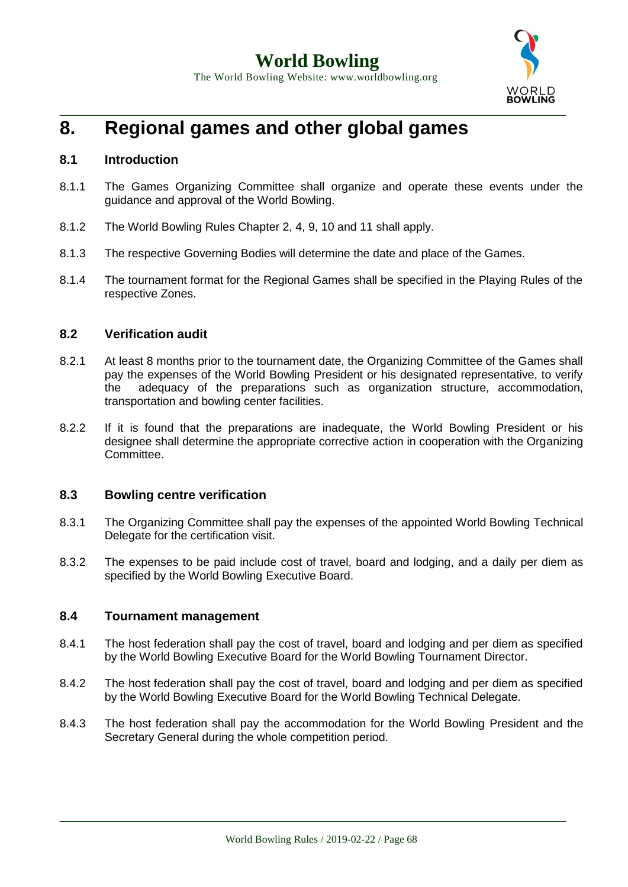# 8. Regional games and other global games

## 8.1 Introduction

8.1.1 The Games Organizing Committee shall organize and operate these events under the guidance and approval of the World Bowling.

8.1.2 The World Bowling Rules Chapter 2, 4, 9, 10 and 11 shall apply.

8.1.3 The respective Governing Bodies will determine the date and place of the Games.

8.1.4 The tournament format for the Regional Games shall be specified in the Playing Rules of the respective Zones.

## 8.2 Verification audit

8.2.1 At least 8 months prior to the tournament date, the Organizing Committee of the Games shall pay the expenses of the World Bowling President or his designated representative, to verify the adequacy of the preparations such as organization structure, accommodation, transportation and bowling center facilities.

8.2.2 If it is found that the preparations are inadequate, the World Bowling President or his designee shall determine the appropriate corrective action in cooperation with the Organizing Committee.

## 8.3 Bowling centre verification

8.3.1 The Organizing Committee shall pay the expenses of the appointed World Bowling Technical Delegate for the certification visit.

8.3.2 The expenses to be paid include cost of travel, board and lodging, and a daily per diem as specified by the World Bowling Executive Board.

## 8.4 Tournament management

8.4.1 The host federation shall pay the cost of travel, board and lodging and per diem as specified by the World Bowling Executive Board for the World Bowling Tournament Director.

8.4.2 The host federation shall pay the cost of travel, board and lodging and per diem as specified by the World Bowling Executive Board for the World Bowling Technical Delegate.

8.4.3 The host federation shall pay the accommodation for the World Bowling President and the Secretary General during the whole competition period.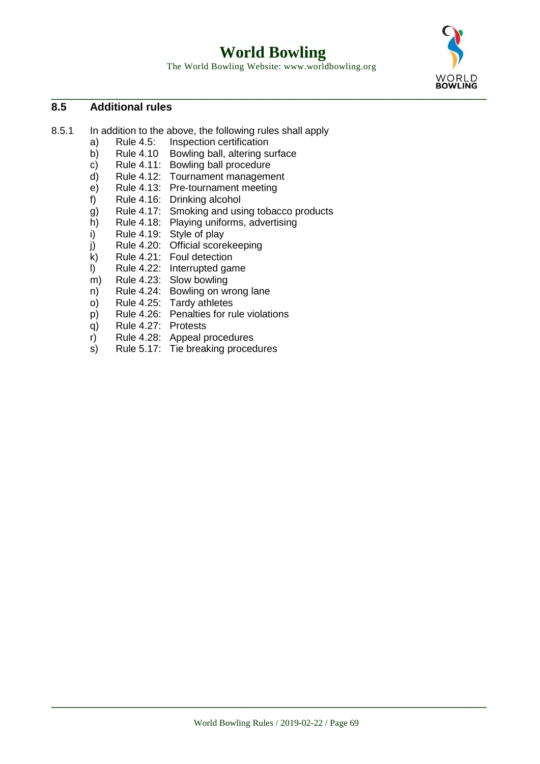## 8.5 Additional rules

8.5.1 In addition to the above, the following rules shall apply

a) Rule 4.5: Inspection certification
b) Rule 4.10 Bowling ball, altering surface
c) Rule 4.11: Bowling ball procedure
d) Rule 4.12: Tournament management
e) Rule 4.13: Pre-tournament meeting
f) Rule 4.16: Drinking alcohol
g) Rule 4.17: Smoking and using tobacco products
h) Rule 4.18: Playing uniforms, advertising
i) Rule 4.19: Style of play
j) Rule 4.20: Official scorekeeping
k) Rule 4.21: Foul detection
l) Rule 4.22: Interrupted game
m) Rule 4.23: Slow bowling
n) Rule 4.24: Bowling on wrong lane
o) Rule 4.25: Tardy athletes
p) Rule 4.26: Penalties for rule violations
q) Rule 4.27: Protests
r) Rule 4.28: Appeal procedures
s) Rule 5.17: Tie breaking procedures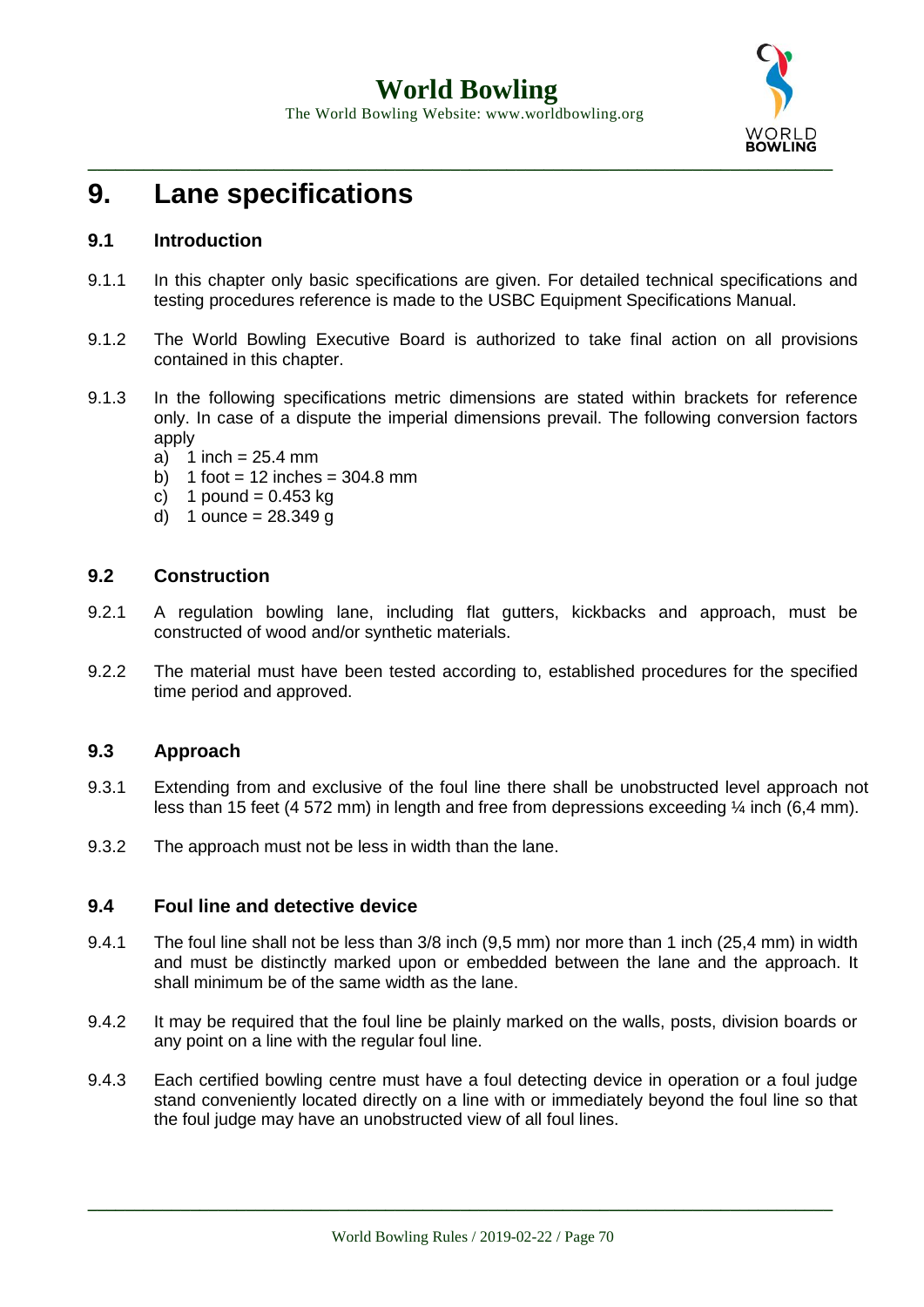# 9. Lane specifications

## 9.1 Introduction

9.1.1 In this chapter only basic specifications are given. For detailed technical specifications and testing procedures reference is made to the USBC Equipment Specifications Manual.

9.1.2 The World Bowling Executive Board is authorized to take final action on all provisions contained in this chapter.

9.1.3 In the following specifications metric dimensions are stated within brackets for reference only. In case of a dispute the imperial dimensions prevail. The following conversion factors apply

a) 1 inch = 25.4 mm
b) 1 foot = 12 inches = 304.8 mm
c) 1 pound = 0.453 kg
d) 1 ounce = 28.349 g

## 9.2 Construction

9.2.1 A regulation bowling lane, including flat gutters, kickbacks and approach, must be constructed of wood and/or synthetic materials.

9.2.2 The material must have been tested according to, established procedures for the specified time period and approved.

## 9.3 Approach

9.3.1 Extending from and exclusive of the foul line there shall be unobstructed level approach not less than 15 feet (4 572 mm) in length and free from depressions exceeding ¼ inch (6,4 mm).

9.3.2 The approach must not be less in width than the lane.

## 9.4 Foul line and detective device

9.4.1 The foul line shall not be less than 3/8 inch (9,5 mm) nor more than 1 inch (25,4 mm) in width and must be distinctly marked upon or embedded between the lane and the approach. It shall minimum be of the same width as the lane.

9.4.2 It may be required that the foul line be plainly marked on the walls, posts, division boards or any point on a line with the regular foul line.

9.4.3 Each certified bowling centre must have a foul detecting device in operation or a foul judge stand conveniently located directly on a line with or immediately beyond the foul line so that the foul judge may have an unobstructed view of all foul lines.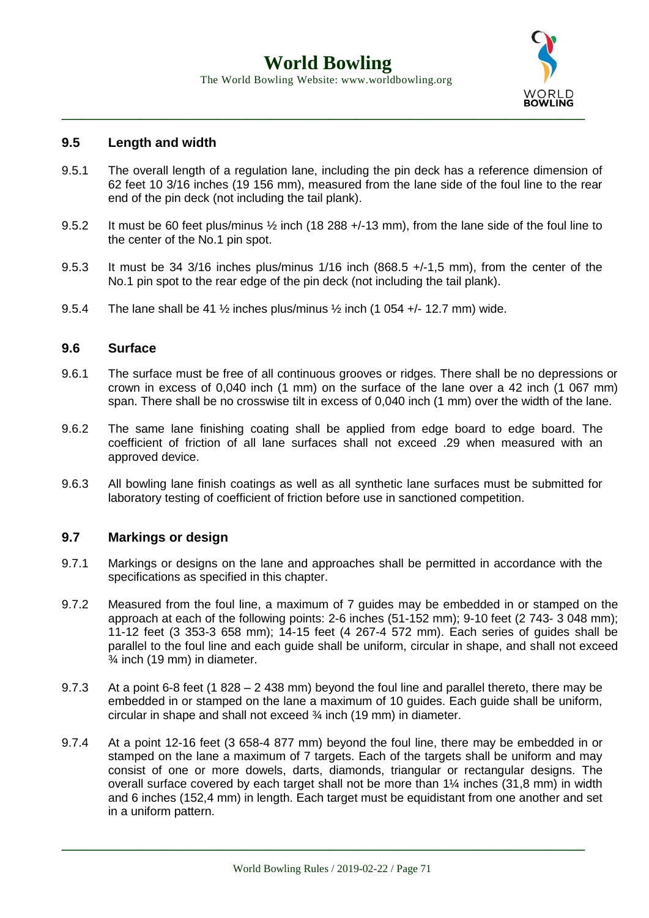## 9.5 Length and width

9.5.1 The overall length of a regulation lane, including the pin deck has a reference dimension of 62 feet 10 3/16 inches (19 156 mm), measured from the lane side of the foul line to the rear end of the pin deck (not including the tail plank).

9.5.2 It must be 60 feet plus/minus ½ inch (18 288 +/-13 mm), from the lane side of the foul line to the center of the No.1 pin spot.

9.5.3 It must be 34 3/16 inches plus/minus 1/16 inch (868.5 +/-1,5 mm), from the center of the No.1 pin spot to the rear edge of the pin deck (not including the tail plank).

9.5.4 The lane shall be 41 ½ inches plus/minus ½ inch (1 054 +/- 12.7 mm) wide.

## 9.6 Surface

9.6.1 The surface must be free of all continuous grooves or ridges. There shall be no depressions or crown in excess of 0,040 inch (1 mm) on the surface of the lane over a 42 inch (1 067 mm) span. There shall be no crosswise tilt in excess of 0,040 inch (1 mm) over the width of the lane.

9.6.2 The same lane finishing coating shall be applied from edge board to edge board. The coefficient of friction of all lane surfaces shall not exceed .29 when measured with an approved device.

9.6.3 All bowling lane finish coatings as well as all synthetic lane surfaces must be submitted for laboratory testing of coefficient of friction before use in sanctioned competition.

## 9.7 Markings or design

9.7.1 Markings or designs on the lane and approaches shall be permitted in accordance with the specifications as specified in this chapter.

9.7.2 Measured from the foul line, a maximum of 7 guides may be embedded in or stamped on the approach at each of the following points: 2-6 inches (51-152 mm); 9-10 feet (2 743- 3 048 mm); 11-12 feet (3 353-3 658 mm); 14-15 feet (4 267-4 572 mm). Each series of guides shall be parallel to the foul line and each guide shall be uniform, circular in shape, and shall not exceed ¾ inch (19 mm) in diameter.

9.7.3 At a point 6-8 feet (1 828 – 2 438 mm) beyond the foul line and parallel thereto, there may be embedded in or stamped on the lane a maximum of 10 guides. Each guide shall be uniform, circular in shape and shall not exceed ¾ inch (19 mm) in diameter.

9.7.4 At a point 12-16 feet (3 658-4 877 mm) beyond the foul line, there may be embedded in or stamped on the lane a maximum of 7 targets. Each of the targets shall be uniform and may consist of one or more dowels, darts, diamonds, triangular or rectangular designs. The overall surface covered by each target shall not be more than 1¼ inches (31,8 mm) in width and 6 inches (152,4 mm) in length. Each target must be equidistant from one another and set in a uniform pattern.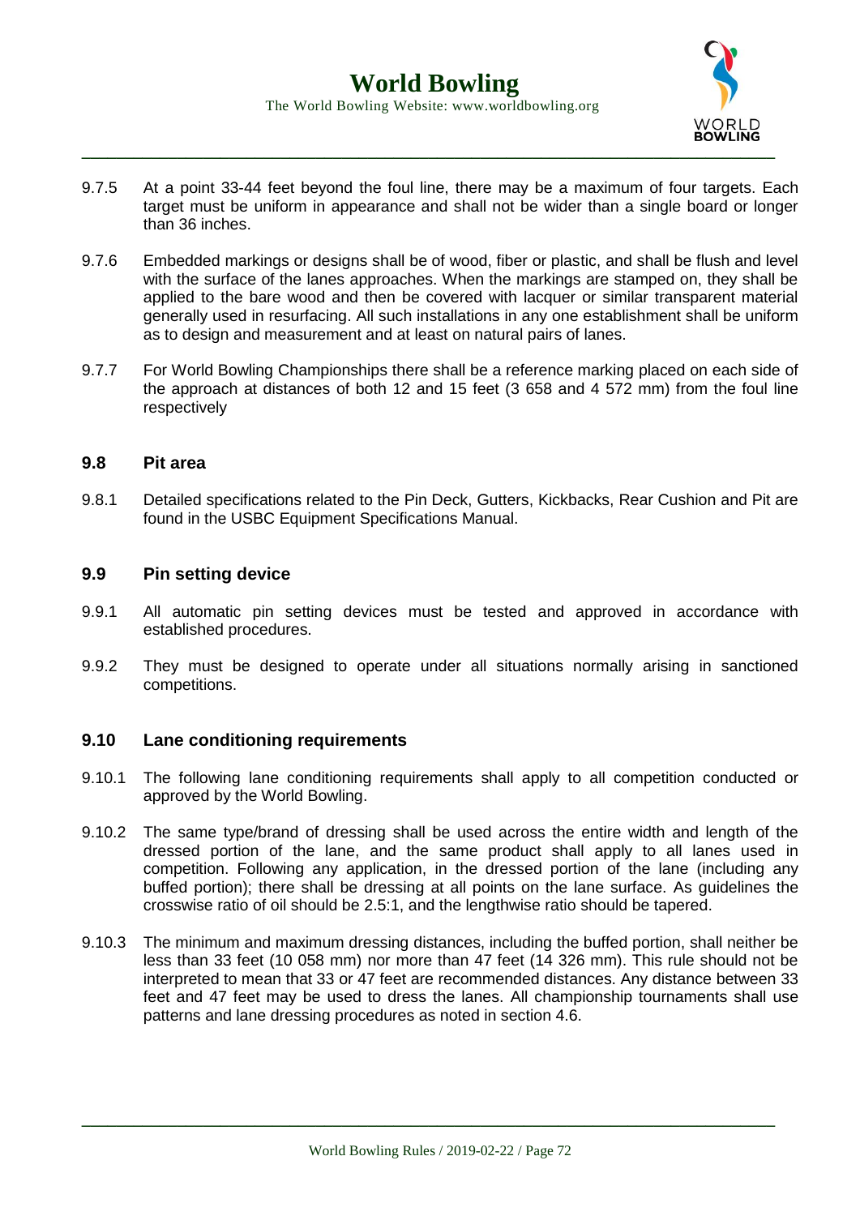9.7.5 At a point 33-44 feet beyond the foul line, there may be a maximum of four targets. Each target must be uniform in appearance and shall not be wider than a single board or longer than 36 inches.

9.7.6 Embedded markings or designs shall be of wood, fiber or plastic, and shall be flush and level with the surface of the lanes approaches. When the markings are stamped on, they shall be applied to the bare wood and then be covered with lacquer or similar transparent material generally used in resurfacing. All such installations in any one establishment shall be uniform as to design and measurement and at least on natural pairs of lanes.

9.7.7 For World Bowling Championships there shall be a reference marking placed on each side of the approach at distances of both 12 and 15 feet (3 658 and 4 572 mm) from the foul line respectively

## 9.8 Pit area

9.8.1 Detailed specifications related to the Pin Deck, Gutters, Kickbacks, Rear Cushion and Pit are found in the USBC Equipment Specifications Manual.

## 9.9 Pin setting device

9.9.1 All automatic pin setting devices must be tested and approved in accordance with established procedures.

9.9.2 They must be designed to operate under all situations normally arising in sanctioned competitions.

## 9.10 Lane conditioning requirements

9.10.1 The following lane conditioning requirements shall apply to all competition conducted or approved by the World Bowling.

9.10.2 The same type/brand of dressing shall be used across the entire width and length of the dressed portion of the lane, and the same product shall apply to all lanes used in competition. Following any application, in the dressed portion of the lane (including any buffed portion); there shall be dressing at all points on the lane surface. As guidelines the crosswise ratio of oil should be 2.5:1, and the lengthwise ratio should be tapered.

9.10.3 The minimum and maximum dressing distances, including the buffed portion, shall neither be less than 33 feet (10 058 mm) nor more than 47 feet (14 326 mm). This rule should not be interpreted to mean that 33 or 47 feet are recommended distances. Any distance between 33 feet and 47 feet may be used to dress the lanes. All championship tournaments shall use patterns and lane dressing procedures as noted in section 4.6.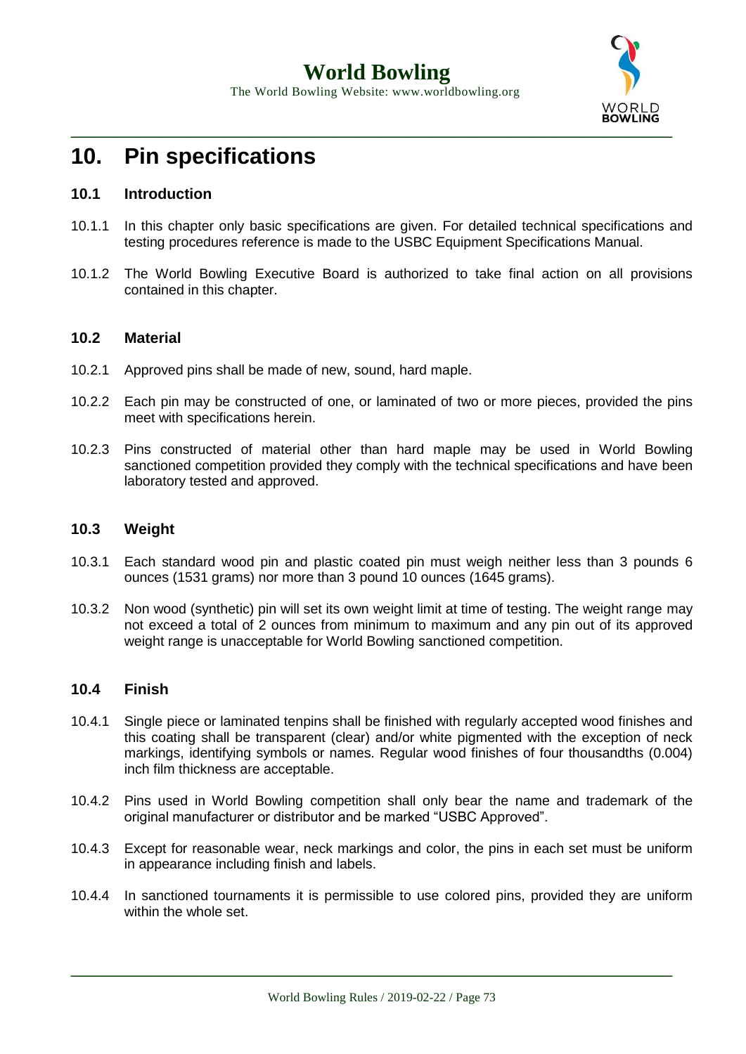# 10. Pin specifications

## 10.1 Introduction

10.1.1 In this chapter only basic specifications are given. For detailed technical specifications and testing procedures reference is made to the USBC Equipment Specifications Manual.

10.1.2 The World Bowling Executive Board is authorized to take final action on all provisions contained in this chapter.

## 10.2 Material

10.2.1 Approved pins shall be made of new, sound, hard maple.

10.2.2 Each pin may be constructed of one, or laminated of two or more pieces, provided the pins meet with specifications herein.

10.2.3 Pins constructed of material other than hard maple may be used in World Bowling sanctioned competition provided they comply with the technical specifications and have been laboratory tested and approved.

## 10.3 Weight

10.3.1 Each standard wood pin and plastic coated pin must weigh neither less than 3 pounds 6 ounces (1531 grams) nor more than 3 pound 10 ounces (1645 grams).

10.3.2 Non wood (synthetic) pin will set its own weight limit at time of testing. The weight range may not exceed a total of 2 ounces from minimum to maximum and any pin out of its approved weight range is unacceptable for World Bowling sanctioned competition.

## 10.4 Finish

10.4.1 Single piece or laminated tenpins shall be finished with regularly accepted wood finishes and this coating shall be transparent (clear) and/or white pigmented with the exception of neck markings, identifying symbols or names. Regular wood finishes of four thousandths (0.004) inch film thickness are acceptable.

10.4.2 Pins used in World Bowling competition shall only bear the name and trademark of the original manufacturer or distributor and be marked "USBC Approved".

10.4.3 Except for reasonable wear, neck markings and color, the pins in each set must be uniform in appearance including finish and labels.

10.4.4 In sanctioned tournaments it is permissible to use colored pins, provided they are uniform within the whole set.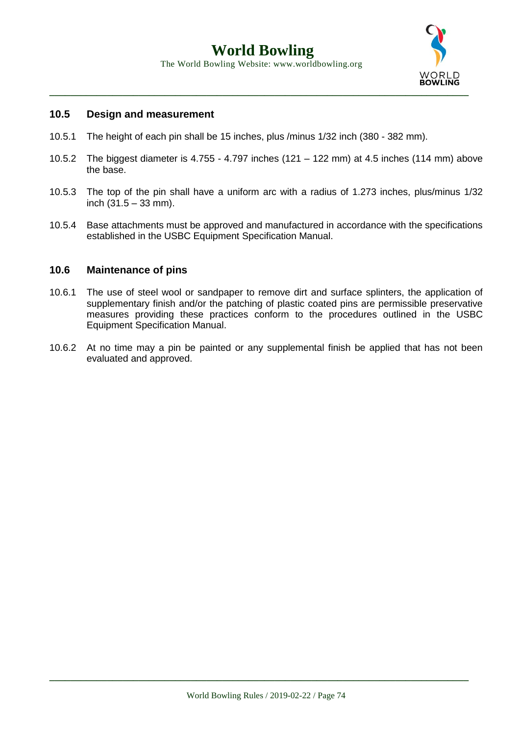## 10.5 Design and measurement

10.5.1 The height of each pin shall be 15 inches, plus /minus 1/32 inch (380 - 382 mm).

10.5.2 The biggest diameter is 4.755 - 4.797 inches (121 – 122 mm) at 4.5 inches (114 mm) above the base.

10.5.3 The top of the pin shall have a uniform arc with a radius of 1.273 inches, plus/minus 1/32 inch (31.5 – 33 mm).

10.5.4 Base attachments must be approved and manufactured in accordance with the specifications established in the USBC Equipment Specification Manual.

## 10.6 Maintenance of pins

10.6.1 The use of steel wool or sandpaper to remove dirt and surface splinters, the application of supplementary finish and/or the patching of plastic coated pins are permissible preservative measures providing these practices conform to the procedures outlined in the USBC Equipment Specification Manual.

10.6.2 At no time may a pin be painted or any supplemental finish be applied that has not been evaluated and approved.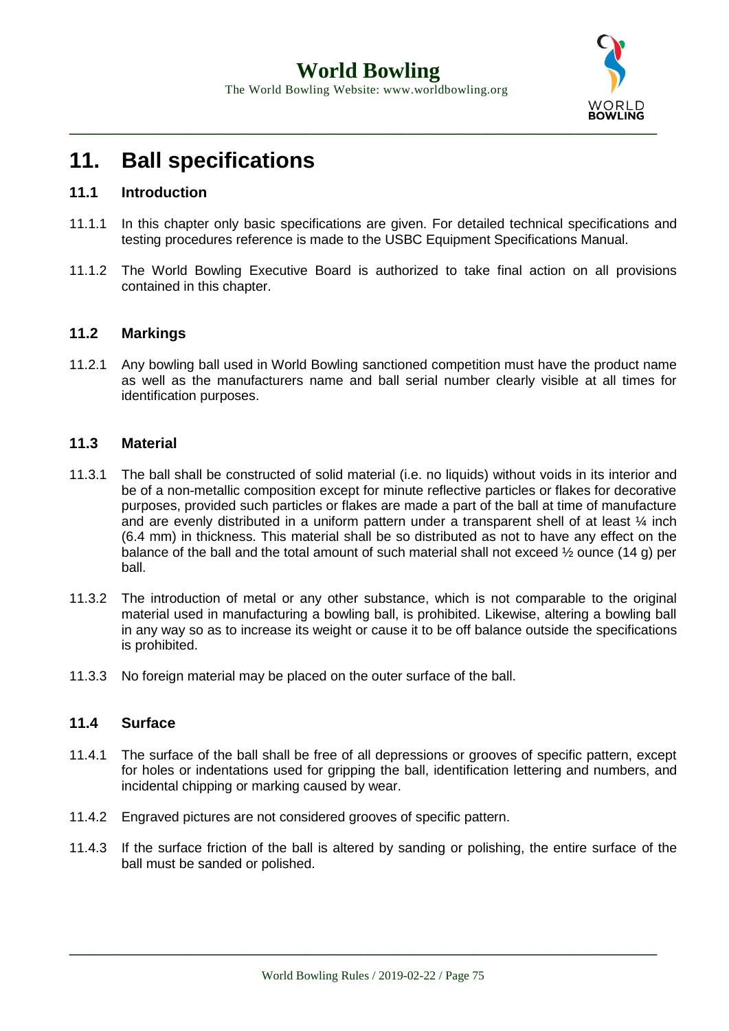# 11. Ball specifications

## 11.1 Introduction

11.1.1 In this chapter only basic specifications are given. For detailed technical specifications and testing procedures reference is made to the USBC Equipment Specifications Manual.

11.1.2 The World Bowling Executive Board is authorized to take final action on all provisions contained in this chapter.

## 11.2 Markings

11.2.1 Any bowling ball used in World Bowling sanctioned competition must have the product name as well as the manufacturers name and ball serial number clearly visible at all times for identification purposes.

## 11.3 Material

11.3.1 The ball shall be constructed of solid material (i.e. no liquids) without voids in its interior and be of a non-metallic composition except for minute reflective particles or flakes for decorative purposes, provided such particles or flakes are made a part of the ball at time of manufacture and are evenly distributed in a uniform pattern under a transparent shell of at least ¼ inch (6.4 mm) in thickness. This material shall be so distributed as not to have any effect on the balance of the ball and the total amount of such material shall not exceed ½ ounce (14 g) per ball.

11.3.2 The introduction of metal or any other substance, which is not comparable to the original material used in manufacturing a bowling ball, is prohibited. Likewise, altering a bowling ball in any way so as to increase its weight or cause it to be off balance outside the specifications is prohibited.

11.3.3 No foreign material may be placed on the outer surface of the ball.

## 11.4 Surface

11.4.1 The surface of the ball shall be free of all depressions or grooves of specific pattern, except for holes or indentations used for gripping the ball, identification lettering and numbers, and incidental chipping or marking caused by wear.

11.4.2 Engraved pictures are not considered grooves of specific pattern.

11.4.3 If the surface friction of the ball is altered by sanding or polishing, the entire surface of the ball must be sanded or polished.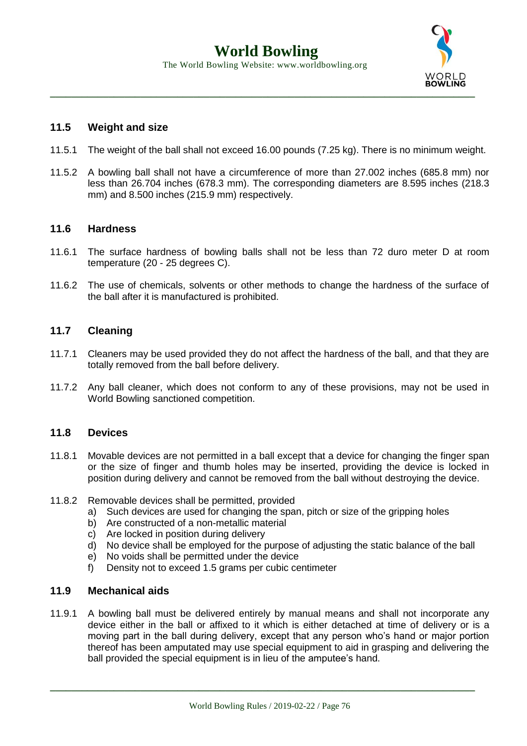### 11.5 Weight and size

11.5.1 The weight of the ball shall not exceed 16.00 pounds (7.25 kg). There is no minimum weight.

11.5.2 A bowling ball shall not have a circumference of more than 27.002 inches (685.8 mm) nor less than 26.704 inches (678.3 mm). The corresponding diameters are 8.595 inches (218.3 mm) and 8.500 inches (215.9 mm) respectively.

### 11.6 Hardness

11.6.1 The surface hardness of bowling balls shall not be less than 72 duro meter D at room temperature (20 - 25 degrees C).

11.6.2 The use of chemicals, solvents or other methods to change the hardness of the surface of the ball after it is manufactured is prohibited.

### 11.7 Cleaning

11.7.1 Cleaners may be used provided they do not affect the hardness of the ball, and that they are totally removed from the ball before delivery.

11.7.2 Any ball cleaner, which does not conform to any of these provisions, may not be used in World Bowling sanctioned competition.

### 11.8 Devices

11.8.1 Movable devices are not permitted in a ball except that a device for changing the finger span or the size of finger and thumb holes may be inserted, providing the device is locked in position during delivery and cannot be removed from the ball without destroying the device.

11.8.2 Removable devices shall be permitted, provided

a) Such devices are used for changing the span, pitch or size of the gripping holes
b) Are constructed of a non-metallic material
c) Are locked in position during delivery
d) No device shall be employed for the purpose of adjusting the static balance of the ball
e) No voids shall be permitted under the device
f) Density not to exceed 1.5 grams per cubic centimeter

### 11.9 Mechanical aids

11.9.1 A bowling ball must be delivered entirely by manual means and shall not incorporate any device either in the ball or affixed to it which is either detached at time of delivery or is a moving part in the ball during delivery, except that any person who's hand or major portion thereof has been amputated may use special equipment to aid in grasping and delivering the ball provided the special equipment is in lieu of the amputee's hand.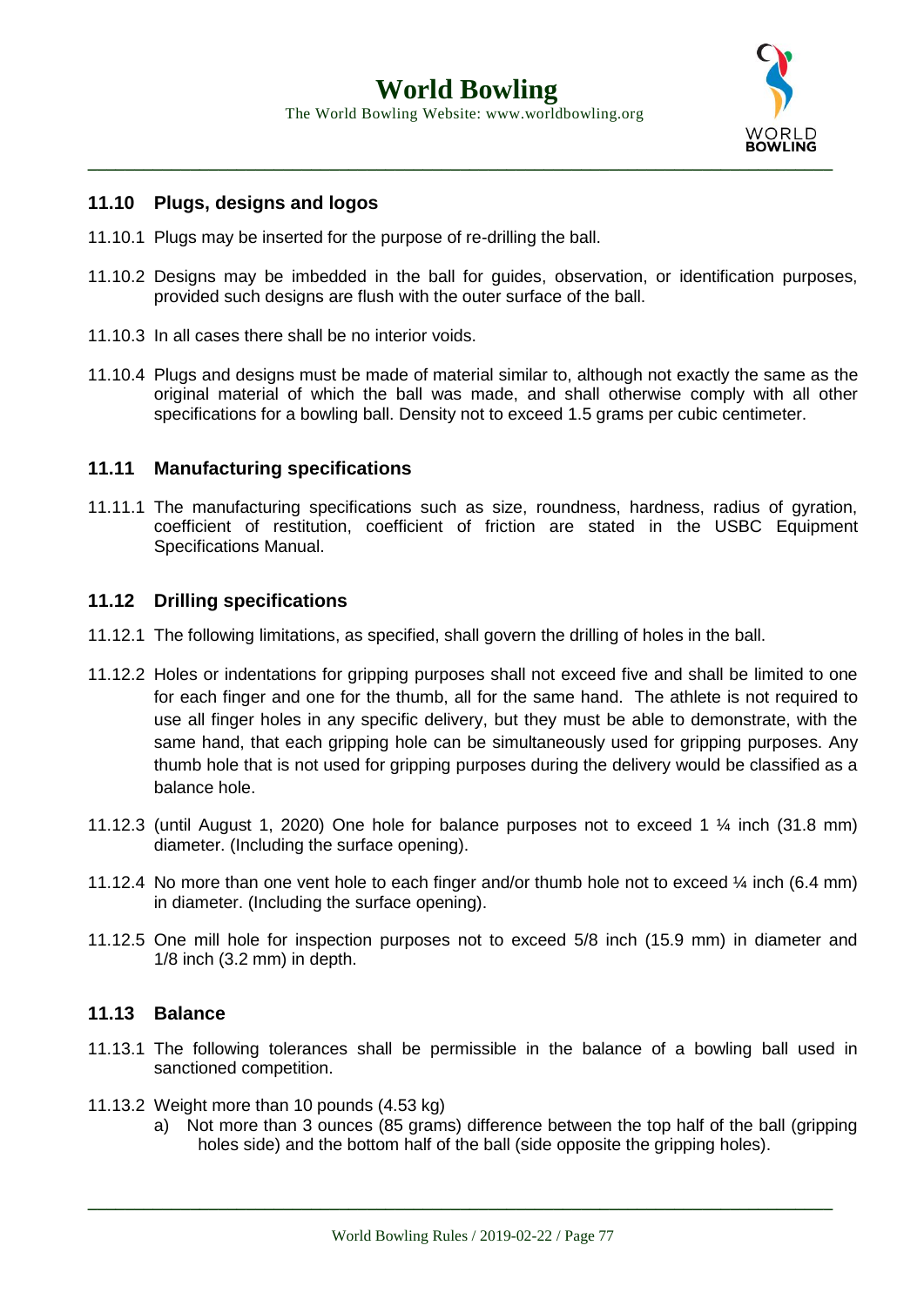## 11.10 Plugs, designs and logos

11.10.1 Plugs may be inserted for the purpose of re-drilling the ball.

11.10.2 Designs may be imbedded in the ball for guides, observation, or identification purposes, provided such designs are flush with the outer surface of the ball.

11.10.3 In all cases there shall be no interior voids.

11.10.4 Plugs and designs must be made of material similar to, although not exactly the same as the original material of which the ball was made, and shall otherwise comply with all other specifications for a bowling ball. Density not to exceed 1.5 grams per cubic centimeter.

## 11.11 Manufacturing specifications

11.11.1 The manufacturing specifications such as size, roundness, hardness, radius of gyration, coefficient of restitution, coefficient of friction are stated in the USBC Equipment Specifications Manual.

## 11.12 Drilling specifications

11.12.1 The following limitations, as specified, shall govern the drilling of holes in the ball.

11.12.2 Holes or indentations for gripping purposes shall not exceed five and shall be limited to one for each finger and one for the thumb, all for the same hand. The athlete is not required to use all finger holes in any specific delivery, but they must be able to demonstrate, with the same hand, that each gripping hole can be simultaneously used for gripping purposes. Any thumb hole that is not used for gripping purposes during the delivery would be classified as a balance hole.

11.12.3 (until August 1, 2020) One hole for balance purposes not to exceed 1 ¼ inch (31.8 mm) diameter. (Including the surface opening).

11.12.4 No more than one vent hole to each finger and/or thumb hole not to exceed ¼ inch (6.4 mm) in diameter. (Including the surface opening).

11.12.5 One mill hole for inspection purposes not to exceed 5/8 inch (15.9 mm) in diameter and 1/8 inch (3.2 mm) in depth.

## 11.13 Balance

11.13.1 The following tolerances shall be permissible in the balance of a bowling ball used in sanctioned competition.

11.13.2 Weight more than 10 pounds (4.53 kg)

a) Not more than 3 ounces (85 grams) difference between the top half of the ball (gripping holes side) and the bottom half of the ball (side opposite the gripping holes).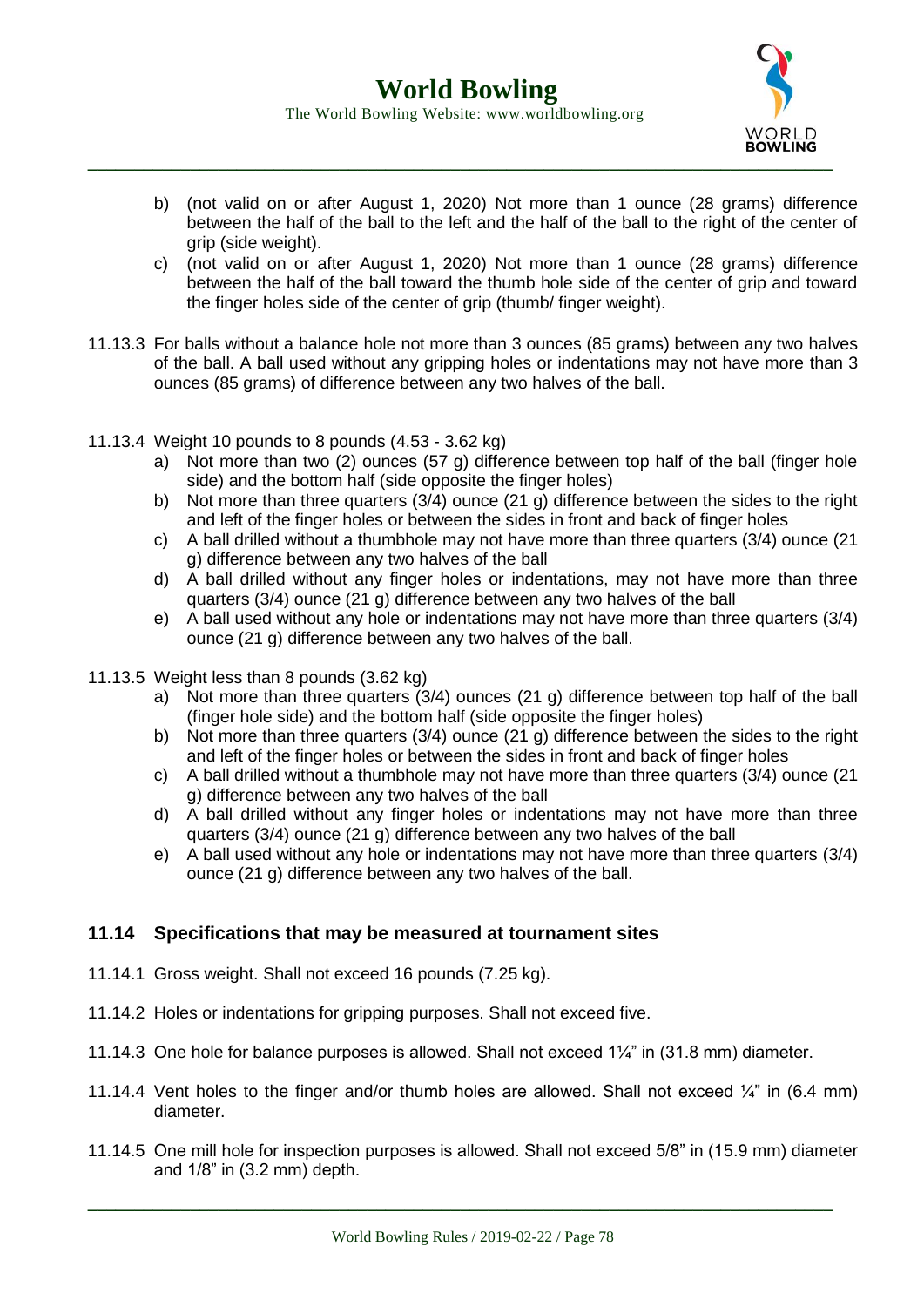b) (not valid on or after August 1, 2020) Not more than 1 ounce (28 grams) difference between the half of the ball to the left and the half of the ball to the right of the center of grip (side weight).

c) (not valid on or after August 1, 2020) Not more than 1 ounce (28 grams) difference between the half of the ball toward the thumb hole side of the center of grip and toward the finger holes side of the center of grip (thumb/ finger weight).

11.13.3 For balls without a balance hole not more than 3 ounces (85 grams) between any two halves of the ball. A ball used without any gripping holes or indentations may not have more than 3 ounces (85 grams) of difference between any two halves of the ball.

11.13.4 Weight 10 pounds to 8 pounds (4.53 - 3.62 kg)

a) Not more than two (2) ounces (57 g) difference between top half of the ball (finger hole side) and the bottom half (side opposite the finger holes)
b) Not more than three quarters (3/4) ounce (21 g) difference between the sides to the right and left of the finger holes or between the sides in front and back of finger holes
c) A ball drilled without a thumbhole may not have more than three quarters (3/4) ounce (21 g) difference between any two halves of the ball
d) A ball drilled without any finger holes or indentations, may not have more than three quarters (3/4) ounce (21 g) difference between any two halves of the ball
e) A ball used without any hole or indentations may not have more than three quarters (3/4) ounce (21 g) difference between any two halves of the ball.

11.13.5 Weight less than 8 pounds (3.62 kg)

a) Not more than three quarters (3/4) ounces (21 g) difference between top half of the ball (finger hole side) and the bottom half (side opposite the finger holes)
b) Not more than three quarters (3/4) ounce (21 g) difference between the sides to the right and left of the finger holes or between the sides in front and back of finger holes
c) A ball drilled without a thumbhole may not have more than three quarters (3/4) ounce (21 g) difference between any two halves of the ball
d) A ball drilled without any finger holes or indentations may not have more than three quarters (3/4) ounce (21 g) difference between any two halves of the ball
e) A ball used without any hole or indentations may not have more than three quarters (3/4) ounce (21 g) difference between any two halves of the ball.

## 11.14 Specifications that may be measured at tournament sites

11.14.1 Gross weight. Shall not exceed 16 pounds (7.25 kg).

11.14.2 Holes or indentations for gripping purposes. Shall not exceed five.

11.14.3 One hole for balance purposes is allowed. Shall not exceed 1¼" in (31.8 mm) diameter.

11.14.4 Vent holes to the finger and/or thumb holes are allowed. Shall not exceed ¼" in (6.4 mm) diameter.

11.14.5 One mill hole for inspection purposes is allowed. Shall not exceed 5/8" in (15.9 mm) diameter and 1/8" in (3.2 mm) depth.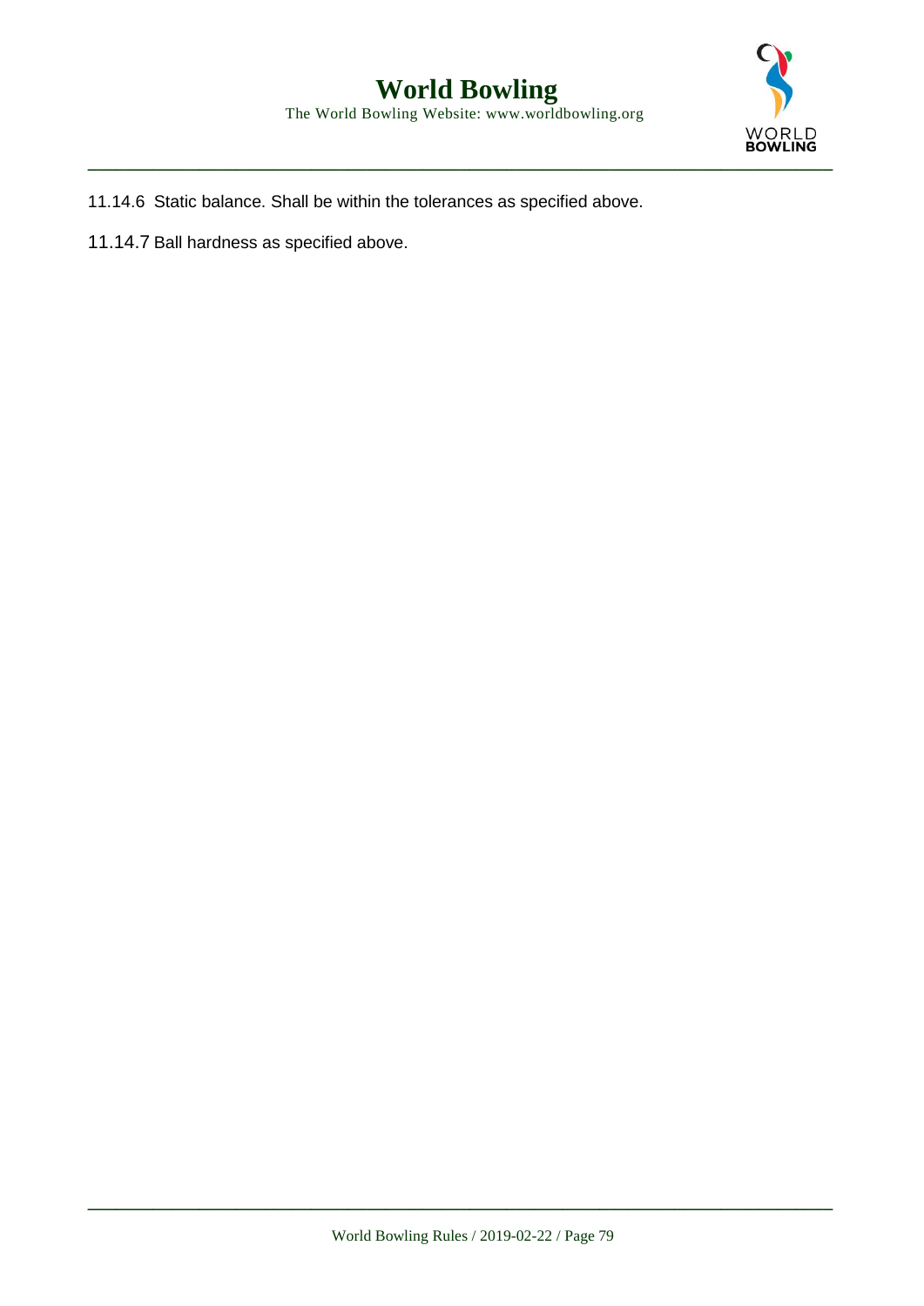11.14.6 Static balance. Shall be within the tolerances as specified above.

11.14.7 Ball hardness as specified above.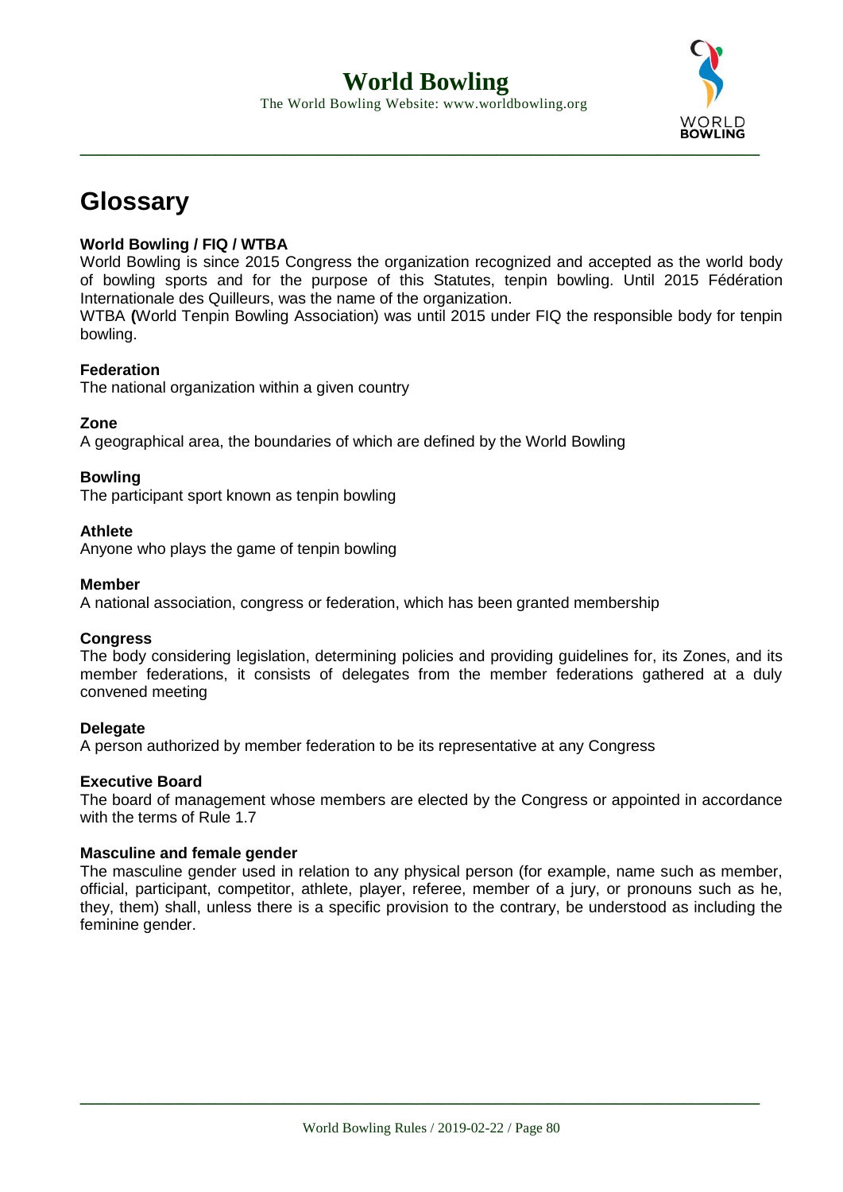# Glossary

**World Bowling / FIQ / WTBA**
World Bowling is since 2015 Congress the organization recognized and accepted as the world body of bowling sports and for the purpose of this Statutes, tenpin bowling. Until 2015 Fédération Internationale des Quilleurs, was the name of the organization.
WTBA **(**World Tenpin Bowling Association) was until 2015 under FIQ the responsible body for tenpin bowling.

**Federation**
The national organization within a given country

**Zone**
A geographical area, the boundaries of which are defined by the World Bowling

**Bowling**
The participant sport known as tenpin bowling

**Athlete**
Anyone who plays the game of tenpin bowling

**Member**
A national association, congress or federation, which has been granted membership

**Congress**
The body considering legislation, determining policies and providing guidelines for, its Zones, and its member federations, it consists of delegates from the member federations gathered at a duly convened meeting

**Delegate**
A person authorized by member federation to be its representative at any Congress

**Executive Board**
The board of management whose members are elected by the Congress or appointed in accordance with the terms of Rule 1.7

**Masculine and female gender**
The masculine gender used in relation to any physical person (for example, name such as member, official, participant, competitor, athlete, player, referee, member of a jury, or pronouns such as he, they, them) shall, unless there is a specific provision to the contrary, be understood as including the feminine gender.